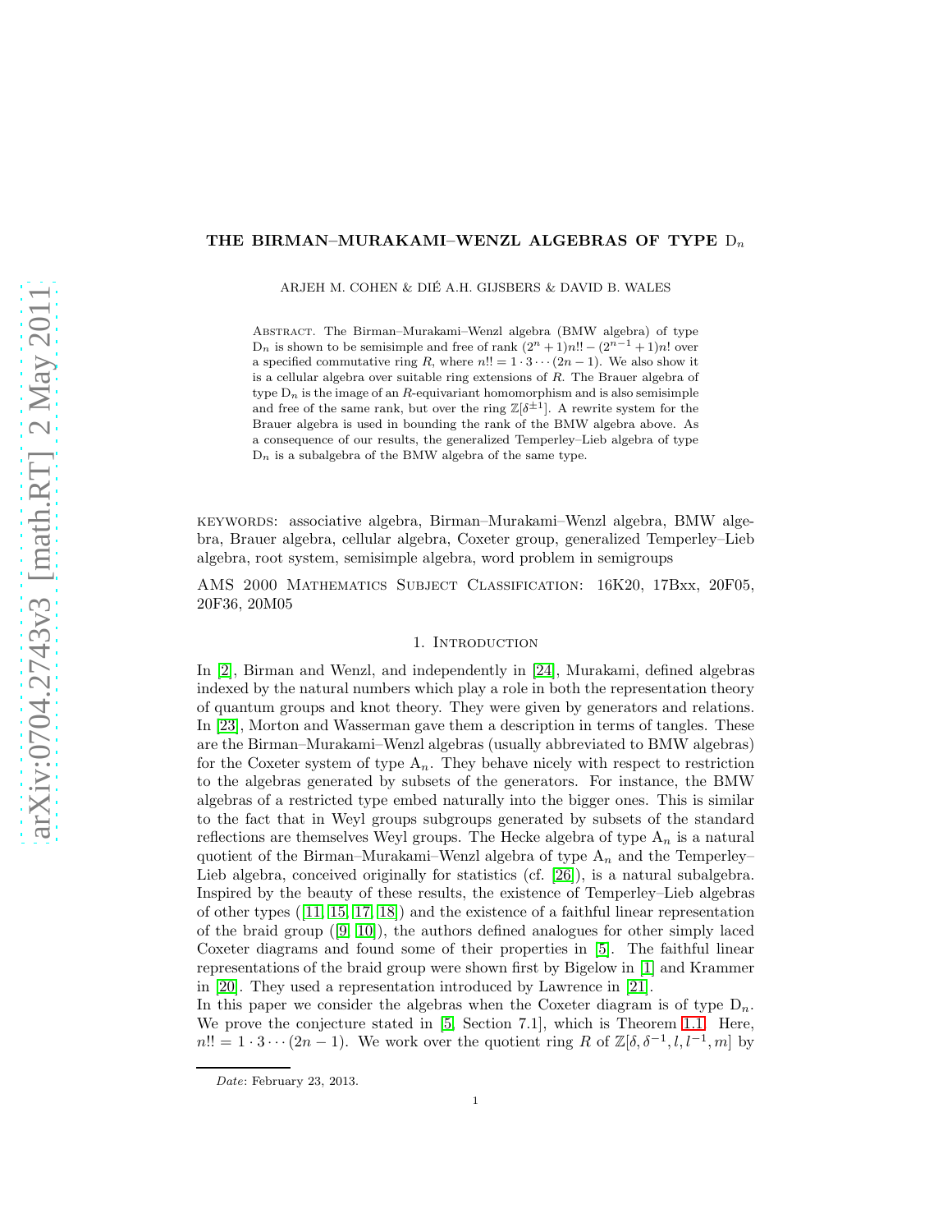# THE BIRMAN–MURAKAMI–WENZL ALGEBRAS OF TYPE $\mathrm{D}_n$

ARJEH M. COHEN & DIÉ A.H. GIJSBERS & DAVID B. WALES

Abstract. The Birman–Murakami–Wenzl algebra (BMW algebra) of type $\mathrm{D}_n$ is shown to be semisimple and free of rank $(2^n+1)n!! - (2^{n-1}+1)n!$ over a specified commutative ring $R$, where $n!! = 1 \cdot 3 \cdots (2n-1)$. We also show it is a cellular algebra over suitable ring extensions of $R$. The Brauer algebra of type $\mathrm{D}_n$ is the image of an $R$-equivariant homomorphism and is also semisimple and free of the same rank, but over the ring $\mathbb{Z}[\delta^{\pm 1}]$. A rewrite system for the Brauer algebra is used in bounding the rank of the BMW algebra above. As a consequence of our results, the generalized Temperley–Lieb algebra of type $\mathrm{D}_n$ is a subalgebra of the BMW algebra of the same type.

keywords: associative algebra, Birman–Murakami–Wenzl algebra, BMW algebra, Brauer algebra, cellular algebra, Coxeter group, generalized Temperley–Lieb algebra, root system, semisimple algebra, word problem in semigroups

AMS 2000 Mathematics Subject Classification: 16K20, 17Bxx, 20F05, 20F36, 20M05

## 1. Introduction

In [2], Birman and Wenzl, and independently in [24], Murakami, defined algebras indexed by the natural numbers which play a role in both the representation theory of quantum groups and knot theory. They were given by generators and relations. In [23], Morton and Wasserman gave them a description in terms of tangles. These are the Birman–Murakami–Wenzl algebras (usually abbreviated to BMW algebras) for the Coxeter system of type $\mathrm{A}_n$. They behave nicely with respect to restriction to the algebras generated by subsets of the generators. For instance, the BMW algebras of a restricted type embed naturally into the bigger ones. This is similar to the fact that in Weyl groups subgroups generated by subsets of the standard reflections are themselves Weyl groups. The Hecke algebra of type $\mathrm{A}_n$ is a natural quotient of the Birman–Murakami–Wenzl algebra of type $\mathrm{A}_n$ and the Temperley–Lieb algebra, conceived originally for statistics (cf. [26]), is a natural subalgebra. Inspired by the beauty of these results, the existence of Temperley–Lieb algebras of other types ([11, 15, 17, 18]) and the existence of a faithful linear representation of the braid group ([9, 10]), the authors defined analogues for other simply laced Coxeter diagrams and found some of their properties in [5]. The faithful linear representations of the braid group were shown first by Bigelow in [1] and Krammer in [20]. They used a representation introduced by Lawrence in [21].

In this paper we consider the algebras when the Coxeter diagram is of type $\mathrm{D}_n$. We prove the conjecture stated in [5, Section 7.1], which is Theorem 1.1. Here, $n!! = 1 \cdot 3 \cdots (2n-1)$. We work over the quotient ring $R$ of $\mathbb{Z}[\delta, \delta^{-1}, l, l^{-1}, m]$ by

*Date*: February 23, 2013.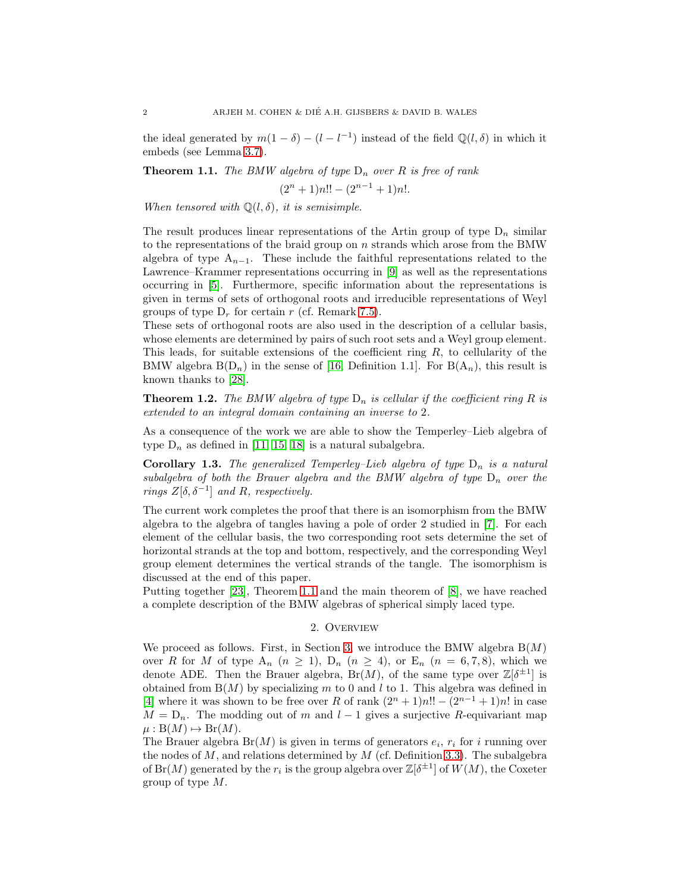the ideal generated by $m(1-\delta) - (l - l^{-1})$ instead of the field $\mathbb{Q}(l, \delta)$ in which it embeds (see Lemma 3.7).

**Theorem 1.1.** *The BMW algebra of type* $\mathrm{D}_n$ *over* $R$ *is free of rank*

$$(2^n + 1)n!! - (2^{n-1} + 1)n!.$$

*When tensored with* $\mathbb{Q}(l, \delta)$*, it is semisimple.*

The result produces linear representations of the Artin group of type $\mathrm{D}_n$ similar to the representations of the braid group on $n$ strands which arose from the BMW algebra of type $\mathrm{A}_{n-1}$. These include the faithful representations related to the Lawrence–Krammer representations occurring in [9] as well as the representations occurring in [5]. Furthermore, specific information about the representations is given in terms of sets of orthogonal roots and irreducible representations of Weyl groups of type $\mathrm{D}_r$ for certain $r$ (cf. Remark 7.5).

These sets of orthogonal roots are also used in the description of a cellular basis, whose elements are determined by pairs of such root sets and a Weyl group element. This leads, for suitable extensions of the coefficient ring $R$, to cellularity of the BMW algebra $\mathrm{B}(\mathrm{D}_n)$ in the sense of [16, Definition 1.1]. For $\mathrm{B}(\mathrm{A}_n)$, this result is known thanks to [28].

**Theorem 1.2.** *The BMW algebra of type* $\mathrm{D}_n$ *is cellular if the coefficient ring* $R$ *is extended to an integral domain containing an inverse to* 2*.*

As a consequence of the work we are able to show the Temperley–Lieb algebra of type $\mathrm{D}_n$ as defined in [11, 15, 18] is a natural subalgebra.

**Corollary 1.3.** *The generalized Temperley–Lieb algebra of type* $\mathrm{D}_n$ *is a natural subalgebra of both the Brauer algebra and the BMW algebra of type* $\mathrm{D}_n$ *over the rings* $Z[\delta, \delta^{-1}]$ *and* $R$*, respectively.*

The current work completes the proof that there is an isomorphism from the BMW algebra to the algebra of tangles having a pole of order 2 studied in [7]. For each element of the cellular basis, the two corresponding root sets determine the set of horizontal strands at the top and bottom, respectively, and the corresponding Weyl group element determines the vertical strands of the tangle. The isomorphism is discussed at the end of this paper.

Putting together [23], Theorem 1.1 and the main theorem of [8], we have reached a complete description of the BMW algebras of spherical simply laced type.

## 2. Overview

We proceed as follows. First, in Section 3, we introduce the BMW algebra $\mathrm{B}(M)$ over $R$ for $M$ of type $\mathrm{A}_n$ ($n \geq 1$), $\mathrm{D}_n$ ($n \geq 4$), or $\mathrm{E}_n$ ($n = 6, 7, 8$), which we denote ADE. Then the Brauer algebra, $\mathrm{Br}(M)$, of the same type over $\mathbb{Z}[\delta^{\pm 1}]$ is obtained from $\mathrm{B}(M)$ by specializing $m$ to 0 and $l$ to 1. This algebra was defined in [4] where it was shown to be free over $R$ of rank $(2^n + 1)n!! - (2^{n-1} + 1)n!$ in case $M = \mathrm{D}_n$. The modding out of $m$ and $l - 1$ gives a surjective $R$-equivariant map $\mu : \mathrm{B}(M) \mapsto \mathrm{Br}(M)$.

The Brauer algebra $\mathrm{Br}(M)$ is given in terms of generators $e_i$, $r_i$ for $i$ running over the nodes of $M$, and relations determined by $M$ (cf. Definition 3.3). The subalgebra of $\mathrm{Br}(M)$ generated by the $r_i$ is the group algebra over $\mathbb{Z}[\delta^{\pm 1}]$ of $W(M)$, the Coxeter group of type $M$.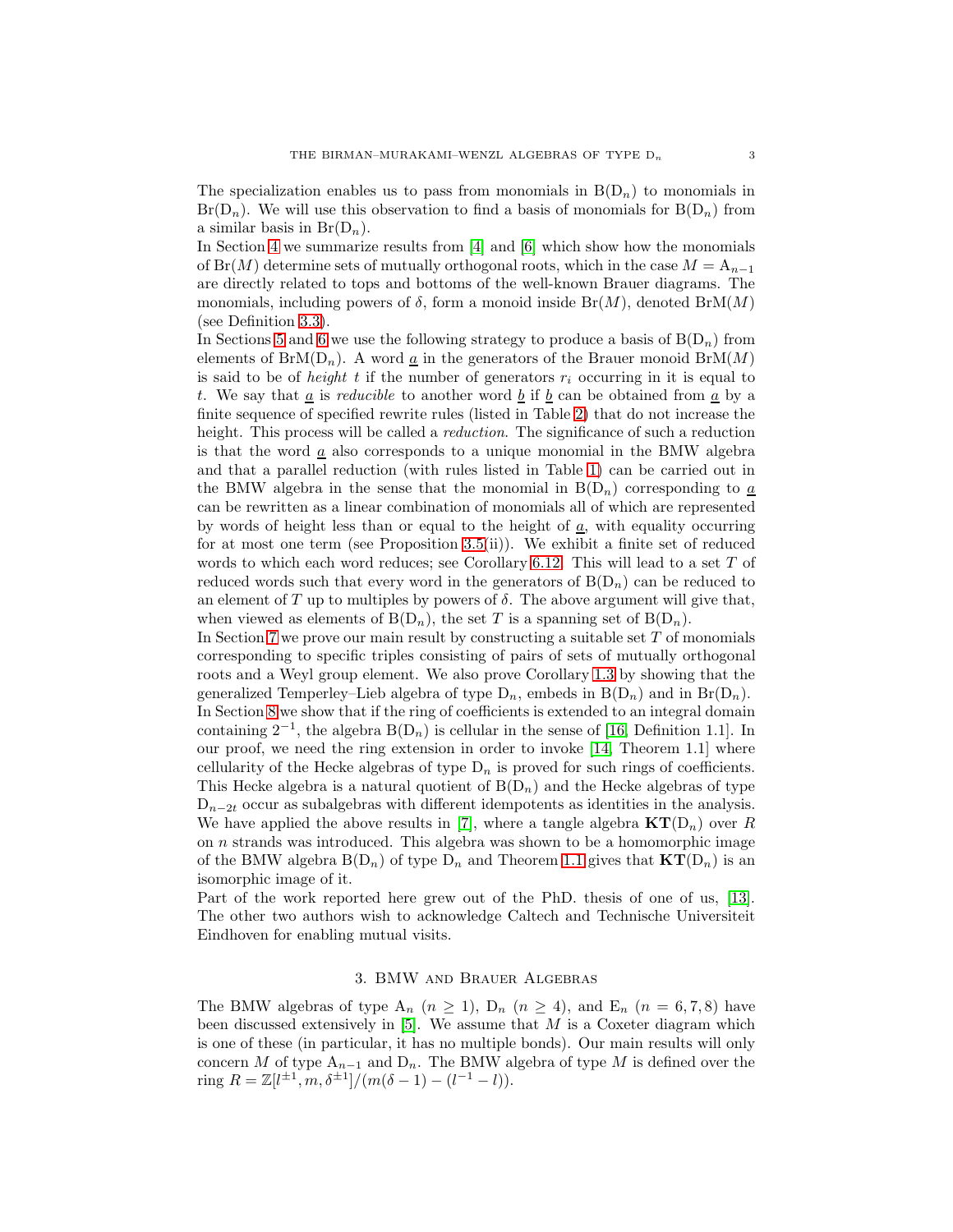The specialization enables us to pass from monomials in $\mathrm{B}(\mathrm{D}_n)$ to monomials in $\mathrm{Br}(\mathrm{D}_n)$. We will use this observation to find a basis of monomials for $\mathrm{B}(\mathrm{D}_n)$ from a similar basis in $\mathrm{Br}(\mathrm{D}_n)$.

In Section 4 we summarize results from [4] and [6] which show how the monomials of $\mathrm{Br}(M)$ determine sets of mutually orthogonal roots, which in the case $M = \mathrm{A}_{n-1}$ are directly related to tops and bottoms of the well-known Brauer diagrams. The monomials, including powers of $\delta$, form a monoid inside $\mathrm{Br}(M)$, denoted $\mathrm{BrM}(M)$ (see Definition 3.3).

In Sections 5 and 6 we use the following strategy to produce a basis of $\mathrm{B}(\mathrm{D}_n)$ from elements of $\mathrm{BrM}(\mathrm{D}_n)$. A word $\underline{a}$ in the generators of the Brauer monoid $\mathrm{BrM}(M)$ is said to be of *height* $t$ if the number of generators $r_i$ occurring in it is equal to $t$. We say that $\underline{a}$ is *reducible* to another word $\underline{b}$ if $\underline{b}$ can be obtained from $\underline{a}$ by a finite sequence of specified rewrite rules (listed in Table 2) that do not increase the height. This process will be called a *reduction*. The significance of such a reduction is that the word $\underline{a}$ also corresponds to a unique monomial in the BMW algebra and that a parallel reduction (with rules listed in Table 1) can be carried out in the BMW algebra in the sense that the monomial in $\mathrm{B}(\mathrm{D}_n)$ corresponding to $\underline{a}$ can be rewritten as a linear combination of monomials all of which are represented by words of height less than or equal to the height of $\underline{a}$, with equality occurring for at most one term (see Proposition 3.5(ii)). We exhibit a finite set of reduced words to which each word reduces; see Corollary 6.12. This will lead to a set $T$ of reduced words such that every word in the generators of $\mathrm{B}(\mathrm{D}_n)$ can be reduced to an element of $T$ up to multiples by powers of $\delta$. The above argument will give that, when viewed as elements of $\mathrm{B}(\mathrm{D}_n)$, the set $T$ is a spanning set of $\mathrm{B}(\mathrm{D}_n)$.

In Section 7 we prove our main result by constructing a suitable set $T$ of monomials corresponding to specific triples consisting of pairs of sets of mutually orthogonal roots and a Weyl group element. We also prove Corollary 1.3 by showing that the generalized Temperley–Lieb algebra of type $\mathrm{D}_n$, embeds in $\mathrm{B}(\mathrm{D}_n)$ and in $\mathrm{Br}(\mathrm{D}_n)$.

In Section 8 we show that if the ring of coefficients is extended to an integral domain containing $2^{-1}$, the algebra $\mathrm{B}(\mathrm{D}_n)$ is cellular in the sense of [16, Definition 1.1]. In our proof, we need the ring extension in order to invoke [14, Theorem 1.1] where cellularity of the Hecke algebras of type $\mathrm{D}_n$ is proved for such rings of coefficients. This Hecke algebra is a natural quotient of $\mathrm{B}(\mathrm{D}_n)$ and the Hecke algebras of type $\mathrm{D}_{n-2t}$ occur as subalgebras with different idempotents as identities in the analysis. We have applied the above results in [7], where a tangle algebra $\mathbf{KT}(\mathrm{D}_n)$ over $R$ on $n$ strands was introduced. This algebra was shown to be a homomorphic image of the BMW algebra $\mathrm{B}(\mathrm{D}_n)$ of type $\mathrm{D}_n$ and Theorem 1.1 gives that $\mathbf{KT}(\mathrm{D}_n)$ is an isomorphic image of it.

Part of the work reported here grew out of the PhD. thesis of one of us, [13]. The other two authors wish to acknowledge Caltech and Technische Universiteit Eindhoven for enabling mutual visits.

## 3. BMW and Brauer Algebras

The BMW algebras of type $\mathrm{A}_n$ ($n \geq 1$), $\mathrm{D}_n$ ($n \geq 4$), and $\mathrm{E}_n$ ($n = 6, 7, 8$) have been discussed extensively in [5]. We assume that $M$ is a Coxeter diagram which is one of these (in particular, it has no multiple bonds). Our main results will only concern $M$ of type $\mathrm{A}_{n-1}$ and $\mathrm{D}_n$. The BMW algebra of type $M$ is defined over the ring $R = \mathbb{Z}[l^{\pm 1}, m, \delta^{\pm 1}]/(m(\delta - 1) - (l^{-1} - l))$.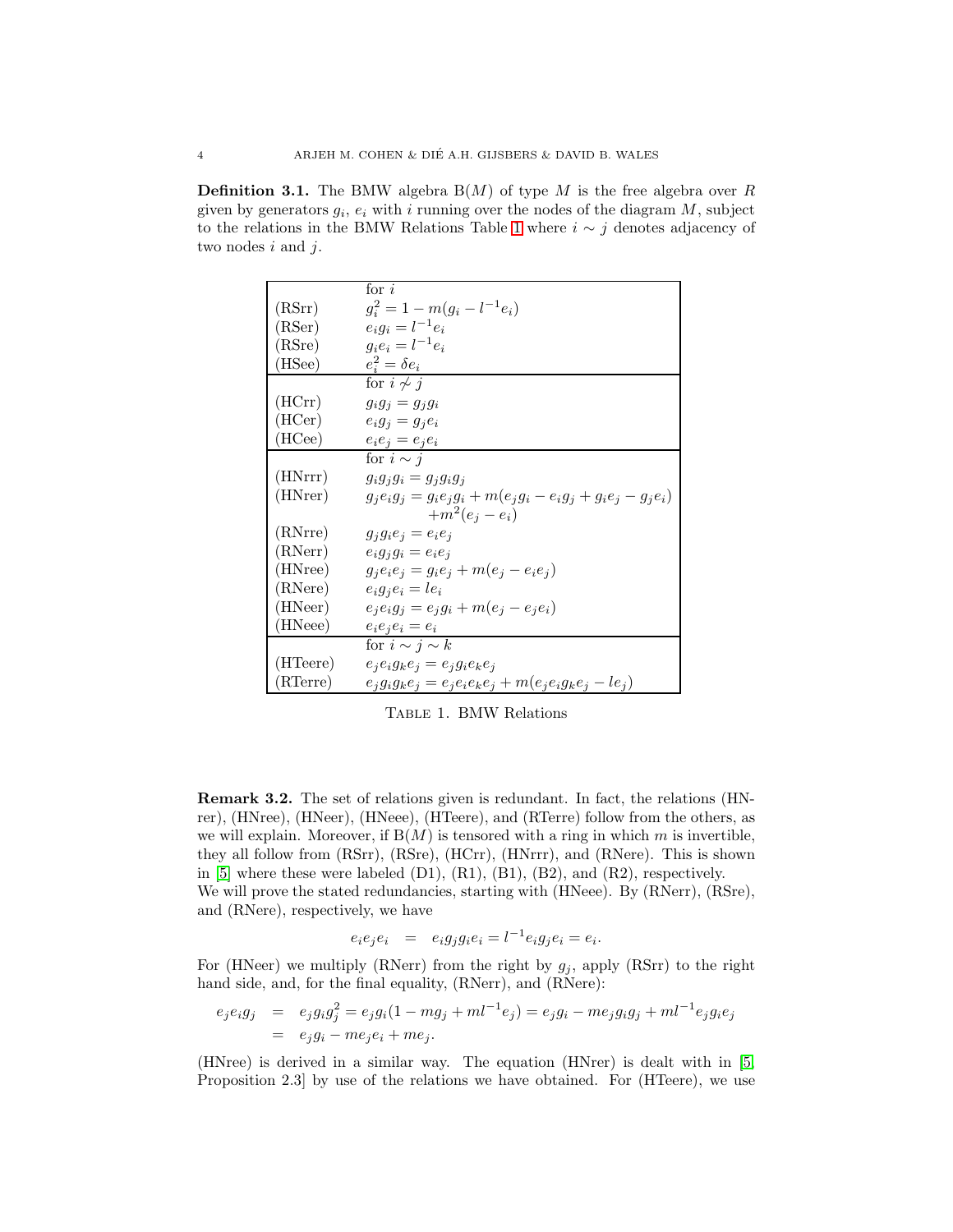**Definition 3.1.** The BMW algebra $\mathrm{B}(M)$ of type $M$ is the free algebra over $R$ given by generators $g_i$, $e_i$ with $i$ running over the nodes of the diagram $M$, subject to the relations in the BMW Relations Table 1 where $i \sim j$ denotes adjacency of two nodes $i$ and $j$.

| | for $i$ |
|---|---|
| (RSrr) | $g_i^2 = 1 - m(g_i - l^{-1}e_i)$ |
| (RSer) | $e_i g_i = l^{-1} e_i$ |
| (RSre) | $g_i e_i = l^{-1} e_i$ |
| (HSee) | $e_i^2 = \delta e_i$ |
| | for $i \not\sim j$ |
| (HCrr) | $g_i g_j = g_j g_i$ |
| (HCer) | $e_i g_j = g_j e_i$ |
| (HCee) | $e_i e_j = e_j e_i$ |
| | for $i \sim j$ |
| (HNrrr) | $g_i g_j g_i = g_j g_i g_j$ |
| (HNrer) | $g_j e_i g_j = g_i e_j g_i + m(e_j g_i - e_i g_j + g_i e_j - g_j e_i)$ $+m^2(e_j - e_i)$ |
| (RNrre) | $g_j g_i e_j = e_i e_j$ |
| (RNerr) | $e_i g_j g_i = e_i e_j$ |
| (HNree) | $g_j e_i e_j = g_i e_j + m(e_j - e_i e_j)$ |
| (RNere) | $e_i g_j e_i = l e_i$ |
| (HNeer) | $e_j e_i g_j = e_j g_i + m(e_j - e_j e_i)$ |
| (HNeee) | $e_i e_j e_i = e_i$ |
| | for $i \sim j \sim k$ |
| (HTeere) | $e_j e_i g_k e_j = e_j g_i e_k e_j$ |
| (RTerre) | $e_j g_i g_k e_j = e_j e_i e_k e_j + m(e_j e_i g_k e_j - l e_j)$ |

Table 1. BMW Relations

**Remark 3.2.** The set of relations given is redundant. In fact, the relations (HNrer), (HNree), (HNeer), (HNeee), (HTeere), and (RTerre) follow from the others, as we will explain. Moreover, if $\mathrm{B}(M)$ is tensored with a ring in which $m$ is invertible, they all follow from (RSrr), (RSre), (HCrr), (HNrrr), and (RNere). This is shown in [5] where these were labeled (D1), (R1), (B1), (B2), and (R2), respectively.
We will prove the stated redundancies, starting with (HNeee). By (RNerr), (RSre), and (RNere), respectively, we have

$$e_i e_j e_i \quad = \quad e_i g_j g_i e_i = l^{-1} e_i g_j e_i = e_i.$$

For (HNeer) we multiply (RNerr) from the right by $g_j$, apply (RSrr) to the right hand side, and, for the final equality, (RNerr), and (RNere):

$$\begin{aligned} e_j e_i g_j &= e_j g_i g_j^2 = e_j g_i(1 - m g_j + m l^{-1} e_j) = e_j g_i - m e_j g_i g_j + m l^{-1} e_j g_i e_j \\ &= e_j g_i - m e_j e_i + m e_j. \end{aligned}$$

(HNree) is derived in a similar way. The equation (HNrer) is dealt with in [5, Proposition 2.3] by use of the relations we have obtained. For (HTeere), we use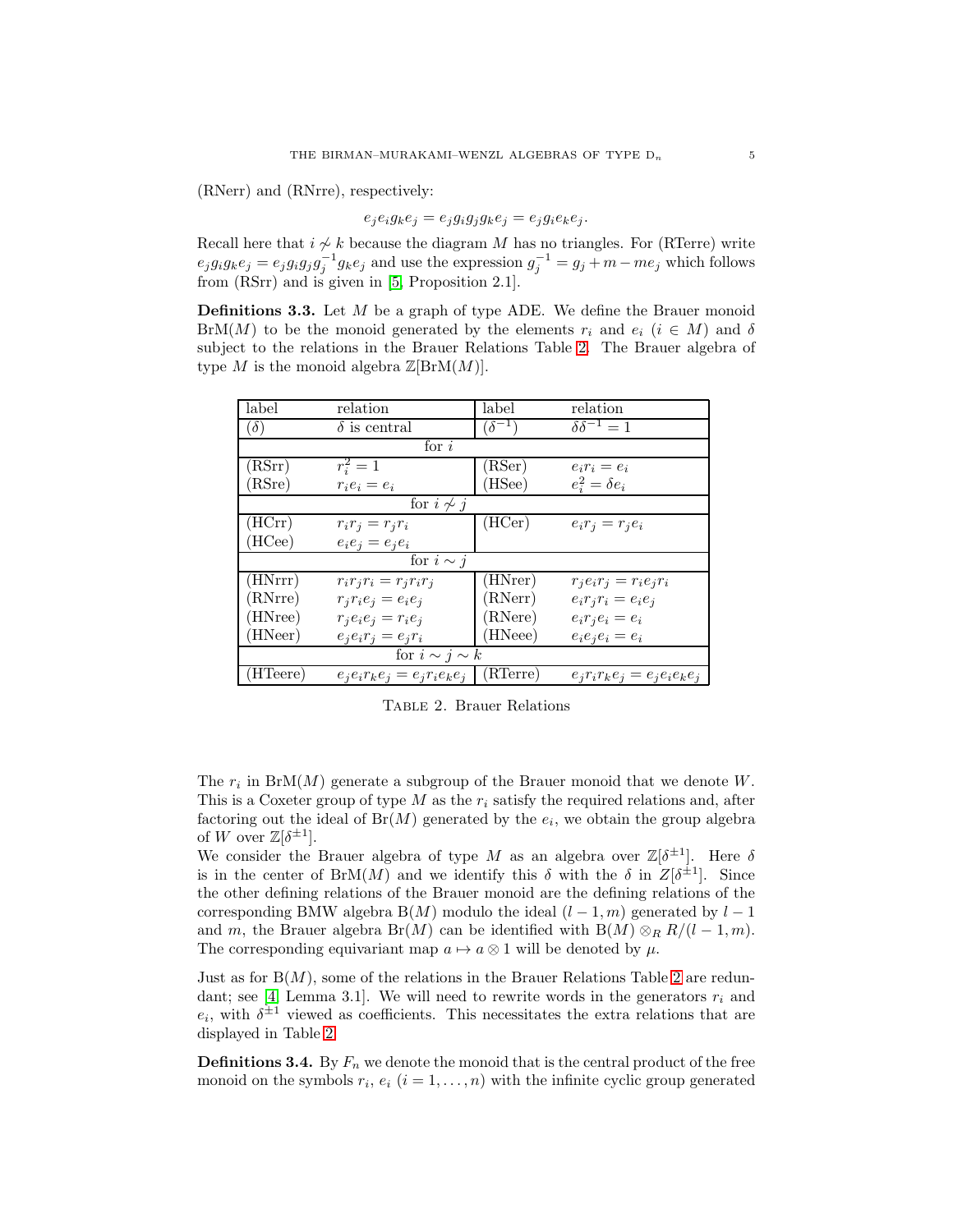(RNerr) and (RNrre), respectively:

$$e_j e_i g_k e_j = e_j g_i g_j g_k e_j = e_j g_i e_k e_j.$$

Recall here that $i \not\sim k$ because the diagram $M$ has no triangles. For (RTerre) write $e_j g_i g_k e_j = e_j g_i g_j g_j^{-1} g_k e_j$ and use the expression $g_j^{-1} = g_j + m - me_j$ which follows from (RSrr) and is given in [5, Proposition 2.1].

**Definitions 3.3.** Let $M$ be a graph of type ADE. We define the Brauer monoid $\mathrm{BrM}(M)$ to be the monoid generated by the elements $r_i$ and $e_i$ ($i \in M$) and $\delta$ subject to the relations in the Brauer Relations Table 2. The Brauer algebra of type $M$ is the monoid algebra $\mathbb{Z}[\mathrm{BrM}(M)]$.

| label | relation | label | relation |
|---|---|---|---|
| ($\delta$) | $\delta$ is central | ($\delta^{-1}$) | $\delta\delta^{-1} = 1$ |
| | for $i$ | | |
| (RSrr) | $r_i^2 = 1$ | (RSer) | $e_i r_i = e_i$ |
| (RSre) | $r_i e_i = e_i$ | (HSee) | $e_i^2 = \delta e_i$ |
| | for $i \not\sim j$ | | |
| (HCrr) | $r_i r_j = r_j r_i$ | (HCer) | $e_i r_j = r_j e_i$ |
| (HCee) | $e_i e_j = e_j e_i$ | | |
| | for $i \sim j$ | | |
| (HNrrr) | $r_i r_j r_i = r_j r_i r_j$ | (HNrer) | $r_j e_i r_j = r_i e_j r_i$ |
| (RNrre) | $r_j r_i e_j = e_i e_j$ | (RNerr) | $e_i r_j r_i = e_i e_j$ |
| (HNree) | $r_j e_i e_j = r_i e_j$ | (RNere) | $e_i r_j e_i = e_i$ |
| (HNeer) | $e_j e_i r_j = e_j r_i$ | (HNeee) | $e_i e_j e_i = e_i$ |
| | for $i \sim j \sim k$ | | |
| (HTeere) | $e_j e_i r_k e_j = e_j r_i e_k e_j$ | (RTerre) | $e_j r_i r_k e_j = e_j e_i e_k e_j$ |

Table 2. Brauer Relations

The $r_i$ in $\mathrm{BrM}(M)$ generate a subgroup of the Brauer monoid that we denote $W$. This is a Coxeter group of type $M$ as the $r_i$ satisfy the required relations and, after factoring out the ideal of $\mathrm{Br}(M)$ generated by the $e_i$, we obtain the group algebra of $W$ over $\mathbb{Z}[\delta^{\pm 1}]$.

We consider the Brauer algebra of type $M$ as an algebra over $\mathbb{Z}[\delta^{\pm 1}]$. Here $\delta$ is in the center of $\mathrm{BrM}(M)$ and we identify this $\delta$ with the $\delta$ in $Z[\delta^{\pm 1}]$. Since the other defining relations of the Brauer monoid are the defining relations of the corresponding BMW algebra $\mathrm{B}(M)$ modulo the ideal $(l-1, m)$ generated by $l-1$ and $m$, the Brauer algebra $\mathrm{Br}(M)$ can be identified with $\mathrm{B}(M) \otimes_R R/(l-1, m)$. The corresponding equivariant map $a \mapsto a \otimes 1$ will be denoted by $\mu$.

Just as for $\mathrm{B}(M)$, some of the relations in the Brauer Relations Table 2 are redundant; see [4, Lemma 3.1]. We will need to rewrite words in the generators $r_i$ and $e_i$, with $\delta^{\pm 1}$ viewed as coefficients. This necessitates the extra relations that are displayed in Table 2.

**Definitions 3.4.** By $F_n$ we denote the monoid that is the central product of the free monoid on the symbols $r_i$, $e_i$ ($i = 1, \ldots, n$) with the infinite cyclic group generated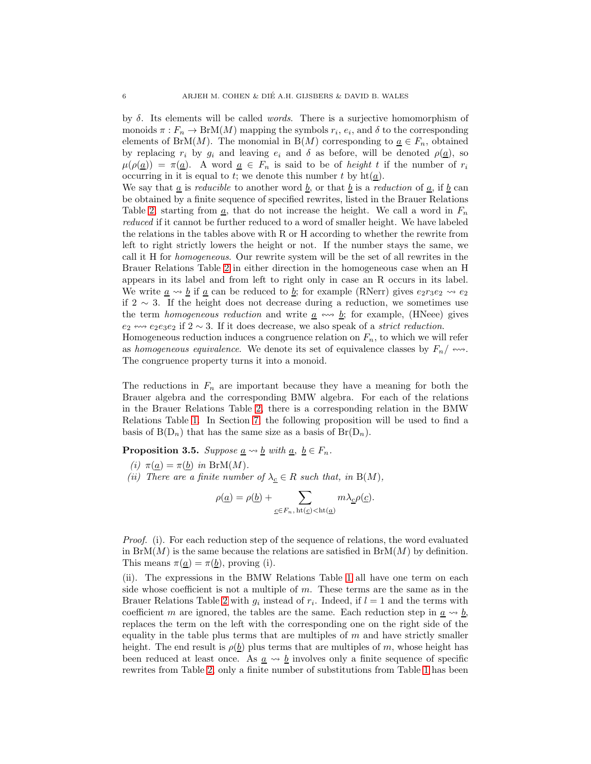by $\delta$. Its elements will be called *words*. There is a surjective homomorphism of monoids $\pi : F_n \to \mathrm{BrM}(M)$ mapping the symbols $r_i$, $e_i$, and $\delta$ to the corresponding elements of $\mathrm{BrM}(M)$. The monomial in $\mathrm{B}(M)$ corresponding to $\underline{a} \in F_n$, obtained by replacing $r_i$ by $g_i$ and leaving $e_i$ and $\delta$ as before, will be denoted $\rho(\underline{a})$, so $\mu(\rho(\underline{a})) = \pi(\underline{a})$. A word $\underline{a} \in F_n$ is said to be of *height* $t$ if the number of $r_i$ occurring in it is equal to $t$; we denote this number $t$ by $\mathrm{ht}(\underline{a})$.

We say that $\underline{a}$ is *reducible* to another word $\underline{b}$, or that $\underline{b}$ is a *reduction* of $\underline{a}$, if $\underline{b}$ can be obtained by a finite sequence of specified rewrites, listed in the Brauer Relations Table 2, starting from $\underline{a}$, that do not increase the height. We call a word in $F_n$ *reduced* if it cannot be further reduced to a word of smaller height. We have labeled the relations in the tables above with R or H according to whether the rewrite from left to right strictly lowers the height or not. If the number stays the same, we call it H for *homogeneous*. Our rewrite system will be the set of all rewrites in the Brauer Relations Table 2 in either direction in the homogeneous case when an H appears in its label and from left to right only in case an R occurs in its label. We write $\underline{a} \rightsquigarrow \underline{b}$ if $\underline{a}$ can be reduced to $\underline{b}$; for example (RNerr) gives $e_2r_3e_2 \rightsquigarrow e_2$ if $2 \sim 3$. If the height does not decrease during a reduction, we sometimes use the term *homogeneous reduction* and write $\underline{a} \leftrightsquigarrow \underline{b}$; for example, (HNeee) gives $e_2 \leftrightsquigarrow e_2e_3e_2$ if $2 \sim 3$. If it does decrease, we also speak of a *strict reduction*.

Homogeneous reduction induces a congruence relation on $F_n$, to which we will refer as *homogeneous equivalence*. We denote its set of equivalence classes by $F_n/\leftrightsquigarrow$. The congruence property turns it into a monoid.

The reductions in $F_n$ are important because they have a meaning for both the Brauer algebra and the corresponding BMW algebra. For each of the relations in the Brauer Relations Table 2, there is a corresponding relation in the BMW Relations Table 1. In Section 7, the following proposition will be used to find a basis of $\mathrm{B}(\mathrm{D}_n)$ that has the same size as a basis of $\mathrm{Br}(\mathrm{D}_n)$.

**Proposition 3.5.** *Suppose $\underline{a} \rightsquigarrow \underline{b}$ with $\underline{a}$, $\underline{b} \in F_n$.*

*(i) $\pi(\underline{a}) = \pi(\underline{b})$ in $\mathrm{BrM}(M)$.*

*(ii) There are a finite number of $\lambda_{\underline{c}} \in R$ such that, in $\mathrm{B}(M)$,*

$$\rho(\underline{a}) = \rho(\underline{b}) + \sum_{\underline{c} \in F_n,\, \mathrm{ht}(\underline{c}) < \mathrm{ht}(\underline{a})} m\lambda_{\underline{c}}\rho(\underline{c}).$$

*Proof.* (i). For each reduction step of the sequence of relations, the word evaluated in $\mathrm{BrM}(M)$ is the same because the relations are satisfied in $\mathrm{BrM}(M)$ by definition. This means $\pi(\underline{a}) = \pi(\underline{b})$, proving (i).

(ii). The expressions in the BMW Relations Table 1 all have one term on each side whose coefficient is not a multiple of $m$. These terms are the same as in the Brauer Relations Table 2 with $g_i$ instead of $r_i$. Indeed, if $l = 1$ and the terms with coefficient $m$ are ignored, the tables are the same. Each reduction step in $\underline{a} \rightsquigarrow \underline{b}$, replaces the term on the left with the corresponding one on the right side of the equality in the table plus terms that are multiples of $m$ and have strictly smaller height. The end result is $\rho(\underline{b})$ plus terms that are multiples of $m$, whose height has been reduced at least once. As $\underline{a} \rightsquigarrow \underline{b}$ involves only a finite sequence of specific rewrites from Table 2, only a finite number of substitutions from Table 1 has been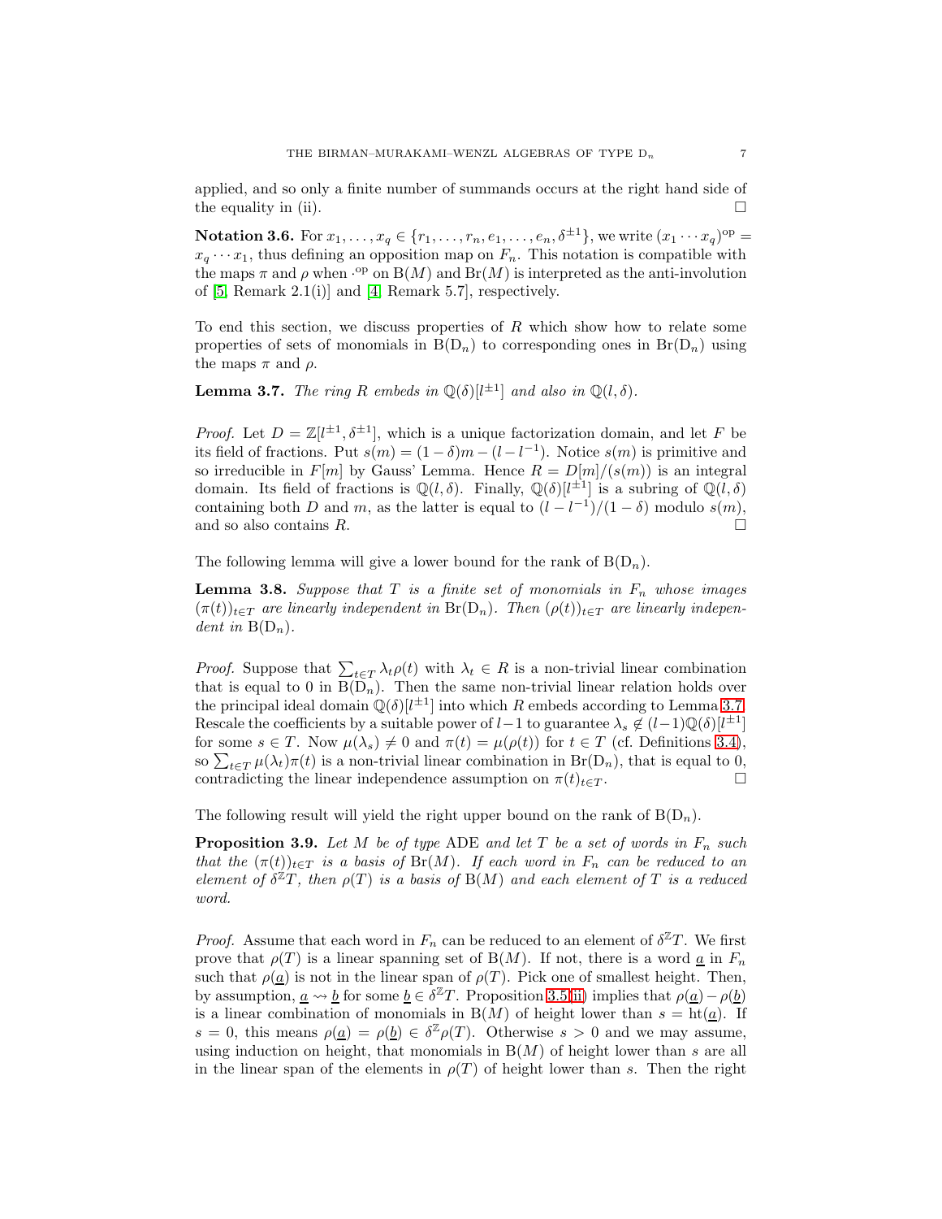applied, and so only a finite number of summands occurs at the right hand side of the equality in (ii). □

**Notation 3.6.** For $x_1, \ldots, x_q \in \{r_1, \ldots, r_n, e_1, \ldots, e_n, \delta^{\pm 1}\}$, we write $(x_1 \cdots x_q)^{\rm op} = x_q \cdots x_1$, thus defining an opposition map on $F_n$. This notation is compatible with the maps $\pi$ and $\rho$ when $\cdot^{\rm op}$ on $\mathrm{B}(M)$ and $\mathrm{Br}(M)$ is interpreted as the anti-involution of [5, Remark 2.1(i)] and [4, Remark 5.7], respectively.

To end this section, we discuss properties of $R$ which show how to relate some properties of sets of monomials in $\mathrm{B}(\mathrm{D}_n)$ to corresponding ones in $\mathrm{Br}(\mathrm{D}_n)$ using the maps $\pi$ and $\rho$.

**Lemma 3.7.** *The ring $R$ embeds in $\mathbb{Q}(\delta)[l^{\pm 1}]$ and also in $\mathbb{Q}(l, \delta)$.*

*Proof.* Let $D = \mathbb{Z}[l^{\pm 1}, \delta^{\pm 1}]$, which is a unique factorization domain, and let $F$ be its field of fractions. Put $s(m) = (1 - \delta)m - (l - l^{-1})$. Notice $s(m)$ is primitive and so irreducible in $F[m]$ by Gauss' Lemma. Hence $R = D[m]/(s(m))$ is an integral domain. Its field of fractions is $\mathbb{Q}(l, \delta)$. Finally, $\mathbb{Q}(\delta)[l^{\pm 1}]$ is a subring of $\mathbb{Q}(l, \delta)$ containing both $D$ and $m$, as the latter is equal to $(l - l^{-1})/(1 - \delta)$ modulo $s(m)$, and so also contains $R$. □

The following lemma will give a lower bound for the rank of $\mathrm{B}(\mathrm{D}_n)$.

**Lemma 3.8.** *Suppose that $T$ is a finite set of monomials in $F_n$ whose images $(\pi(t))_{t \in T}$ are linearly independent in $\mathrm{Br}(\mathrm{D}_n)$. Then $(\rho(t))_{t \in T}$ are linearly independent in $\mathrm{B}(\mathrm{D}_n)$.*

*Proof.* Suppose that $\sum_{t \in T} \lambda_t \rho(t)$ with $\lambda_t \in R$ is a non-trivial linear combination that is equal to 0 in $\mathrm{B}(\mathrm{D}_n)$. Then the same non-trivial linear relation holds over the principal ideal domain $\mathbb{Q}(\delta)[l^{\pm 1}]$ into which $R$ embeds according to Lemma 3.7. Rescale the coefficients by a suitable power of $l-1$ to guarantee $\lambda_s \notin (l-1)\mathbb{Q}(\delta)[l^{\pm 1}]$ for some $s \in T$. Now $\mu(\lambda_s) \neq 0$ and $\pi(t) = \mu(\rho(t))$ for $t \in T$ (cf. Definitions 3.4), so $\sum_{t \in T} \mu(\lambda_t)\pi(t)$ is a non-trivial linear combination in $\mathrm{Br}(\mathrm{D}_n)$, that is equal to 0, contradicting the linear independence assumption on $\pi(t)_{t \in T}$. □

The following result will yield the right upper bound on the rank of $\mathrm{B}(\mathrm{D}_n)$.

**Proposition 3.9.** *Let $M$ be of type* ADE *and let $T$ be a set of words in $F_n$ such that the $(\pi(t))_{t \in T}$ is a basis of $\mathrm{Br}(M)$. If each word in $F_n$ can be reduced to an element of $\delta^{\mathbb{Z}}T$, then $\rho(T)$ is a basis of $\mathrm{B}(M)$ and each element of $T$ is a reduced word.*

*Proof.* Assume that each word in $F_n$ can be reduced to an element of $\delta^{\mathbb{Z}}T$. We first prove that $\rho(T)$ is a linear spanning set of $\mathrm{B}(M)$. If not, there is a word $\underline{a}$ in $F_n$ such that $\rho(\underline{a})$ is not in the linear span of $\rho(T)$. Pick one of smallest height. Then, by assumption, $\underline{a} \rightsquigarrow \underline{b}$ for some $\underline{b} \in \delta^{\mathbb{Z}}T$. Proposition 3.5(ii) implies that $\rho(\underline{a}) - \rho(\underline{b})$ is a linear combination of monomials in $\mathrm{B}(M)$ of height lower than $s = \mathrm{ht}(\underline{a})$. If $s = 0$, this means $\rho(\underline{a}) = \rho(\underline{b}) \in \delta^{\mathbb{Z}}\rho(T)$. Otherwise $s > 0$ and we may assume, using induction on height, that monomials in $\mathrm{B}(M)$ of height lower than $s$ are all in the linear span of the elements in $\rho(T)$ of height lower than $s$. Then the right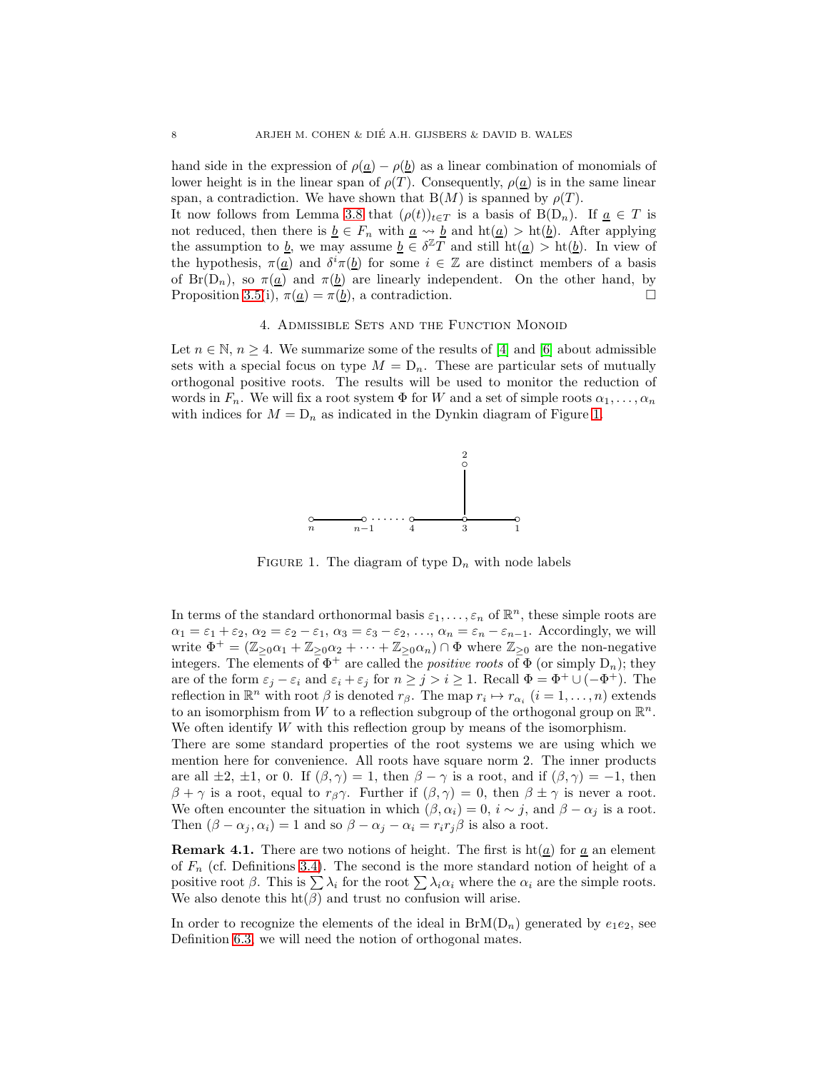hand side in the expression of $\rho(\underline{a}) - \rho(\underline{b})$ as a linear combination of monomials of lower height is in the linear span of $\rho(T)$. Consequently, $\rho(\underline{a})$ is in the same linear span, a contradiction. We have shown that $\mathrm{B}(M)$ is spanned by $\rho(T)$.

It now follows from Lemma 3.8 that $(\rho(t))_{t\in T}$ is a basis of $\mathrm{B}(\mathrm{D}_n)$. If $\underline{a} \in T$ is not reduced, then there is $\underline{b} \in F_n$ with $\underline{a} \rightsquigarrow \underline{b}$ and $\mathrm{ht}(\underline{a}) > \mathrm{ht}(\underline{b})$. After applying the assumption to $\underline{b}$, we may assume $\underline{b} \in \delta^{\mathbb{Z}}T$ and still $\mathrm{ht}(\underline{a}) > \mathrm{ht}(\underline{b})$. In view of the hypothesis, $\pi(\underline{a})$ and $\delta^i\pi(\underline{b})$ for some $i \in \mathbb{Z}$ are distinct members of a basis of $\mathrm{Br}(\mathrm{D}_n)$, so $\pi(\underline{a})$ and $\pi(\underline{b})$ are linearly independent. On the other hand, by Proposition 3.5(i), $\pi(\underline{a}) = \pi(\underline{b})$, a contradiction. □

## 4. Admissible Sets and the Function Monoid

Let $n \in \mathbb{N}$, $n \geq 4$. We summarize some of the results of [4] and [6] about admissible sets with a special focus on type $M = \mathrm{D}_n$. These are particular sets of mutually orthogonal positive roots. The results will be used to monitor the reduction of words in $F_n$. We will fix a root system $\Phi$ for $W$ and a set of simple roots $\alpha_1, \ldots, \alpha_n$ with indices for $M = \mathrm{D}_n$ as indicated in the Dynkin diagram of Figure 1.

Figure 1. The diagram of type $\mathrm{D}_n$ with node labels

In terms of the standard orthonormal basis $\varepsilon_1, \ldots, \varepsilon_n$ of $\mathbb{R}^n$, these simple roots are $\alpha_1 = \varepsilon_1 + \varepsilon_2$, $\alpha_2 = \varepsilon_2 - \varepsilon_1$, $\alpha_3 = \varepsilon_3 - \varepsilon_2$, $\ldots$, $\alpha_n = \varepsilon_n - \varepsilon_{n-1}$. Accordingly, we will write $\Phi^+ = (\mathbb{Z}_{\geq 0}\alpha_1 + \mathbb{Z}_{\geq 0}\alpha_2 + \cdots + \mathbb{Z}_{\geq 0}\alpha_n) \cap \Phi$ where $\mathbb{Z}_{\geq 0}$ are the non-negative integers. The elements of $\Phi^+$ are called the *positive roots* of $\Phi$ (or simply $\mathrm{D}_n$); they are of the form $\varepsilon_j - \varepsilon_i$ and $\varepsilon_i + \varepsilon_j$ for $n \geq j > i \geq 1$. Recall $\Phi = \Phi^+ \cup (-\Phi^+)$. The reflection in $\mathbb{R}^n$ with root $\beta$ is denoted $r_\beta$. The map $r_i \mapsto r_{\alpha_i}$ $(i = 1, \ldots, n)$ extends to an isomorphism from $W$ to a reflection subgroup of the orthogonal group on $\mathbb{R}^n$. We often identify $W$ with this reflection group by means of the isomorphism.

There are some standard properties of the root systems we are using which we mention here for convenience. All roots have square norm 2. The inner products are all $\pm 2$, $\pm 1$, or 0. If $(\beta, \gamma) = 1$, then $\beta - \gamma$ is a root, and if $(\beta, \gamma) = -1$, then $\beta + \gamma$ is a root, equal to $r_\beta \gamma$. Further if $(\beta, \gamma) = 0$, then $\beta \pm \gamma$ is never a root. We often encounter the situation in which $(\beta, \alpha_i) = 0$, $i \sim j$, and $\beta - \alpha_j$ is a root. Then $(\beta - \alpha_j, \alpha_i) = 1$ and so $\beta - \alpha_j - \alpha_i = r_i r_j \beta$ is also a root.

**Remark 4.1.** There are two notions of height. The first is $\mathrm{ht}(\underline{a})$ for $\underline{a}$ an element of $F_n$ (cf. Definitions 3.4). The second is the more standard notion of height of a positive root $\beta$. This is $\sum \lambda_i$ for the root $\sum \lambda_i \alpha_i$ where the $\alpha_i$ are the simple roots. We also denote this $\mathrm{ht}(\beta)$ and trust no confusion will arise.

In order to recognize the elements of the ideal in $\mathrm{BrM}(\mathrm{D}_n)$ generated by $e_1 e_2$, see Definition 6.3, we will need the notion of orthogonal mates.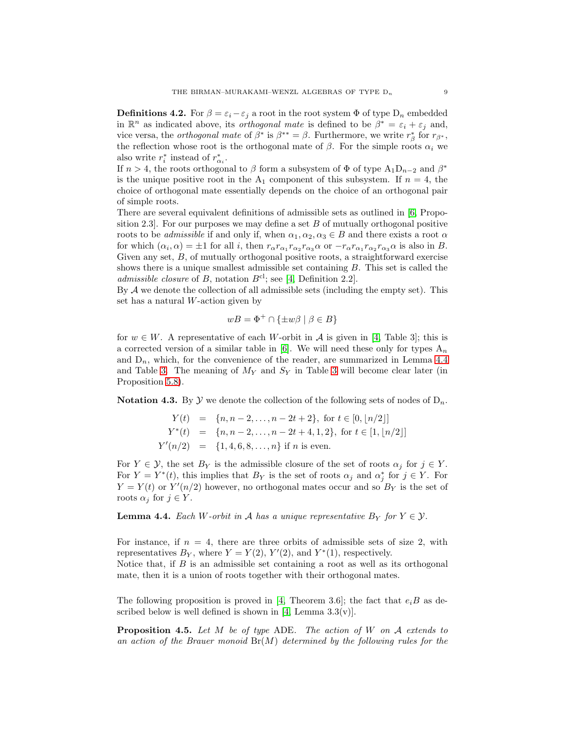**Definitions 4.2.** For $\beta = \varepsilon_i - \varepsilon_j$ a root in the root system $\Phi$ of type $\mathrm{D}_n$ embedded in $\mathbb{R}^n$ as indicated above, its *orthogonal mate* is defined to be $\beta^* = \varepsilon_i + \varepsilon_j$ and, vice versa, the *orthogonal mate* of $\beta^*$ is $\beta^{**} = \beta$. Furthermore, we write $r^*_\beta$ for $r_{\beta^*}$, the reflection whose root is the orthogonal mate of $\beta$. For the simple roots $\alpha_i$ we also write $r^*_i$ instead of $r^*_{\alpha_i}$.

If $n > 4$, the roots orthogonal to $\beta$ form a subsystem of $\Phi$ of type $\mathrm{A}_1\mathrm{D}_{n-2}$ and $\beta^*$ is the unique positive root in the $\mathrm{A}_1$ component of this subsystem. If $n = 4$, the choice of orthogonal mate essentially depends on the choice of an orthogonal pair of simple roots.

There are several equivalent definitions of admissible sets as outlined in [6, Proposition 2.3]. For our purposes we may define a set $B$ of mutually orthogonal positive roots to be *admissible* if and only if, when $\alpha_1, \alpha_2, \alpha_3 \in B$ and there exists a root $\alpha$ for which $(\alpha_i, \alpha) = \pm 1$ for all $i$, then $r_\alpha r_{\alpha_1} r_{\alpha_2} r_{\alpha_3} \alpha$ or $-r_\alpha r_{\alpha_1} r_{\alpha_2} r_{\alpha_3} \alpha$ is also in $B$. Given any set, $B$, of mutually orthogonal positive roots, a straightforward exercise shows there is a unique smallest admissible set containing $B$. This set is called the *admissible closure* of $B$, notation $B^{\mathrm{cl}}$; see [4, Definition 2.2].

By $\mathcal{A}$ we denote the collection of all admissible sets (including the empty set). This set has a natural $W$-action given by

$$wB = \Phi^+ \cap \{\pm w\beta \mid \beta \in B\}$$

for $w \in W$. A representative of each $W$-orbit in $\mathcal{A}$ is given in [4, Table 3]; this is a corrected version of a similar table in [6]. We will need these only for types $\mathrm{A}_n$ and $\mathrm{D}_n$, which, for the convenience of the reader, are summarized in Lemma 4.4 and Table 3. The meaning of $M_Y$ and $S_Y$ in Table 3 will become clear later (in Proposition 5.8).

**Notation 4.3.** By $\mathcal{Y}$ we denote the collection of the following sets of nodes of $\mathrm{D}_n$.

$$\begin{aligned}
Y(t) &= \{n, n-2, \ldots, n-2t+2\}, \text{ for } t \in [0, \lfloor n/2 \rfloor] \\
Y^*(t) &= \{n, n-2, \ldots, n-2t+4, 1, 2\}, \text{ for } t \in [1, \lfloor n/2 \rfloor] \\
Y'(n/2) &= \{1, 4, 6, 8, \ldots, n\} \text{ if } n \text{ is even.}
\end{aligned}$$

For $Y \in \mathcal{Y}$, the set $B_Y$ is the admissible closure of the set of roots $\alpha_j$ for $j \in Y$. For $Y = Y^*(t)$, this implies that $B_Y$ is the set of roots $\alpha_j$ and $\alpha^*_j$ for $j \in Y$. For $Y = Y(t)$ or $Y'(n/2)$ however, no orthogonal mates occur and so $B_Y$ is the set of roots $\alpha_j$ for $j \in Y$.

**Lemma 4.4.** *Each $W$-orbit in $\mathcal{A}$ has a unique representative $B_Y$ for $Y \in \mathcal{Y}$.*

For instance, if $n = 4$, there are three orbits of admissible sets of size 2, with representatives $B_Y$, where $Y = Y(2)$, $Y'(2)$, and $Y^*(1)$, respectively.

Notice that, if $B$ is an admissible set containing a root as well as its orthogonal mate, then it is a union of roots together with their orthogonal mates.

The following proposition is proved in [4, Theorem 3.6]; the fact that $e_iB$ as described below is well defined is shown in [4, Lemma 3.3(v)].

**Proposition 4.5.** *Let $M$ be of type* ADE. *The action of $W$ on $\mathcal{A}$ extends to an action of the Brauer monoid $\mathrm{Br}(M)$ determined by the following rules for the*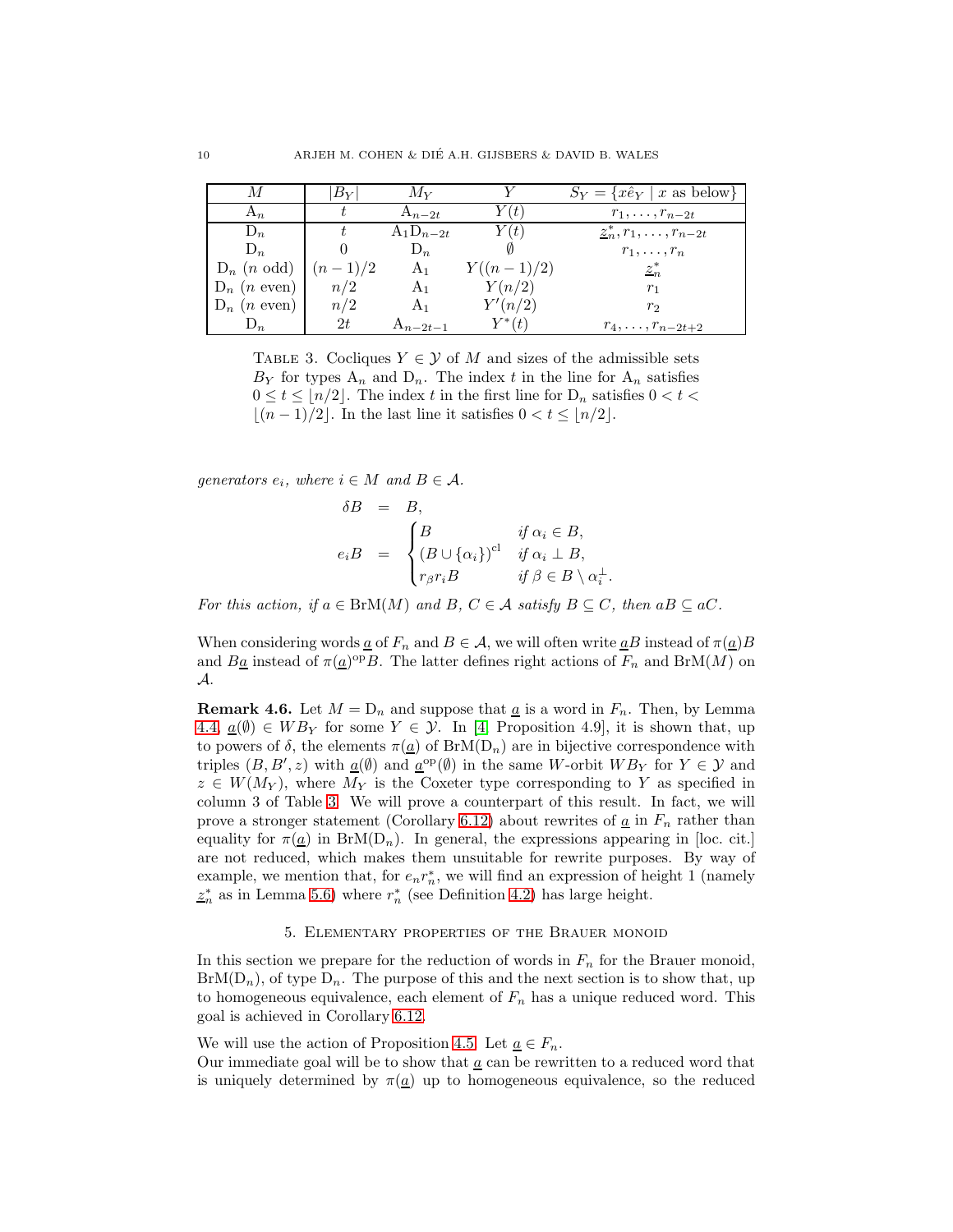| $M$ | $\lvert B_Y\rvert$ | $M_Y$ | $Y$ | $S_Y = \{x\hat{e}_Y \mid x \text{ as below}\}$ |
|---|---|---|---|---|
| $\mathrm{A}_n$ | $t$ | $\mathrm{A}_{n-2t}$ | $Y(t)$ | $r_1, \ldots, r_{n-2t}$ |
| $\mathrm{D}_n$ | $t$ | $\mathrm{A}_1\mathrm{D}_{n-2t}$ | $Y(t)$ | $\underline{z}_n^*, r_1, \ldots, r_{n-2t}$ |
| $\mathrm{D}_n$ | $0$ | $\mathrm{D}_n$ | $\emptyset$ | $r_1, \ldots, r_n$ |
| $\mathrm{D}_n$ ($n$ odd) | $(n-1)/2$ | $\mathrm{A}_1$ | $Y((n-1)/2)$ | $\underline{z}_n^*$ |
| $\mathrm{D}_n$ ($n$ even) | $n/2$ | $\mathrm{A}_1$ | $Y(n/2)$ | $r_1$ |
| $\mathrm{D}_n$ ($n$ even) | $n/2$ | $\mathrm{A}_1$ | $Y'(n/2)$ | $r_2$ |
| $\mathrm{D}_n$ | $2t$ | $\mathrm{A}_{n-2t-1}$ | $Y^*(t)$ | $r_4, \ldots, r_{n-2t+2}$ |

Table 3. Cocliques $Y \in \mathcal{Y}$ of $M$ and sizes of the admissible sets $B_Y$ for types $\mathrm{A}_n$ and $\mathrm{D}_n$. The index $t$ in the line for $\mathrm{A}_n$ satisfies $0 \le t \le \lfloor n/2 \rfloor$. The index $t$ in the first line for $\mathrm{D}_n$ satisfies $0 < t < \lfloor (n-1)/2 \rfloor$. In the last line it satisfies $0 < t \le \lfloor n/2 \rfloor$.

*generators $e_i$, where $i \in M$ and $B \in \mathcal{A}$.*

$$
\begin{aligned}
\delta B &= B, \\
e_i B &= \begin{cases} B & \text{if } \alpha_i \in B, \\ (B \cup \{\alpha_i\})^{\mathrm{cl}} & \text{if } \alpha_i \perp B, \\ r_\beta r_i B & \text{if } \beta \in B \setminus \alpha_i^{\perp}. \end{cases}
\end{aligned}
$$

*For this action, if $a \in \mathrm{BrM}(M)$ and $B$, $C \in \mathcal{A}$ satisfy $B \subseteq C$, then $aB \subseteq aC$.*

When considering words $\underline{a}$ of $F_n$ and $B \in \mathcal{A}$, we will often write $\underline{a}B$ instead of $\pi(\underline{a})B$ and $B\underline{a}$ instead of $\pi(\underline{a})^{\mathrm{op}}B$. The latter defines right actions of $F_n$ and $\mathrm{BrM}(M)$ on $\mathcal{A}$.

**Remark 4.6.** Let $M = \mathrm{D}_n$ and suppose that $\underline{a}$ is a word in $F_n$. Then, by Lemma 4.4, $\underline{a}(\emptyset) \in WB_Y$ for some $Y \in \mathcal{Y}$. In [4, Proposition 4.9], it is shown that, up to powers of $\delta$, the elements $\pi(\underline{a})$ of $\mathrm{BrM}(\mathrm{D}_n)$ are in bijective correspondence with triples $(B, B', z)$ with $\underline{a}(\emptyset)$ and $\underline{a}^{\mathrm{op}}(\emptyset)$ in the same $W$-orbit $WB_Y$ for $Y \in \mathcal{Y}$ and $z \in W(M_Y)$, where $M_Y$ is the Coxeter type corresponding to $Y$ as specified in column 3 of Table 3. We will prove a counterpart of this result. In fact, we will prove a stronger statement (Corollary 6.12) about rewrites of $\underline{a}$ in $F_n$ rather than equality for $\pi(\underline{a})$ in $\mathrm{BrM}(\mathrm{D}_n)$. In general, the expressions appearing in [loc. cit.] are not reduced, which makes them unsuitable for rewrite purposes. By way of example, we mention that, for $e_n r_n^*$, we will find an expression of height 1 (namely $\underline{z}_n^*$ as in Lemma 5.6) where $r_n^*$ (see Definition 4.2) has large height.

## 5. Elementary properties of the Brauer monoid

In this section we prepare for the reduction of words in $F_n$ for the Brauer monoid, $\mathrm{BrM}(\mathrm{D}_n)$, of type $\mathrm{D}_n$. The purpose of this and the next section is to show that, up to homogeneous equivalence, each element of $F_n$ has a unique reduced word. This goal is achieved in Corollary 6.12.

We will use the action of Proposition 4.5. Let $\underline{a} \in F_n$.
Our immediate goal will be to show that $\underline{a}$ can be rewritten to a reduced word that is uniquely determined by $\pi(\underline{a})$ up to homogeneous equivalence, so the reduced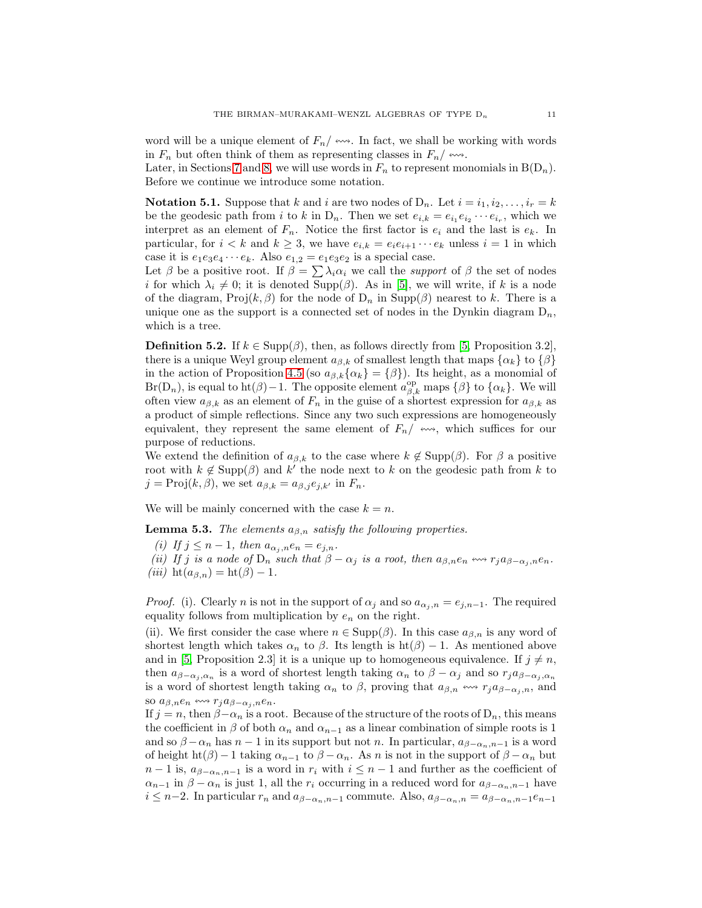word will be a unique element of $F_n/\leftrightsquigarrow$. In fact, we shall be working with words in $F_n$ but often think of them as representing classes in $F_n/\leftrightsquigarrow$.
Later, in Sections 7 and 8, we will use words in $F_n$ to represent monomials in $\mathrm{B}(\mathrm{D}_n)$. Before we continue we introduce some notation.

**Notation 5.1.** Suppose that $k$ and $i$ are two nodes of $\mathrm{D}_n$. Let $i = i_1, i_2, \ldots, i_r = k$ be the geodesic path from $i$ to $k$ in $\mathrm{D}_n$. Then we set $e_{i,k} = e_{i_1}e_{i_2}\cdots e_{i_r}$, which we interpret as an element of $F_n$. Notice the first factor is $e_i$ and the last is $e_k$. In particular, for $i < k$ and $k \geq 3$, we have $e_{i,k} = e_i e_{i+1} \cdots e_k$ unless $i = 1$ in which case it is $e_1 e_3 e_4 \cdots e_k$. Also $e_{1,2} = e_1 e_3 e_2$ is a special case.
Let $\beta$ be a positive root. If $\beta = \sum \lambda_i \alpha_i$ we call the *support* of $\beta$ the set of nodes $i$ for which $\lambda_i \neq 0$; it is denoted $\mathrm{Supp}(\beta)$. As in [5], we will write, if $k$ is a node of the diagram, $\mathrm{Proj}(k, \beta)$ for the node of $\mathrm{D}_n$ in $\mathrm{Supp}(\beta)$ nearest to $k$. There is a unique one as the support is a connected set of nodes in the Dynkin diagram $\mathrm{D}_n$, which is a tree.

**Definition 5.2.** If $k \in \mathrm{Supp}(\beta)$, then, as follows directly from [5, Proposition 3.2], there is a unique Weyl group element $a_{\beta,k}$ of smallest length that maps $\{\alpha_k\}$ to $\{\beta\}$ in the action of Proposition 4.5 (so $a_{\beta,k}\{\alpha_k\} = \{\beta\}$). Its height, as a monomial of $\mathrm{Br}(\mathrm{D}_n)$, is equal to $\mathrm{ht}(\beta) - 1$. The opposite element $a_{\beta,k}^{\mathrm{op}}$ maps $\{\beta\}$ to $\{\alpha_k\}$. We will often view $a_{\beta,k}$ as an element of $F_n$ in the guise of a shortest expression for $a_{\beta,k}$ as a product of simple reflections. Since any two such expressions are homogeneously equivalent, they represent the same element of $F_n/\leftrightsquigarrow$, which suffices for our purpose of reductions.
We extend the definition of $a_{\beta,k}$ to the case where $k \notin \mathrm{Supp}(\beta)$. For $\beta$ a positive root with $k \notin \mathrm{Supp}(\beta)$ and $k'$ the node next to $k$ on the geodesic path from $k$ to $j = \mathrm{Proj}(k, \beta)$, we set $a_{\beta,k} = a_{\beta,j} e_{j,k'}$ in $F_n$.

We will be mainly concerned with the case $k = n$.

**Lemma 5.3.** *The elements $a_{\beta,n}$ satisfy the following properties.*

*(i) If $j \leq n-1$, then $a_{\alpha_j,n} e_n = e_{j,n}$.*
*(ii) If $j$ is a node of $\mathrm{D}_n$ such that $\beta - \alpha_j$ is a root, then $a_{\beta,n} e_n \leftrightsquigarrow r_j a_{\beta-\alpha_j,n} e_n$.*
*(iii) $\mathrm{ht}(a_{\beta,n}) = \mathrm{ht}(\beta) - 1$.*

*Proof.* (i). Clearly $n$ is not in the support of $\alpha_j$ and so $a_{\alpha_j,n} = e_{j,n-1}$. The required equality follows from multiplication by $e_n$ on the right.
(ii). We first consider the case where $n \in \mathrm{Supp}(\beta)$. In this case $a_{\beta,n}$ is any word of shortest length which takes $\alpha_n$ to $\beta$. Its length is $\mathrm{ht}(\beta) - 1$. As mentioned above and in [5, Proposition 2.3] it is a unique up to homogeneous equivalence. If $j \neq n$, then $a_{\beta-\alpha_j,\alpha_n}$ is a word of shortest length taking $\alpha_n$ to $\beta - \alpha_j$ and so $r_j a_{\beta-\alpha_j,\alpha_n}$ is a word of shortest length taking $\alpha_n$ to $\beta$, proving that $a_{\beta,n} \leftrightsquigarrow r_j a_{\beta-\alpha_j,n}$, and so $a_{\beta,n} e_n \leftrightsquigarrow r_j a_{\beta-\alpha_j,n} e_n$.
If $j = n$, then $\beta - \alpha_n$ is a root. Because of the structure of the roots of $\mathrm{D}_n$, this means the coefficient in $\beta$ of both $\alpha_n$ and $\alpha_{n-1}$ as a linear combination of simple roots is 1 and so $\beta - \alpha_n$ has $n-1$ in its support but not $n$. In particular, $a_{\beta-\alpha_n,n-1}$ is a word of height $\mathrm{ht}(\beta) - 1$ taking $\alpha_{n-1}$ to $\beta - \alpha_n$. As $n$ is not in the support of $\beta - \alpha_n$ but $n-1$ is, $a_{\beta-\alpha_n,n-1}$ is a word in $r_i$ with $i \leq n-1$ and further as the coefficient of $\alpha_{n-1}$ in $\beta - \alpha_n$ is just 1, all the $r_i$ occurring in a reduced word for $a_{\beta-\alpha_n,n-1}$ have $i \leq n-2$. In particular $r_n$ and $a_{\beta-\alpha_n,n-1}$ commute. Also, $a_{\beta-\alpha_n,n} = a_{\beta-\alpha_n,n-1} e_{n-1}$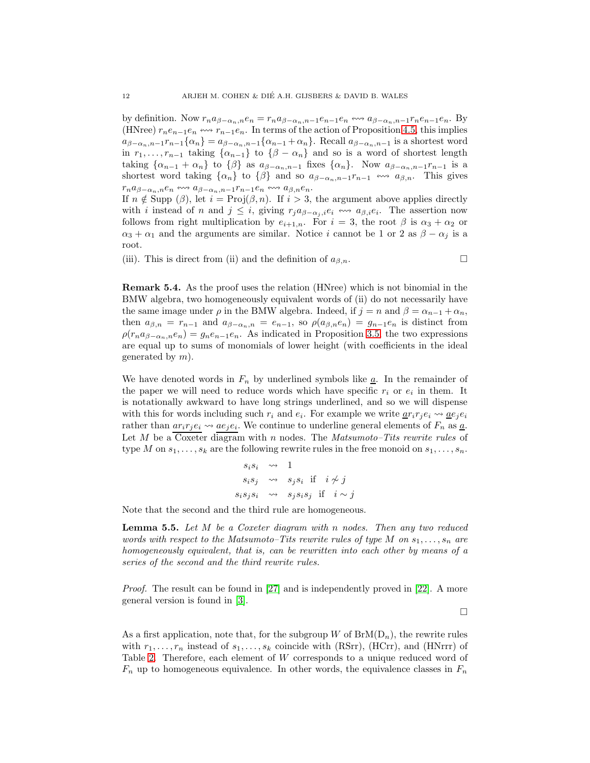by definition. Now $r_n a_{\beta-\alpha_n,n} e_n = r_n a_{\beta-\alpha_n,n-1} e_{n-1} e_n \leftrightsquigarrow a_{\beta-\alpha_n,n-1} r_n e_{n-1} e_n$. By (HNree) $r_n e_{n-1} e_n \leftrightsquigarrow r_{n-1} e_n$. In terms of the action of Proposition 4.5, this implies $a_{\beta-\alpha_n,n-1} r_{n-1}\{\alpha_n\} = a_{\beta-\alpha_n,n-1}\{\alpha_{n-1}+\alpha_n\}$. Recall $a_{\beta-\alpha_n,n-1}$ is a shortest word in $r_1,\ldots,r_{n-1}$ taking $\{\alpha_{n-1}\}$ to $\{\beta-\alpha_n\}$ and so is a word of shortest length taking $\{\alpha_{n-1}+\alpha_n\}$ to $\{\beta\}$ as $a_{\beta-\alpha_n,n-1}$ fixes $\{\alpha_n\}$. Now $a_{\beta-\alpha_n,n-1} r_{n-1}$ is a shortest word taking $\{\alpha_n\}$ to $\{\beta\}$ and so $a_{\beta-\alpha_n,n-1} r_{n-1} \leftrightsquigarrow a_{\beta,n}$. This gives $r_n a_{\beta-\alpha_n,n} e_n \leftrightsquigarrow a_{\beta-\alpha_n,n-1} r_{n-1} e_n \leftrightsquigarrow a_{\beta,n} e_n$.
If $n \notin \mathrm{Supp}\,(\beta)$, let $i = \mathrm{Proj}(\beta, n)$. If $i > 3$, the argument above applies directly with $i$ instead of $n$ and $j \le i$, giving $r_j a_{\beta-\alpha_j,i} e_i \leftrightsquigarrow a_{\beta,i} e_i$. The assertion now follows from right multiplication by $e_{i+1,n}$. For $i = 3$, the root $\beta$ is $\alpha_3+\alpha_2$ or $\alpha_3+\alpha_1$ and the arguments are similar. Notice $i$ cannot be 1 or 2 as $\beta-\alpha_j$ is a root.

(iii). This is direct from (ii) and the definition of $a_{\beta,n}$. □

**Remark 5.4.** As the proof uses the relation (HNree) which is not binomial in the BMW algebra, two homogeneously equivalent words of (ii) do not necessarily have the same image under $\rho$ in the BMW algebra. Indeed, if $j = n$ and $\beta = \alpha_{n-1}+\alpha_n$, then $a_{\beta,n} = r_{n-1}$ and $a_{\beta-\alpha_n,n} = e_{n-1}$, so $\rho(a_{\beta,n} e_n) = g_{n-1} e_n$ is distinct from $\rho(r_n a_{\beta-\alpha_n,n} e_n) = g_n e_{n-1} e_n$. As indicated in Proposition 3.5, the two expressions are equal up to sums of monomials of lower height (with coefficients in the ideal generated by $m$).

We have denoted words in $F_n$ by underlined symbols like $\underline{a}$. In the remainder of the paper we will need to reduce words which have specific $r_i$ or $e_i$ in them. It is notationally awkward to have long strings underlined, and so we will dispense with this for words including such $r_i$ and $e_i$. For example we write $\underline{a} r_i r_j e_i \rightsquigarrow \underline{a} e_j e_i$ rather than $\underline{a r_i r_j e_i} \rightsquigarrow \underline{a e_j e_i}$. We continue to underline general elements of $F_n$ as $\underline{a}$.
Let $M$ be a Coxeter diagram with $n$ nodes. The *Matsumoto–Tits rewrite rules* of type $M$ on $s_1,\ldots,s_k$ are the following rewrite rules in the free monoid on $s_1,\ldots,s_n$.

$$
\begin{aligned}
s_i s_i &\rightsquigarrow 1 \\
s_i s_j &\rightsquigarrow s_j s_i \quad \text{if} \quad i \not\sim j \\
s_i s_j s_i &\rightsquigarrow s_j s_i s_j \quad \text{if} \quad i \sim j
\end{aligned}
$$

Note that the second and the third rule are homogeneous.

**Lemma 5.5.** *Let $M$ be a Coxeter diagram with $n$ nodes. Then any two reduced words with respect to the Matsumoto–Tits rewrite rules of type $M$ on $s_1,\ldots,s_n$ are homogeneously equivalent, that is, can be rewritten into each other by means of a series of the second and the third rewrite rules.*

*Proof.* The result can be found in [27] and is independently proved in [22]. A more general version is found in [3].

□

As a first application, note that, for the subgroup $W$ of $\mathrm{BrM}(\mathrm{D}_n)$, the rewrite rules with $r_1,\ldots,r_n$ instead of $s_1,\ldots,s_k$ coincide with (RSrr), (HCrr), and (HNrrr) of Table 2. Therefore, each element of $W$ corresponds to a unique reduced word of $F_n$ up to homogeneous equivalence. In other words, the equivalence classes in $F_n$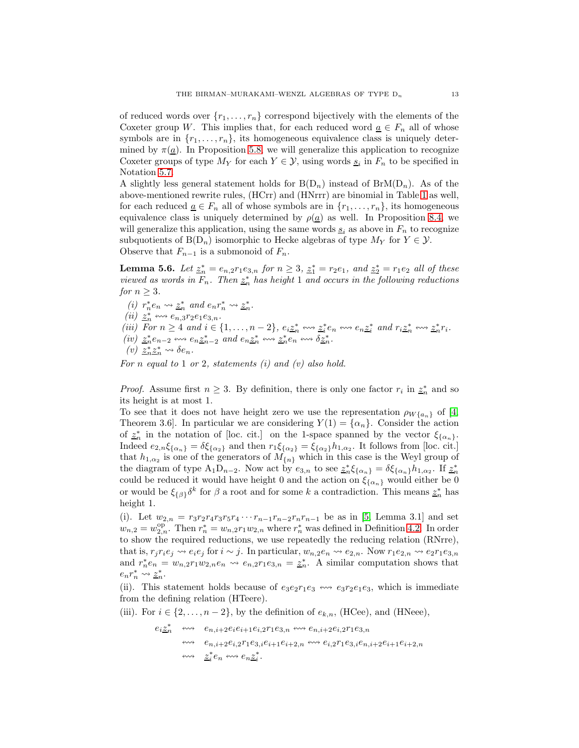of reduced words over $\{r_1, \ldots, r_n\}$ correspond bijectively with the elements of the Coxeter group $W$. This implies that, for each reduced word $\underline{a} \in F_n$ all of whose symbols are in $\{r_1, \ldots, r_n\}$, its homogeneous equivalence class is uniquely determined by $\pi(\underline{a})$. In Proposition 5.8, we will generalize this application to recognize Coxeter groups of type $M_Y$ for each $Y \in \mathcal{Y}$, using words $\underline{s}_i$ in $F_n$ to be specified in Notation 5.7.

A slightly less general statement holds for $\mathrm{B}(\mathrm{D}_n)$ instead of $\mathrm{BrM}(\mathrm{D}_n)$. As of the above-mentioned rewrite rules, (HCrr) and (HNrrr) are binomial in Table 1 as well, for each reduced $\underline{a} \in F_n$ all of whose symbols are in $\{r_1, \ldots, r_n\}$, its homogeneous equivalence class is uniquely determined by $\rho(\underline{a})$ as well. In Proposition 8.4, we will generalize this application, using the same words $\underline{s}_i$ as above in $F_n$ to recognize subquotients of $\mathrm{B}(\mathrm{D}_n)$ isomorphic to Hecke algebras of type $M_Y$ for $Y \in \mathcal{Y}$.

Observe that $F_{n-1}$ is a submonoid of $F_n$.

**Lemma 5.6.** *Let $\underline{z}_n^* = e_{n,2}r_1e_{3,n}$ for $n \geq 3$, $\underline{z}_1^* = r_2e_1$, and $\underline{z}_2^* = r_1e_2$ all of these viewed as words in $F_n$. Then $\underline{z}_n^*$ has height 1 and occurs in the following reductions for $n \geq 3$.*

*(i) $r_n^*e_n \rightsquigarrow \underline{z}_n^*$ and $e_nr_n^* \rightsquigarrow \underline{z}_n^*$.*
*(ii) $\underline{z}_n^* \leftrightsquigarrow e_{n,3}r_2e_1e_{3,n}$.*
*(iii) For $n \geq 4$ and $i \in \{1, \ldots, n-2\}$, $e_i\underline{z}_n^* \leftrightsquigarrow \underline{z}_i^*e_n \leftrightsquigarrow e_n\underline{z}_i^*$ and $r_i\underline{z}_n^* \leftrightsquigarrow \underline{z}_n^*r_i$.*
*(iv) $\underline{z}_n^*e_{n-2} \leftrightsquigarrow e_n\underline{z}_{n-2}^*$ and $e_n\underline{z}_n^* \leftrightsquigarrow \underline{z}_n^*e_n \leftrightsquigarrow \delta\underline{z}_n^*$.*
*(v) $\underline{z}_n^*\underline{z}_n^* \rightsquigarrow \delta e_n$.*

*For $n$ equal to 1 or 2, statements (i) and (v) also hold.*

*Proof.* Assume first $n \geq 3$. By definition, there is only one factor $r_i$ in $\underline{z}_n^*$ and so its height is at most 1.

To see that it does not have height zero we use the representation $\rho_{W\{a_n\}}$ of [4, Theorem 3.6]. In particular we are considering $Y(1) = \{\alpha_n\}$. Consider the action of $\underline{z}_n^*$ in the notation of [loc. cit.] on the 1-space spanned by the vector $\xi_{\{\alpha_n\}}$. Indeed $e_{2,n}\xi_{\{\alpha_n\}} = \delta\xi_{\{\alpha_2\}}$ and then $r_1\xi_{\{\alpha_2\}} = \xi_{\{\alpha_2\}}h_{1,\alpha_2}$. It follows from [loc. cit.] that $h_{1,\alpha_2}$ is one of the generators of $M_{\{n\}}$ which in this case is the Weyl group of the diagram of type $\mathrm{A}_1\mathrm{D}_{n-2}$. Now act by $e_{3,n}$ to see $\underline{z}_n^*\xi_{\{\alpha_n\}} = \delta\xi_{\{\alpha_n\}}h_{1,\alpha_2}$. If $\underline{z}_n^*$ could be reduced it would have height 0 and the action on $\xi_{\{\alpha_n\}}$ would either be 0 or would be $\xi_{\{\beta\}}\delta^k$ for $\beta$ a root and for some $k$ a contradiction. This means $\underline{z}_n^*$ has height 1.

(i). Let $w_{2,n} = r_3r_2r_4r_3r_5r_4 \cdots r_{n-1}r_{n-2}r_nr_{n-1}$ be as in [5, Lemma 3.1] and set $w_{n,2} = w_{2,n}^{\mathrm{op}}$. Then $r_n^* = w_{n,2}r_1w_{2,n}$ where $r_n^*$ was defined in Definition 4.2. In order to show the required reductions, we use repeatedly the reducing relation (RNrre), that is, $r_jr_ie_j \rightsquigarrow e_ie_j$ for $i \sim j$. In particular, $w_{n,2}e_n \rightsquigarrow e_{2,n}$. Now $r_1e_{2,n} \rightsquigarrow e_2r_1e_{3,n}$ and $r_n^*e_n = w_{n,2}r_1w_{2,n}e_n \rightsquigarrow e_{n,2}r_1e_{3,n} = \underline{z}_n^*$. A similar computation shows that $e_nr_n^* \rightsquigarrow \underline{z}_n^*$.

(ii). This statement holds because of $e_3e_2r_1e_3 \leftrightsquigarrow e_3r_2e_1e_3$, which is immediate from the defining relation (HTeere).

(iii). For $i \in \{2, \ldots, n-2\}$, by the definition of $e_{k,n}$, (HCee), and (HNeee),

$$
\begin{aligned}
e_i\underline{z}_n^* &\leftrightsquigarrow e_{n,i+2}e_ie_{i+1}e_{i,2}r_1e_{3,n} \leftrightsquigarrow e_{n,i+2}e_{i,2}r_1e_{3,n} \\
&\leftrightsquigarrow e_{n,i+2}e_{i,2}r_1e_{3,i}e_{i+1}e_{i+2,n} \leftrightsquigarrow e_{i,2}r_1e_{3,i}e_{n,i+2}e_{i+1}e_{i+2,n} \\
&\leftrightsquigarrow \underline{z}_i^*e_n \leftrightsquigarrow e_n\underline{z}_i^*.
\end{aligned}
$$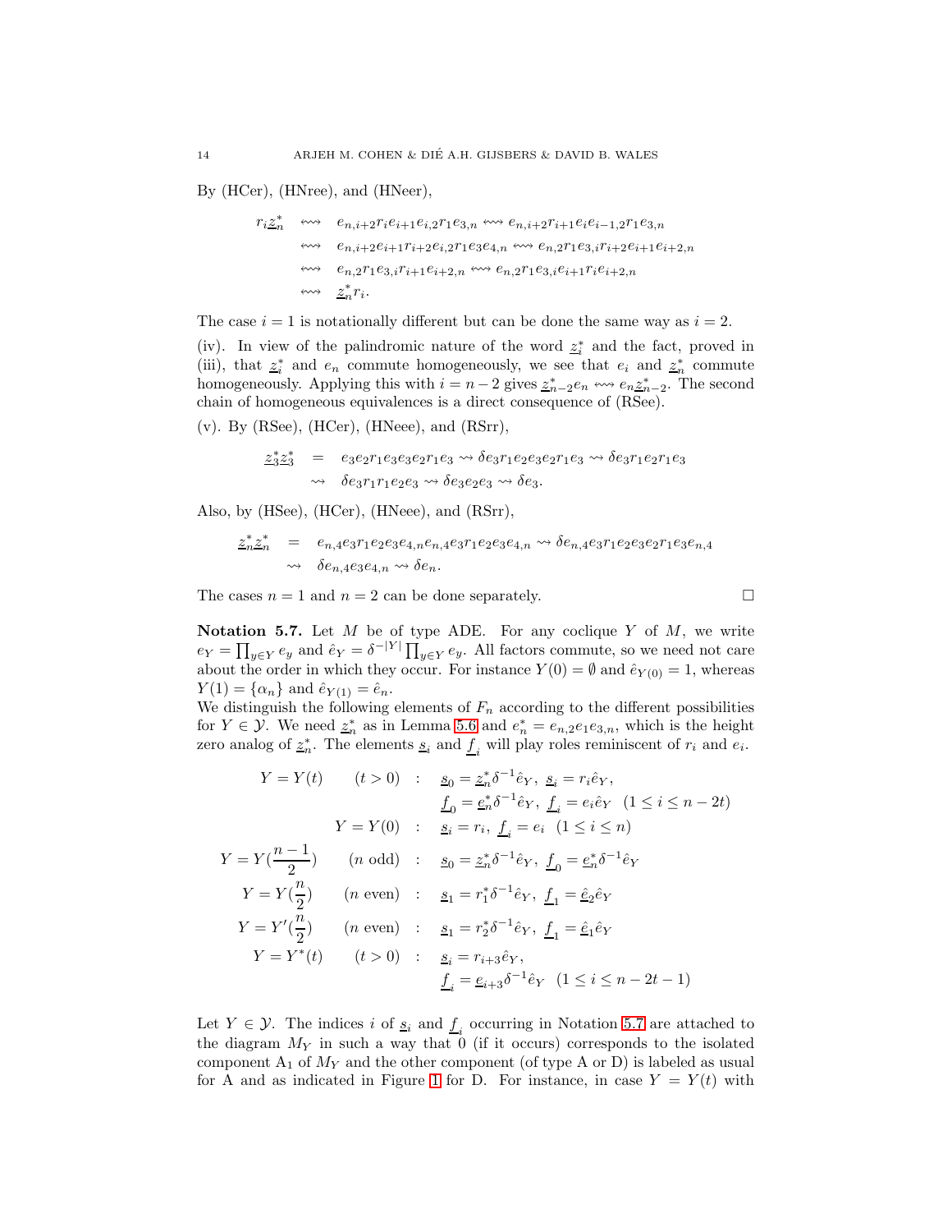By (HCer), (HNree), and (HNeer),

$$
\begin{aligned}
r_i \underline{z}_n^* &\leftrightsquigarrow e_{n,i+2} r_i e_{i+1} e_{i,2} r_1 e_{3,n} \leftrightsquigarrow e_{n,i+2} r_{i+1} e_i e_{i-1,2} r_1 e_{3,n}\\
&\leftrightsquigarrow e_{n,i+2} e_{i+1} r_{i+2} e_{i,2} r_1 e_3 e_{4,n} \leftrightsquigarrow e_{n,2} r_1 e_{3,i} r_{i+2} e_{i+1} e_{i+2,n}\\
&\leftrightsquigarrow e_{n,2} r_1 e_{3,i} r_{i+1} e_{i+2,n} \leftrightsquigarrow e_{n,2} r_1 e_{3,i} e_{i+1} r_i e_{i+2,n}\\
&\leftrightsquigarrow \underline{z}_n^* r_i.
\end{aligned}
$$

The case $i = 1$ is notationally different but can be done the same way as $i = 2$.

(iv). In view of the palindromic nature of the word $\underline{z}_i^*$ and the fact, proved in (iii), that $\underline{z}_i^*$ and $e_n$ commute homogeneously, we see that $e_i$ and $\underline{z}_n^*$ commute homogeneously. Applying this with $i = n-2$ gives $\underline{z}_{n-2}^* e_n \leftrightsquigarrow e_n \underline{z}_{n-2}^*$. The second chain of homogeneous equivalences is a direct consequence of (RSee).

(v). By (RSee), (HCer), (HNeee), and (RSrr),

$$
\begin{aligned}
\underline{z}_3^* \underline{z}_3^* &= e_3 e_2 r_1 e_3 e_3 e_2 r_1 e_3 \rightsquigarrow \delta e_3 r_1 e_2 e_3 e_2 r_1 e_3 \rightsquigarrow \delta e_3 r_1 e_2 r_1 e_3\\
&\rightsquigarrow \delta e_3 r_1 r_1 e_2 e_3 \rightsquigarrow \delta e_3 e_2 e_3 \rightsquigarrow \delta e_3.
\end{aligned}
$$

Also, by (HSee), (HCer), (HNeee), and (RSrr),

$$
\begin{aligned}
\underline{z}_n^* \underline{z}_n^* &= e_{n,4} e_3 r_1 e_2 e_3 e_{4,n} e_{n,4} e_3 r_1 e_2 e_3 e_{4,n} \rightsquigarrow \delta e_{n,4} e_3 r_1 e_2 e_3 e_2 r_1 e_3 e_{n,4}\\
&\rightsquigarrow \delta e_{n,4} e_3 e_{4,n} \rightsquigarrow \delta e_n.
\end{aligned}
$$

The cases $n = 1$ and $n = 2$ can be done separately. $\square$

**Notation 5.7.** Let $M$ be of type ADE. For any coclique $Y$ of $M$, we write $e_Y = \prod_{y \in Y} e_y$ and $\hat{e}_Y = \delta^{-|Y|} \prod_{y \in Y} e_y$. All factors commute, so we need not care about the order in which they occur. For instance $Y(0) = \emptyset$ and $\hat{e}_{Y(0)} = 1$, whereas $Y(1) = \{\alpha_n\}$ and $\hat{e}_{Y(1)} = \hat{e}_n$.

We distinguish the following elements of $F_n$ according to the different possibilities for $Y \in \mathcal{Y}$. We need $\underline{z}_n^*$ as in Lemma 5.6 and $\underline{e}_n^* = e_{n,2} e_1 e_{3,n}$, which is the height zero analog of $\underline{z}_n^*$. The elements $\underline{s}_i$ and $\underline{f}_i$ will play roles reminiscent of $r_i$ and $e_i$.

$$
\begin{array}{rcl}
Y = Y(t) \quad (t > 0) & : & \underline{s}_0 = \underline{z}_n^* \delta^{-1} \hat{e}_Y,\ \underline{s}_i = r_i \hat{e}_Y,\\
 & & \underline{f}_0 = \underline{e}_n^* \delta^{-1} \hat{e}_Y,\ \underline{f}_i = e_i \hat{e}_Y \quad (1 \le i \le n-2t)\\
Y = Y(0) & : & \underline{s}_i = r_i,\ \underline{f}_i = e_i \quad (1 \le i \le n)\\
Y = Y(\frac{n-1}{2}) \quad (n \text{ odd}) & : & \underline{s}_0 = \underline{z}_n^* \delta^{-1} \hat{e}_Y,\ \underline{f}_0 = \underline{e}_n^* \delta^{-1} \hat{e}_Y\\
Y = Y(\frac{n}{2}) \quad (n \text{ even}) & : & \underline{s}_1 = r_1^* \delta^{-1} \hat{e}_Y,\ \underline{f}_1 = \underline{\hat{e}}_2 \hat{e}_Y\\
Y = Y'(\frac{n}{2}) \quad (n \text{ even}) & : & \underline{s}_1 = r_2^* \delta^{-1} \hat{e}_Y,\ \underline{f}_1 = \underline{\hat{e}}_1 \hat{e}_Y\\
Y = Y^*(t) \quad (t > 0) & : & \underline{s}_i = r_{i+3} \hat{e}_Y,\\
 & & \underline{f}_i = \underline{e}_{i+3} \delta^{-1} \hat{e}_Y \quad (1 \le i \le n-2t-1)
\end{array}
$$

Let $Y \in \mathcal{Y}$. The indices $i$ of $\underline{s}_i$ and $\underline{f}_i$ occurring in Notation 5.7 are attached to the diagram $M_Y$ in such a way that 0 (if it occurs) corresponds to the isolated component $A_1$ of $M_Y$ and the other component (of type A or D) is labeled as usual for A and as indicated in Figure 1 for D. For instance, in case $Y = Y(t)$ with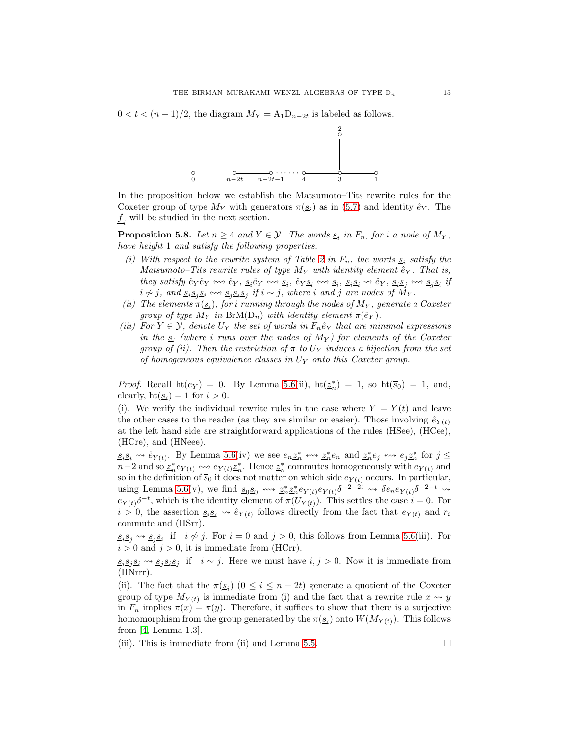$0 < t < (n-1)/2$, the diagram $M_Y = \mathrm{A}_1\mathrm{D}_{n-2t}$ is labeled as follows.

$$
\begin{array}{ccccccccc}
 & & & & & & 2 & & \\
 & & & & & & | & & \\
0 & \quad & n{-}2t & — & n{-}2t{-}1 & \cdots\cdots & 4 \; — \; 3 & — & 1
\end{array}
$$

In the proposition below we establish the Matsumoto–Tits rewrite rules for the Coxeter group of type $M_Y$ with generators $\pi(\underline{s}_i)$ as in (5.7) and identity $\hat{e}_Y$. The $\underline{f}_i$ will be studied in the next section.

**Proposition 5.8.** *Let $n \geq 4$ and $Y \in \mathcal{Y}$. The words $\underline{s}_i$ in $F_n$, for $i$ a node of $M_Y$, have height 1 and satisfy the following properties.*

- *(i) With respect to the rewrite system of Table 2 in $F_n$, the words $\underline{s}_i$ satisfy the Matsumoto–Tits rewrite rules of type $M_Y$ with identity element $\hat{e}_Y$. That is, they satisfy $\hat{e}_Y\hat{e}_Y \leftrightsquigarrow \hat{e}_Y$, $\underline{s}_i\hat{e}_Y \leftrightsquigarrow \underline{s}_i$, $\hat{e}_Y\underline{s}_i \leftrightsquigarrow \underline{s}_i$, $\underline{s}_i\underline{s}_i \rightsquigarrow \hat{e}_Y$, $\underline{s}_i\underline{s}_j \leftrightsquigarrow \underline{s}_j\underline{s}_i$ if $i \not\sim j$, and $\underline{s}_i\underline{s}_j\underline{s}_i \leftrightsquigarrow \underline{s}_j\underline{s}_i\underline{s}_j$ if $i \sim j$, where $i$ and $j$ are nodes of $M_Y$.*
- *(ii) The elements $\pi(\underline{s}_i)$, for $i$ running through the nodes of $M_Y$, generate a Coxeter group of type $M_Y$ in $\mathrm{BrM}(\mathrm{D}_n)$ with identity element $\pi(\hat{e}_Y)$.*
- *(iii) For $Y \in \mathcal{Y}$, denote $U_Y$ the set of words in $F_n\hat{e}_Y$ that are minimal expressions in the $\underline{s}_i$ (where $i$ runs over the nodes of $M_Y$) for elements of the Coxeter group of (ii). Then the restriction of $\pi$ to $U_Y$ induces a bijection from the set of homogeneous equivalence classes in $U_Y$ onto this Coxeter group.*

*Proof.* Recall $\mathrm{ht}(e_Y) = 0$. By Lemma 5.6(ii), $\mathrm{ht}(\underline{z}_n^*) = 1$, so $\mathrm{ht}(\overline{s}_0) = 1$, and, clearly, $\mathrm{ht}(\underline{s}_i) = 1$ for $i > 0$.

(i). We verify the individual rewrite rules in the case where $Y = Y(t)$ and leave the other cases to the reader (as they are similar or easier). Those involving $\hat{e}_{Y(t)}$ at the left hand side are straightforward applications of the rules (HSee), (HCee), (HCre), and (HNeee).

$\underline{s}_i\underline{s}_i \rightsquigarrow \hat{e}_{Y(t)}$. By Lemma 5.6(iv) we see $e_n\underline{z}_n^* \leftrightsquigarrow \underline{z}_n^*e_n$ and $\underline{z}_n^*e_j \leftrightsquigarrow e_j\underline{z}_n^*$ for $j \leq n-2$ and so $\underline{z}_n^*e_{Y(t)} \leftrightsquigarrow e_{Y(t)}\underline{z}_n^*$. Hence $\underline{z}_n^*$ commutes homogeneously with $e_{Y(t)}$ and so in the definition of $\overline{s}_0$ it does not matter on which side $e_{Y(t)}$ occurs. In particular, using Lemma 5.6(v), we find $\underline{s}_0\underline{s}_0 \leftrightsquigarrow \underline{z}_n^*\underline{z}_n^*e_{Y(t)}e_{Y(t)}\delta^{-2-2t} \rightsquigarrow \delta e_ne_{Y(t)}\delta^{-2-t} \rightsquigarrow e_{Y(t)}\delta^{-t}$, which is the identity element of $\pi(U_{Y(t)})$. This settles the case $i = 0$. For $i > 0$, the assertion $\underline{s}_i\underline{s}_i \rightsquigarrow \hat{e}_{Y(t)}$ follows directly from the fact that $e_{Y(t)}$ and $r_i$ commute and (HSrr).

$\underline{s}_i\underline{s}_j \rightsquigarrow \underline{s}_j\underline{s}_i$ if $i \not\sim j$. For $i = 0$ and $j > 0$, this follows from Lemma 5.6(iii). For $i > 0$ and $j > 0$, it is immediate from (HCrr).

$\underline{s}_i\underline{s}_j\underline{s}_i \rightsquigarrow \underline{s}_j\underline{s}_i\underline{s}_j$ if $i \sim j$. Here we must have $i, j > 0$. Now it is immediate from (HNrrr).

(ii). The fact that the $\pi(\underline{s}_i)$ $(0 \leq i \leq n-2t)$ generate a quotient of the Coxeter group of type $M_{Y(t)}$ is immediate from (i) and the fact that a rewrite rule $x \rightsquigarrow y$ in $F_n$ implies $\pi(x) = \pi(y)$. Therefore, it suffices to show that there is a surjective homomorphism from the group generated by the $\pi(\underline{s}_i)$ onto $W(M_{Y(t)})$. This follows from [4, Lemma 1.3].

(iii). This is immediate from (ii) and Lemma 5.5. $\square$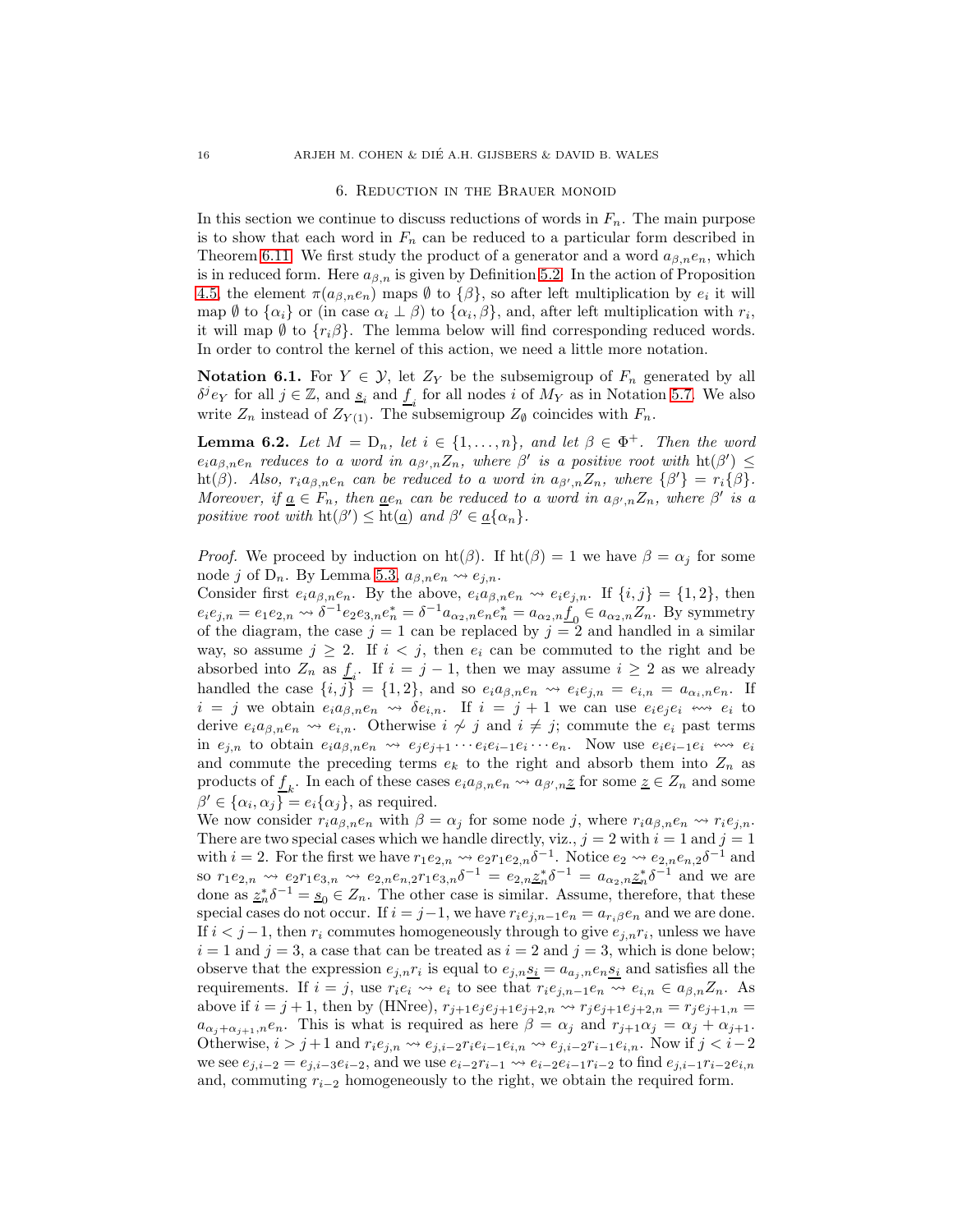## 6. Reduction in the Brauer monoid

In this section we continue to discuss reductions of words in $F_n$. The main purpose is to show that each word in $F_n$ can be reduced to a particular form described in Theorem 6.11. We first study the product of a generator and a word $a_{\beta,n}e_n$, which is in reduced form. Here $a_{\beta,n}$ is given by Definition 5.2. In the action of Proposition 4.5, the element $\pi(a_{\beta,n}e_n)$ maps $\emptyset$ to $\{\beta\}$, so after left multiplication by $e_i$ it will map $\emptyset$ to $\{\alpha_i\}$ or (in case $\alpha_i \perp \beta$) to $\{\alpha_i, \beta\}$, and, after left multiplication with $r_i$, it will map $\emptyset$ to $\{r_i\beta\}$. The lemma below will find corresponding reduced words. In order to control the kernel of this action, we need a little more notation.

**Notation 6.1.** For $Y \in \mathcal{Y}$, let $Z_Y$ be the subsemigroup of $F_n$ generated by all $\delta^j e_Y$ for all $j \in \mathbb{Z}$, and $\underline{s}_i$ and $\underline{f}_i$ for all nodes $i$ of $M_Y$ as in Notation 5.7. We also write $Z_n$ instead of $Z_{Y(1)}$. The subsemigroup $Z_\emptyset$ coincides with $F_n$.

**Lemma 6.2.** *Let $M = \mathrm{D}_n$, let $i \in \{1, \ldots, n\}$, and let $\beta \in \Phi^+$. Then the word $e_i a_{\beta,n} e_n$ reduces to a word in $a_{\beta',n} Z_n$, where $\beta'$ is a positive root with $\mathrm{ht}(\beta') \le \mathrm{ht}(\beta)$. Also, $r_i a_{\beta,n} e_n$ can be reduced to a word in $a_{\beta',n} Z_n$, where $\{\beta'\} = r_i\{\beta\}$. Moreover, if $\underline{a} \in F_n$, then $\underline{a} e_n$ can be reduced to a word in $a_{\beta',n} Z_n$, where $\beta'$ is a positive root with $\mathrm{ht}(\beta') \le \mathrm{ht}(\underline{a})$ and $\beta' \in \underline{a}\{\alpha_n\}$.*

*Proof.* We proceed by induction on $\mathrm{ht}(\beta)$. If $\mathrm{ht}(\beta) = 1$ we have $\beta = \alpha_j$ for some node $j$ of $\mathrm{D}_n$. By Lemma 5.3, $a_{\beta,n} e_n \rightsquigarrow e_{j,n}$.

Consider first $e_i a_{\beta,n} e_n$. By the above, $e_i a_{\beta,n} e_n \rightsquigarrow e_i e_{j,n}$. If $\{i, j\} = \{1, 2\}$, then $e_1 e_{j,n} = e_1 e_{2,n} \rightsquigarrow \delta^{-1} e_2 e_{3,n} e_n^* = \delta^{-1} a_{\alpha_2,n} e_n e_n^* = a_{\alpha_2,n} \underline{f}_0 \in a_{\alpha_2,n} Z_n$. By symmetry of the diagram, the case $j = 1$ can be replaced by $j = 2$ and handled in a similar way, so assume $j \ge 2$. If $i < j$, then $e_i$ can be commuted to the right and be absorbed into $Z_n$ as $\underline{f}_i$. If $i = j - 1$, then we may assume $i \ge 2$ as we already handled the case $\{i, j\} = \{1, 2\}$, and so $e_i a_{\beta,n} e_n \rightsquigarrow e_i e_{j,n} = e_{i,n} = a_{\alpha_i,n} e_n$. If $i = j$ we obtain $e_i a_{\beta,n} e_n \rightsquigarrow \delta e_{i,n}$. If $i = j + 1$ we can use $e_i e_j e_i \leftrightsquigarrow e_i$ to derive $e_i a_{\beta,n} e_n \rightsquigarrow e_{i,n}$. Otherwise $i \not\sim j$ and $i \ne j$; commute the $e_i$ past terms in $e_{j,n}$ to obtain $e_i a_{\beta,n} e_n \rightsquigarrow e_j e_{j+1} \cdots e_i e_{i-1} e_i \cdots e_n$. Now use $e_i e_{i-1} e_i \leftrightsquigarrow e_i$ and commute the preceding terms $e_k$ to the right and absorb them into $Z_n$ as products of $\underline{f}_k$. In each of these cases $e_i a_{\beta,n} e_n \rightsquigarrow a_{\beta',n} \underline{z}$ for some $\underline{z} \in Z_n$ and some $\beta' \in \{\alpha_i, \alpha_j\} = e_i\{\alpha_j\}$, as required.

We now consider $r_i a_{\beta,n} e_n$ with $\beta = \alpha_j$ for some node $j$, where $r_i a_{\beta,n} e_n \rightsquigarrow r_i e_{j,n}$. There are two special cases which we handle directly, viz., $j = 2$ with $i = 1$ and $j = 1$ with $i = 2$. For the first we have $r_1 e_{2,n} \rightsquigarrow e_2 r_1 e_{2,n} \delta^{-1}$. Notice $e_2 \rightsquigarrow e_{2,n} e_{n,2} \delta^{-1}$ and so $r_1 e_{2,n} \rightsquigarrow e_2 r_1 e_{3,n} \rightsquigarrow e_{2,n} e_{n,2} r_1 e_{3,n} \delta^{-1} = e_{2,n} \underline{z}_n^* \delta^{-1} = a_{\alpha_2,n} \underline{z}_n^* \delta^{-1}$ and we are done as $\underline{z}_n^* \delta^{-1} = \underline{s}_0 \in Z_n$. The other case is similar. Assume, therefore, that these special cases do not occur. If $i = j-1$, we have $r_i e_{j,n-1} e_n = a_{r_i\beta} e_n$ and we are done. If $i < j-1$, then $r_i$ commutes homogeneously through to give $e_{j,n} r_i$, unless we have $i = 1$ and $j = 3$, a case that can be treated as $i = 2$ and $j = 3$, which is done below; observe that the expression $e_{j,n} r_i$ is equal to $e_{j,n} \underline{s_i} = a_{a_j,n} e_n \underline{s_i}$ and satisfies all the requirements. If $i = j$, use $r_i e_i \rightsquigarrow e_i$ to see that $r_i e_{j,n-1} e_n \rightsquigarrow e_{i,n} \in a_{\beta,n} Z_n$. As above if $i = j + 1$, then by (HNree), $r_{j+1} e_j e_{j+1} e_{j+2,n} \rightsquigarrow r_j e_{j+1} e_{j+2,n} = r_j e_{j+1,n} = a_{\alpha_j + \alpha_{j+1},n} e_n$. This is what is required as here $\beta = \alpha_j$ and $r_{j+1} \alpha_j = \alpha_j + \alpha_{j+1}$. Otherwise, $i > j + 1$ and $r_i e_{j,n} \rightsquigarrow e_{j,i-2} r_i e_{i-1} e_{i,n} \rightsquigarrow e_{j,i-2} r_{i-1} e_{i,n}$. Now if $j < i - 2$ we see $e_{j,i-2} = e_{j,i-3} e_{i-2}$, and we use $e_{i-2} r_{i-1} \rightsquigarrow e_{i-2} e_{i-1} r_{i-2}$ to find $e_{j,i-1} r_{i-2} e_{i,n}$ and, commuting $r_{i-2}$ homogeneously to the right, we obtain the required form.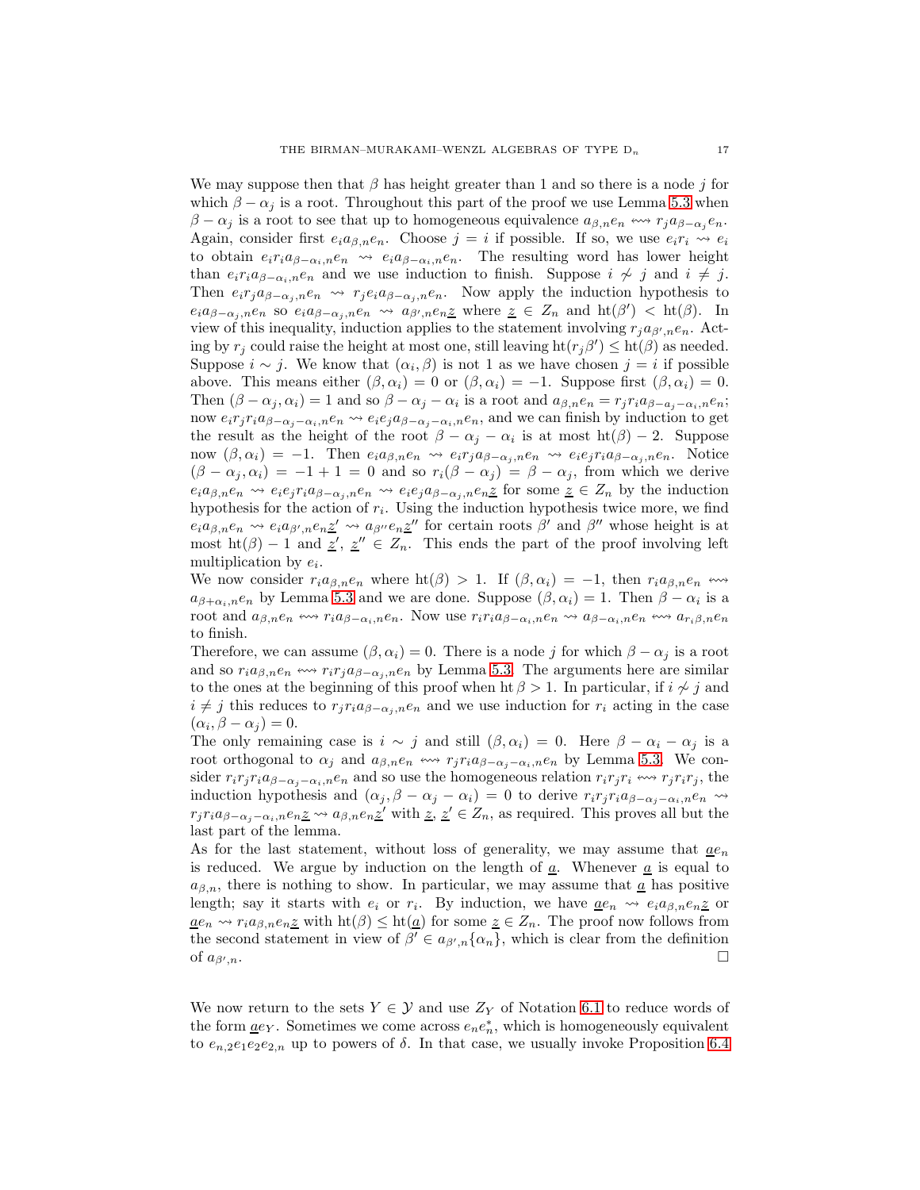We may suppose then that $\beta$ has height greater than 1 and so there is a node $j$ for which $\beta - \alpha_j$ is a root. Throughout this part of the proof we use Lemma 5.3 when $\beta - \alpha_j$ is a root to see that up to homogeneous equivalence $a_{\beta,n}e_n \leftrightsquigarrow r_j a_{\beta-\alpha_j}e_n$. Again, consider first $e_i a_{\beta,n}e_n$. Choose $j = i$ if possible. If so, we use $e_i r_i \rightsquigarrow e_i$ to obtain $e_i r_i a_{\beta-\alpha_i,n}e_n \rightsquigarrow e_i a_{\beta-\alpha_i,n}e_n$. The resulting word has lower height than $e_i r_i a_{\beta-\alpha_i,n}e_n$ and we use induction to finish. Suppose $i \not\sim j$ and $i \neq j$. Then $e_i r_j a_{\beta-\alpha_j,n}e_n \rightsquigarrow r_j e_i a_{\beta-\alpha_j,n}e_n$. Now apply the induction hypothesis to $e_i a_{\beta-\alpha_j,n}e_n$ so $e_i a_{\beta-\alpha_j,n}e_n \rightsquigarrow a_{\beta',n}e_n\underline{z}$ where $\underline{z} \in Z_n$ and $\mathrm{ht}(\beta') < \mathrm{ht}(\beta)$. In view of this inequality, induction applies to the statement involving $r_j a_{\beta',n}e_n$. Acting by $r_j$ could raise the height at most one, still leaving $\mathrm{ht}(r_j\beta') \leq \mathrm{ht}(\beta)$ as needed. Suppose $i \sim j$. We know that $(\alpha_i, \beta)$ is not 1 as we have chosen $j = i$ if possible above. This means either $(\beta, \alpha_i) = 0$ or $(\beta, \alpha_i) = -1$. Suppose first $(\beta, \alpha_i) = 0$. Then $(\beta - \alpha_j, \alpha_i) = 1$ and so $\beta - \alpha_j - \alpha_i$ is a root and $a_{\beta,n}e_n = r_j r_i a_{\beta-a_j-\alpha_i,n}e_n$; now $e_i r_j r_i a_{\beta-\alpha_j-\alpha_i,n}e_n \rightsquigarrow e_i e_j a_{\beta-\alpha_j-\alpha_i,n}e_n$, and we can finish by induction to get the result as the height of the root $\beta - \alpha_j - \alpha_i$ is at most $\mathrm{ht}(\beta) - 2$. Suppose now $(\beta, \alpha_i) = -1$. Then $e_i a_{\beta,n}e_n \rightsquigarrow e_i r_j a_{\beta-\alpha_j,n}e_n \rightsquigarrow e_i e_j r_i a_{\beta-\alpha_j,n}e_n$. Notice $(\beta - \alpha_j, \alpha_i) = -1 + 1 = 0$ and so $r_i(\beta - \alpha_j) = \beta - \alpha_j$, from which we derive $e_i a_{\beta,n}e_n \rightsquigarrow e_i e_j r_i a_{\beta-\alpha_j,n}e_n \rightsquigarrow e_i e_j a_{\beta-\alpha_j,n}e_n\underline{z}$ for some $\underline{z} \in Z_n$ by the induction hypothesis for the action of $r_i$. Using the induction hypothesis twice more, we find $e_i a_{\beta,n}e_n \rightsquigarrow e_i a_{\beta',n}e_n\underline{z}' \rightsquigarrow a_{\beta''}e_n\underline{z}''$ for certain roots $\beta'$ and $\beta''$ whose height is at most $\mathrm{ht}(\beta) - 1$ and $\underline{z}'$, $\underline{z}'' \in Z_n$. This ends the part of the proof involving left multiplication by $e_i$.

We now consider $r_i a_{\beta,n}e_n$ where $\mathrm{ht}(\beta) > 1$. If $(\beta, \alpha_i) = -1$, then $r_i a_{\beta,n}e_n \leftrightsquigarrow a_{\beta+\alpha_i,n}e_n$ by Lemma 5.3 and we are done. Suppose $(\beta, \alpha_i) = 1$. Then $\beta - \alpha_i$ is a root and $a_{\beta,n}e_n \leftrightsquigarrow r_i a_{\beta-\alpha_i,n}e_n$. Now use $r_i r_i a_{\beta-\alpha_i,n}e_n \rightsquigarrow a_{\beta-\alpha_i,n}e_n \leftrightsquigarrow a_{r_i\beta,n}e_n$ to finish.

Therefore, we can assume $(\beta, \alpha_i) = 0$. There is a node $j$ for which $\beta - \alpha_j$ is a root and so $r_i a_{\beta,n}e_n \leftrightsquigarrow r_i r_j a_{\beta-\alpha_j,n}e_n$ by Lemma 5.3. The arguments here are similar to the ones at the beginning of this proof when $\mathrm{ht}\,\beta > 1$. In particular, if $i \not\sim j$ and $i \neq j$ this reduces to $r_j r_i a_{\beta-\alpha_j,n}e_n$ and we use induction for $r_i$ acting in the case $(\alpha_i, \beta - \alpha_j) = 0$.

The only remaining case is $i \sim j$ and still $(\beta, \alpha_i) = 0$. Here $\beta - \alpha_i - \alpha_j$ is a root orthogonal to $\alpha_j$ and $a_{\beta,n}e_n \leftrightsquigarrow r_j r_i a_{\beta-\alpha_j-\alpha_i,n}e_n$ by Lemma 5.3. We consider $r_i r_j r_i a_{\beta-\alpha_j-\alpha_i,n}e_n$ and so use the homogeneous relation $r_i r_j r_i \leftrightsquigarrow r_j r_i r_j$, the induction hypothesis and $(\alpha_j, \beta - \alpha_j - \alpha_i) = 0$ to derive $r_i r_j r_i a_{\beta-\alpha_j-\alpha_i,n}e_n \rightsquigarrow r_j r_i a_{\beta-\alpha_j-\alpha_i,n}e_n\underline{z} \rightsquigarrow a_{\beta,n}e_n\underline{z}'$ with $\underline{z}$, $\underline{z}' \in Z_n$, as required. This proves all but the last part of the lemma.

As for the last statement, without loss of generality, we may assume that $\underline{a}e_n$ is reduced. We argue by induction on the length of $\underline{a}$. Whenever $\underline{a}$ is equal to $a_{\beta,n}$, there is nothing to show. In particular, we may assume that $\underline{a}$ has positive length; say it starts with $e_i$ or $r_i$. By induction, we have $\underline{a}e_n \rightsquigarrow e_i a_{\beta,n}e_n\underline{z}$ or $\underline{a}e_n \rightsquigarrow r_i a_{\beta,n}e_n\underline{z}$ with $\mathrm{ht}(\beta) \leq \mathrm{ht}(\underline{a})$ for some $\underline{z} \in Z_n$. The proof now follows from the second statement in view of $\beta' \in a_{\beta',n}\{\alpha_n\}$, which is clear from the definition of $a_{\beta',n}$. $\square$

We now return to the sets $Y \in \mathcal{Y}$ and use $Z_Y$ of Notation 6.1 to reduce words of the form $\underline{a}e_Y$. Sometimes we come across $e_n e_n^*$, which is homogeneously equivalent to $e_{n,2}e_1e_2e_{2,n}$ up to powers of $\delta$. In that case, we usually invoke Proposition 6.4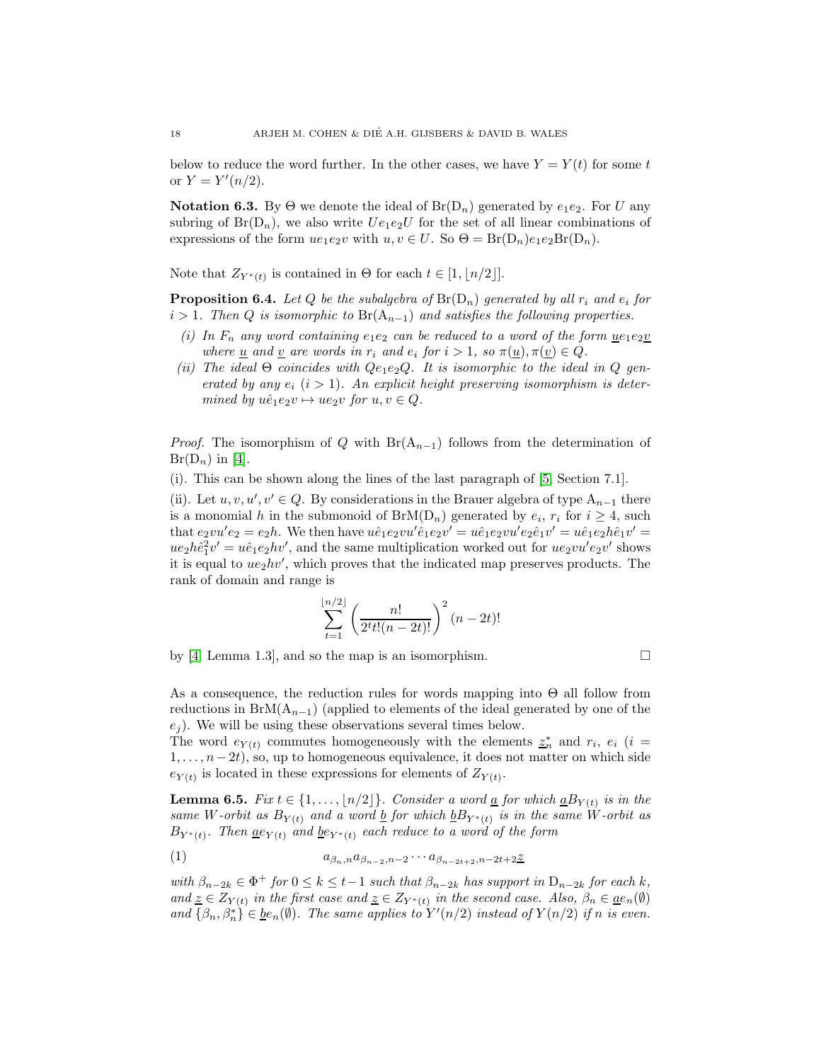below to reduce the word further. In the other cases, we have $Y = Y(t)$ for some $t$ or $Y = Y'(n/2)$.

**Notation 6.3.** By $\Theta$ we denote the ideal of $\mathrm{Br}(\mathrm{D}_n)$ generated by $e_1e_2$. For $U$ any subring of $\mathrm{Br}(\mathrm{D}_n)$, we also write $Ue_1e_2U$ for the set of all linear combinations of expressions of the form $ue_1e_2v$ with $u, v \in U$. So $\Theta = \mathrm{Br}(\mathrm{D}_n)e_1e_2\mathrm{Br}(\mathrm{D}_n)$.

Note that $Z_{Y^*(t)}$ is contained in $\Theta$ for each $t \in [1, \lfloor n/2 \rfloor]$.

**Proposition 6.4.** *Let $Q$ be the subalgebra of $\mathrm{Br}(\mathrm{D}_n)$ generated by all $r_i$ and $e_i$ for $i > 1$. Then $Q$ is isomorphic to $\mathrm{Br}(\mathrm{A}_{n-1})$ and satisfies the following properties.*

- *(i) In $F_n$ any word containing $e_1e_2$ can be reduced to a word of the form $\underline{u}e_1e_2\underline{v}$ where $\underline{u}$ and $\underline{v}$ are words in $r_i$ and $e_i$ for $i > 1$, so $\pi(\underline{u}), \pi(\underline{v}) \in Q$.*
- *(ii) The ideal $\Theta$ coincides with $Qe_1e_2Q$. It is isomorphic to the ideal in $Q$ generated by any $e_i$ $(i > 1)$. An explicit height preserving isomorphism is determined by $u\hat{e}_1e_2v \mapsto ue_2v$ for $u, v \in Q$.*

*Proof.* The isomorphism of $Q$ with $\mathrm{Br}(\mathrm{A}_{n-1})$ follows from the determination of $\mathrm{Br}(\mathrm{D}_n)$ in [4].

(i). This can be shown along the lines of the last paragraph of [5, Section 7.1].

(ii). Let $u, v, u', v' \in Q$. By considerations in the Brauer algebra of type $\mathrm{A}_{n-1}$ there is a monomial $h$ in the submonoid of $\mathrm{BrM}(\mathrm{D}_n)$ generated by $e_i$, $r_i$ for $i \geq 4$, such that $e_2vu'e_2 = e_2h$. We then have $u\hat{e}_1e_2vu'\hat{e}_1e_2v' = u\hat{e}_1e_2vu'e_2\hat{e}_1v' = u\hat{e}_1e_2h\hat{e}_1v' = ue_2h\hat{e}_1^2v' = u\hat{e}_1e_2hv'$, and the same multiplication worked out for $ue_2vu'e_2v'$ shows it is equal to $ue_2hv'$, which proves that the indicated map preserves products. The rank of domain and range is

$$\sum_{t=1}^{\lfloor n/2 \rfloor} \left( \frac{n!}{2^t t! (n-2t)!} \right)^2 (n-2t)!$$

by [4, Lemma 1.3], and so the map is an isomorphism. $\square$

As a consequence, the reduction rules for words mapping into $\Theta$ all follow from reductions in $\mathrm{BrM}(\mathrm{A}_{n-1})$ (applied to elements of the ideal generated by one of the $e_j$). We will be using these observations several times below.
The word $e_{Y(t)}$ commutes homogeneously with the elements $\underline{z}_n^*$ and $r_i$, $e_i$ $(i = 1, \ldots, n-2t)$, so, up to homogeneous equivalence, it does not matter on which side $e_{Y(t)}$ is located in these expressions for elements of $Z_{Y(t)}$.

**Lemma 6.5.** *Fix $t \in \{1, \ldots, \lfloor n/2 \rfloor\}$. Consider a word $\underline{a}$ for which $\underline{a}B_{Y(t)}$ is in the same $W$-orbit as $B_{Y(t)}$ and a word $\underline{b}$ for which $\underline{b}B_{Y^*(t)}$ is in the same $W$-orbit as $B_{Y^*(t)}$. Then $\underline{a}e_{Y(t)}$ and $\underline{b}e_{Y^*(t)}$ each reduce to a word of the form*

$$a_{\beta_n,n}a_{\beta_{n-2},n-2}\cdots a_{\beta_{n-2t+2},n-2t+2}\underline{z} \tag{1}$$

*with $\beta_{n-2k} \in \Phi^+$ for $0 \leq k \leq t-1$ such that $\beta_{n-2k}$ has support in $\mathrm{D}_{n-2k}$ for each $k$, and $\underline{z} \in Z_{Y(t)}$ in the first case and $\underline{z} \in Z_{Y^*(t)}$ in the second case. Also, $\beta_n \in \underline{a}e_n(\emptyset)$ and $\{\beta_n, \beta_n^*\} \in \underline{b}e_n(\emptyset)$. The same applies to $Y'(n/2)$ instead of $Y(n/2)$ if $n$ is even.*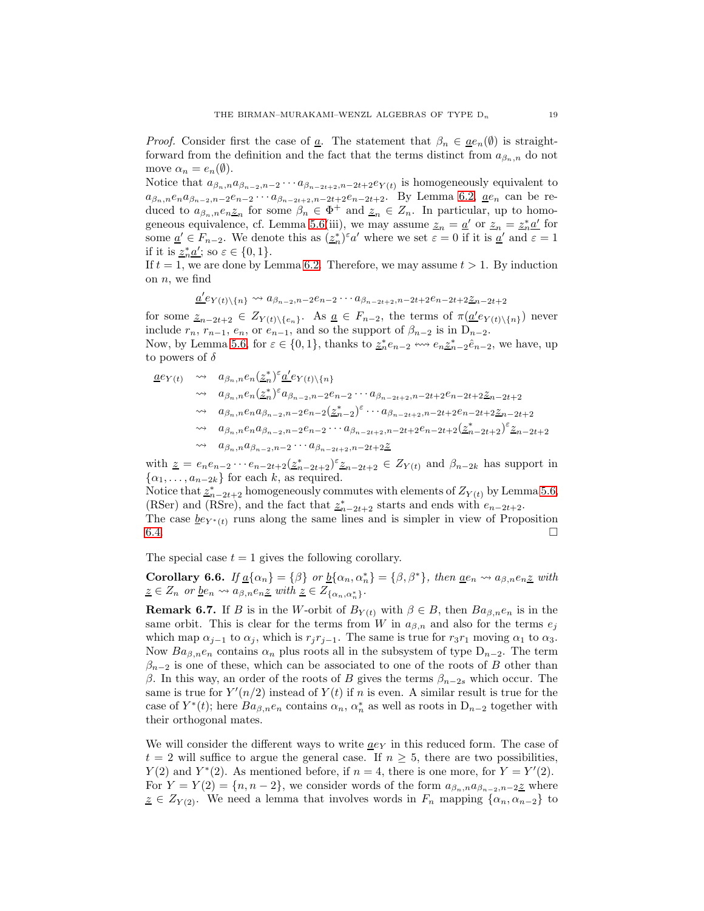*Proof.* Consider first the case of $\underline{a}$. The statement that $\beta_n \in \underline{a}e_n(\emptyset)$ is straightforward from the definition and the fact that the terms distinct from $a_{\beta_n,n}$ do not move $\alpha_n = e_n(\emptyset)$.

Notice that $a_{\beta_n,n}a_{\beta_{n-2},n-2}\cdots a_{\beta_{n-2t+2},n-2t+2}e_{Y(t)}$ is homogeneously equivalent to $a_{\beta_n,n}e_n a_{\beta_{n-2},n-2}e_{n-2}\cdots a_{\beta_{n-2t+2},n-2t+2}e_{n-2t+2}$. By Lemma 6.2, $\underline{a}e_n$ can be reduced to $a_{\beta_n,n}e_n\underline{z}_n$ for some $\beta_n \in \Phi^+$ and $\underline{z}_n \in Z_n$. In particular, up to homogeneous equivalence, cf. Lemma 5.6(iii), we may assume $\underline{z}_n = \underline{a}'$ or $\underline{z}_n = \underline{z}_n^*\underline{a}'$ for some $\underline{a}' \in F_{n-2}$. We denote this as $(\underline{z}_n^*)^\varepsilon a'$ where we set $\varepsilon = 0$ if it is $\underline{a}'$ and $\varepsilon = 1$ if it is $\underline{z}_n^*\underline{a}'$; so $\varepsilon \in \{0,1\}$.

If $t = 1$, we are done by Lemma 6.2. Therefore, we may assume $t > 1$. By induction on $n$, we find

$$\underline{a}'e_{Y(t)\setminus\{n\}} \rightsquigarrow a_{\beta_{n-2},n-2}e_{n-2}\cdots a_{\beta_{n-2t+2},n-2t+2}e_{n-2t+2}\underline{z}_{n-2t+2}$$

for some $\underline{z}_{n-2t+2} \in Z_{Y(t)\setminus\{e_n\}}$. As $\underline{a} \in F_{n-2}$, the terms of $\pi(\underline{a}'e_{Y(t)\setminus\{n\}})$ never include $r_n$, $r_{n-1}$, $e_n$, or $e_{n-1}$, and so the support of $\beta_{n-2}$ is in $\mathrm{D}_{n-2}$.

Now, by Lemma 5.6, for $\varepsilon \in \{0,1\}$, thanks to $\underline{z}_n^*e_{n-2} \leftrightsquigarrow e_n\underline{z}_{n-2}^*\hat{e}_{n-2}$, we have, up to powers of $\delta$

$$\begin{aligned}
\underline{a}e_{Y(t)} &\rightsquigarrow a_{\beta_n,n}e_n(\underline{z}_n^*)^\varepsilon\underline{a}'e_{Y(t)\setminus\{n\}}\\
&\rightsquigarrow a_{\beta_n,n}e_n(\underline{z}_n^*)^\varepsilon a_{\beta_{n-2},n-2}e_{n-2}\cdots a_{\beta_{n-2t+2},n-2t+2}e_{n-2t+2}\underline{z}_{n-2t+2}\\
&\rightsquigarrow a_{\beta_n,n}e_n a_{\beta_{n-2},n-2}e_{n-2}(\underline{z}_{n-2}^*)^\varepsilon\cdots a_{\beta_{n-2t+2},n-2t+2}e_{n-2t+2}\underline{z}_{n-2t+2}\\
&\rightsquigarrow a_{\beta_n,n}e_n a_{\beta_{n-2},n-2}e_{n-2}\cdots a_{\beta_{n-2t+2},n-2t+2}e_{n-2t+2}(\underline{z}_{n-2t+2}^*)^\varepsilon\underline{z}_{n-2t+2}\\
&\rightsquigarrow a_{\beta_n,n}a_{\beta_{n-2},n-2}\cdots a_{\beta_{n-2t+2},n-2t+2}\underline{z}
\end{aligned}$$

with $\underline{z} = e_ne_{n-2}\cdots e_{n-2t+2}(\underline{z}_{n-2t+2}^*)^\varepsilon\underline{z}_{n-2t+2} \in Z_{Y(t)}$ and $\beta_{n-2k}$ has support in $\{\alpha_1,\ldots,a_{n-2k}\}$ for each $k$, as required.

Notice that $\underline{z}_{n-2t+2}^*$ homogeneously commutes with elements of $Z_{Y(t)}$ by Lemma 5.6, (RSer) and (RSre), and the fact that $\underline{z}_{n-2t+2}^*$ starts and ends with $e_{n-2t+2}$.

The case $\underline{b}e_{Y^*(t)}$ runs along the same lines and is simpler in view of Proposition 6.4. $\square$

The special case $t = 1$ gives the following corollary.

**Corollary 6.6.** *If $\underline{a}\{\alpha_n\} = \{\beta\}$ or $\underline{b}\{\alpha_n,\alpha_n^*\} = \{\beta,\beta^*\}$, then $\underline{a}e_n \rightsquigarrow a_{\beta,n}e_n\underline{z}$ with $\underline{z} \in Z_n$ or $\underline{b}e_n \rightsquigarrow a_{\beta,n}e_n\underline{z}$ with $\underline{z} \in Z_{\{\alpha_n,\alpha_n^*\}}$.*

**Remark 6.7.** If $B$ is in the $W$-orbit of $B_{Y(t)}$ with $\beta \in B$, then $Ba_{\beta,n}e_n$ is in the same orbit. This is clear for the terms from $W$ in $a_{\beta,n}$ and also for the terms $e_j$ which map $\alpha_{j-1}$ to $\alpha_j$, which is $r_jr_{j-1}$. The same is true for $r_3r_1$ moving $\alpha_1$ to $\alpha_3$. Now $Ba_{\beta,n}e_n$ contains $\alpha_n$ plus roots all in the subsystem of type $\mathrm{D}_{n-2}$. The term $\beta_{n-2}$ is one of these, which can be associated to one of the roots of $B$ other than $\beta$. In this way, an order of the roots of $B$ gives the terms $\beta_{n-2s}$ which occur. The same is true for $Y'(n/2)$ instead of $Y(t)$ if $n$ is even. A similar result is true for the case of $Y^*(t)$; here $Ba_{\beta,n}e_n$ contains $\alpha_n$, $\alpha_n^*$ as well as roots in $\mathrm{D}_{n-2}$ together with their orthogonal mates.

We will consider the different ways to write $\underline{a}e_Y$ in this reduced form. The case of $t = 2$ will suffice to argue the general case. If $n \geq 5$, there are two possibilities, $Y(2)$ and $Y^*(2)$. As mentioned before, if $n = 4$, there is one more, for $Y = Y'(2)$. For $Y = Y(2) = \{n, n-2\}$, we consider words of the form $a_{\beta_n,n}a_{\beta_{n-2},n-2}\underline{z}$ where $\underline{z} \in Z_{Y(2)}$. We need a lemma that involves words in $F_n$ mapping $\{\alpha_n,\alpha_{n-2}\}$ to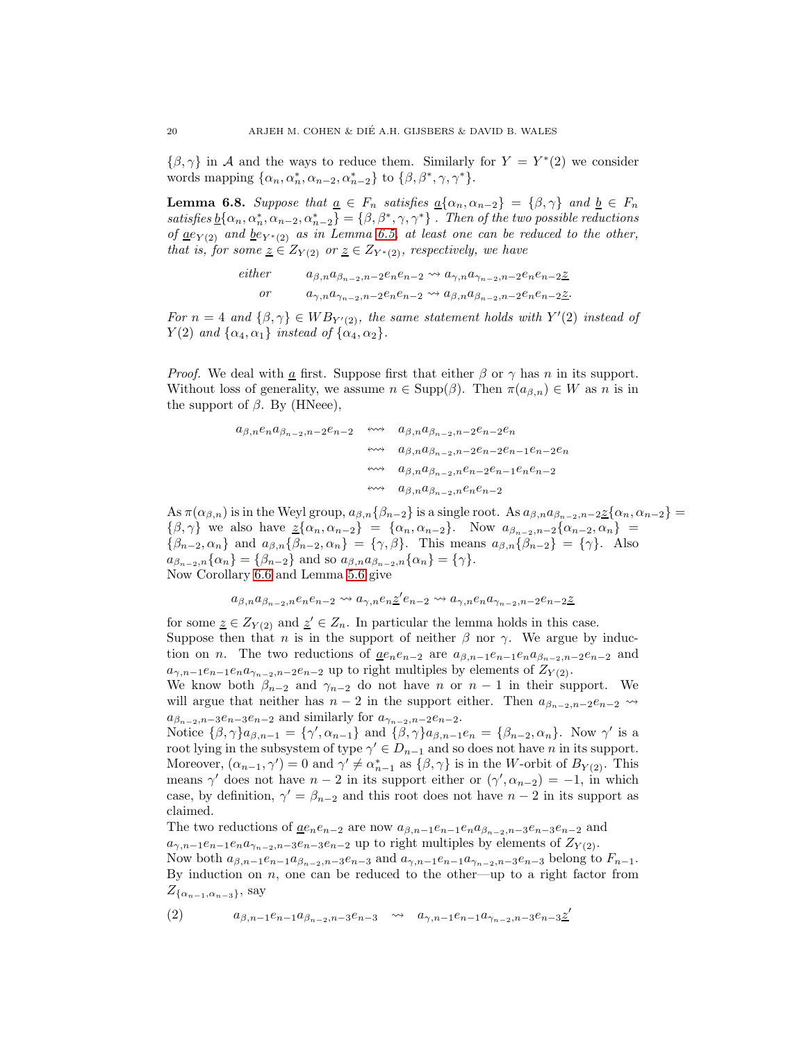$\{\beta,\gamma\}$ in $\mathcal{A}$ and the ways to reduce them. Similarly for $Y = Y^*(2)$ we consider words mapping $\{\alpha_n, \alpha_n^*, \alpha_{n-2}, \alpha_{n-2}^*\}$ to $\{\beta, \beta^*, \gamma, \gamma^*\}$.

**Lemma 6.8.** *Suppose that $\underline{a} \in F_n$ satisfies $\underline{a}\{\alpha_n, \alpha_{n-2}\} = \{\beta,\gamma\}$ and $\underline{b} \in F_n$ satisfies $\underline{b}\{\alpha_n, \alpha_n^*, \alpha_{n-2}, \alpha_{n-2}^*\} = \{\beta, \beta^*, \gamma, \gamma^*\}$. Then of the two possible reductions of $\underline{a}e_{Y(2)}$ and $\underline{b}e_{Y^*(2)}$ as in Lemma 6.5, at least one can be reduced to the other, that is, for some $\underline{z} \in Z_{Y(2)}$ or $\underline{z} \in Z_{Y^*(2)}$, respectively, we have*

$$\begin{array}{ll} \textit{either} & a_{\beta,n}a_{\beta_{n-2},n-2}e_ne_{n-2} \rightsquigarrow a_{\gamma,n}a_{\gamma_{n-2},n-2}e_ne_{n-2}\underline{z} \\ \textit{or} & a_{\gamma,n}a_{\gamma_{n-2},n-2}e_ne_{n-2} \rightsquigarrow a_{\beta,n}a_{\beta_{n-2},n-2}e_ne_{n-2}\underline{z}. \end{array}$$

*For $n = 4$ and $\{\beta,\gamma\} \in WB_{Y'(2)}$, the same statement holds with $Y'(2)$ instead of $Y(2)$ and $\{\alpha_4, \alpha_1\}$ instead of $\{\alpha_4, \alpha_2\}$.*

*Proof.* We deal with $\underline{a}$ first. Suppose first that either $\beta$ or $\gamma$ has $n$ in its support. Without loss of generality, we assume $n \in \mathrm{Supp}(\beta)$. Then $\pi(a_{\beta,n}) \in W$ as $n$ is in the support of $\beta$. By (HNeee),

$$\begin{aligned} a_{\beta,n}e_na_{\beta_{n-2},n-2}e_{n-2} &\leftrightsquigarrow a_{\beta,n}a_{\beta_{n-2},n-2}e_{n-2}e_n \\ &\leftrightsquigarrow a_{\beta,n}a_{\beta_{n-2},n-2}e_{n-2}e_{n-1}e_{n-2}e_n \\ &\leftrightsquigarrow a_{\beta,n}a_{\beta_{n-2},n}e_{n-2}e_{n-1}e_ne_{n-2} \\ &\leftrightsquigarrow a_{\beta,n}a_{\beta_{n-2},n}e_ne_ne_{n-2} \end{aligned}$$

As $\pi(\alpha_{\beta,n})$ is in the Weyl group, $a_{\beta,n}\{\beta_{n-2}\}$ is a single root. As $a_{\beta,n}a_{\beta_{n-2},n-2}\underline{z}\{\alpha_n, \alpha_{n-2}\} = \{\beta,\gamma\}$ we also have $\underline{z}\{\alpha_n,\alpha_{n-2}\} = \{\alpha_n, \alpha_{n-2}\}$. Now $a_{\beta_{n-2},n-2}\{\alpha_{n-2},\alpha_n\} = \{\beta_{n-2}, \alpha_n\}$ and $a_{\beta,n}\{\beta_{n-2},\alpha_n\} = \{\gamma,\beta\}$. This means $a_{\beta,n}\{\beta_{n-2}\} = \{\gamma\}$. Also $a_{\beta_{n-2},n}\{\alpha_n\} = \{\beta_{n-2}\}$ and so $a_{\beta,n}a_{\beta_{n-2},n}\{\alpha_n\} = \{\gamma\}$.
Now Corollary 6.6 and Lemma 5.6 give

$$a_{\beta,n}a_{\beta_{n-2},n}e_ne_{n-2} \rightsquigarrow a_{\gamma,n}e_n\underline{z}'e_{n-2} \rightsquigarrow a_{\gamma,n}e_na_{\gamma_{n-2},n-2}e_{n-2}\underline{z}$$

for some $\underline{z} \in Z_{Y(2)}$ and $\underline{z}' \in Z_n$. In particular the lemma holds in this case.
Suppose then that $n$ is in the support of neither $\beta$ nor $\gamma$. We argue by induction on $n$. The two reductions of $\underline{a}e_ne_{n-2}$ are $a_{\beta,n-1}e_{n-1}e_na_{\beta_{n-2},n-2}e_{n-2}$ and $a_{\gamma,n-1}e_{n-1}e_na_{\gamma_{n-2},n-2}e_{n-2}$ up to right multiples by elements of $Z_{Y(2)}$.
We know both $\beta_{n-2}$ and $\gamma_{n-2}$ do not have $n$ or $n-1$ in their support. We will argue that neither has $n-2$ in the support either. Then $a_{\beta_{n-2},n-2}e_{n-2} \rightsquigarrow a_{\beta_{n-2},n-3}e_{n-3}e_{n-2}$ and similarly for $a_{\gamma_{n-2},n-2}e_{n-2}$.
Notice $\{\beta,\gamma\}a_{\beta,n-1} = \{\gamma', \alpha_{n-1}\}$ and $\{\beta,\gamma\}a_{\beta,n-1}e_n = \{\beta_{n-2}, \alpha_n\}$. Now $\gamma'$ is a root lying in the subsystem of type $\gamma' \in D_{n-1}$ and so does not have $n$ in its support. Moreover, $(\alpha_{n-1},\gamma') = 0$ and $\gamma' \neq \alpha_{n-1}^*$ as $\{\beta,\gamma\}$ is in the $W$-orbit of $B_{Y(2)}$. This means $\gamma'$ does not have $n-2$ in its support either or $(\gamma', \alpha_{n-2}) = -1$, in which case, by definition, $\gamma' = \beta_{n-2}$ and this root does not have $n-2$ in its support as claimed.
The two reductions of $\underline{a}e_ne_{n-2}$ are now $a_{\beta,n-1}e_{n-1}e_na_{\beta_{n-2},n-3}e_{n-3}e_{n-2}$ and $a_{\gamma,n-1}e_{n-1}e_na_{\gamma_{n-2},n-3}e_{n-3}e_{n-2}$ up to right multiples by elements of $Z_{Y(2)}$.
Now both $a_{\beta,n-1}e_{n-1}a_{\beta_{n-2},n-3}e_{n-3}$ and $a_{\gamma,n-1}e_{n-1}a_{\gamma_{n-2},n-3}e_{n-3}$ belong to $F_{n-1}$. By induction on $n$, one can be reduced to the other—up to a right factor from $Z_{\{\alpha_{n-1},\alpha_{n-3}\}}$, say

$$a_{\beta,n-1}e_{n-1}a_{\beta_{n-2},n-3}e_{n-3} \rightsquigarrow a_{\gamma,n-1}e_{n-1}a_{\gamma_{n-2},n-3}e_{n-3}\underline{z}' \tag{2}$$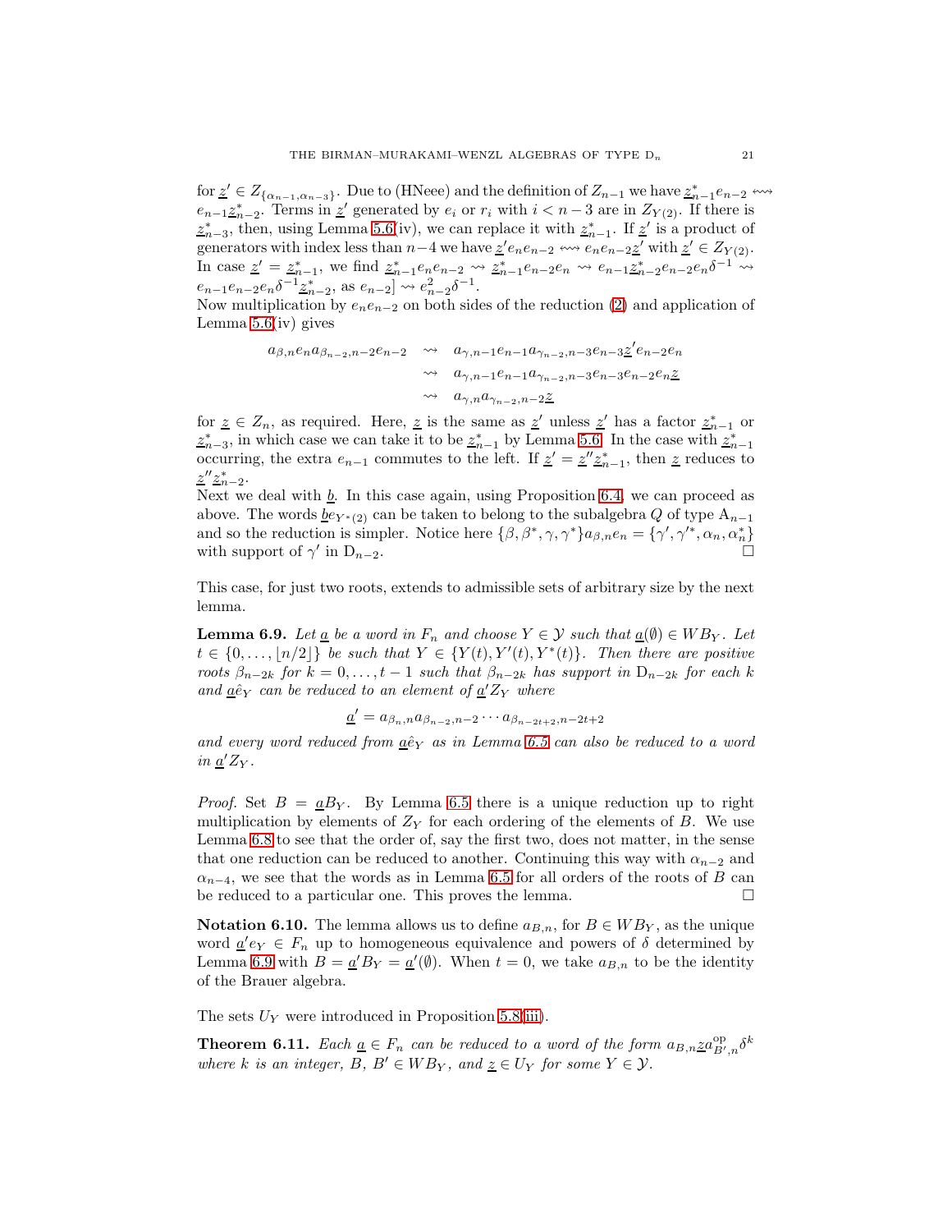for $\underline{z}' \in Z_{\{\alpha_{n-1},\alpha_{n-3}\}}$. Due to (HNeee) and the definition of $Z_{n-1}$ we have $\underline{z}^*_{n-1}e_{n-2} \leftrightsquigarrow e_{n-1}\underline{z}^*_{n-2}$. Terms in $\underline{z}'$ generated by $e_i$ or $r_i$ with $i < n-3$ are in $Z_{Y(2)}$. If there is $\underline{z}^*_{n-3}$, then, using Lemma 5.6(iv), we can replace it with $\underline{z}^*_{n-1}$. If $\underline{z}'$ is a product of generators with index less than $n-4$ we have $\underline{z}'e_ne_{n-2} \leftrightsquigarrow e_ne_{n-2}\underline{z}'$ with $\underline{z}' \in Z_{Y(2)}$. In case $\underline{z}' = \underline{z}^*_{n-1}$, we find $\underline{z}^*_{n-1}e_ne_{n-2} \rightsquigarrow \underline{z}^*_{n-1}e_{n-2}e_n \rightsquigarrow e_{n-1}\underline{z}^*_{n-2}e_{n-2}e_n\delta^{-1} \rightsquigarrow e_{n-1}e_{n-2}e_n\delta^{-1}\underline{z}^*_{n-2}$, as $e_{n-2}] \rightsquigarrow e^2_{n-2}\delta^{-1}$.
Now multiplication by $e_ne_{n-2}$ on both sides of the reduction (2) and application of Lemma 5.6(iv) gives

$$
\begin{aligned}
a_{\beta,n}e_na_{\beta_{n-2},n-2}e_{n-2} &\rightsquigarrow a_{\gamma,n-1}e_{n-1}a_{\gamma_{n-2},n-3}e_{n-3}\underline{z}'e_{n-2}e_n \\
&\rightsquigarrow a_{\gamma,n-1}e_{n-1}a_{\gamma_{n-2},n-3}e_{n-3}e_{n-2}e_n\underline{z} \\
&\rightsquigarrow a_{\gamma,n}a_{\gamma_{n-2},n-2}\underline{z}
\end{aligned}
$$

for $\underline{z} \in Z_n$, as required. Here, $\underline{z}$ is the same as $\underline{z}'$ unless $\underline{z}'$ has a factor $\underline{z}^*_{n-1}$ or $\underline{z}^*_{n-3}$, in which case we can take it to be $\underline{z}^*_{n-1}$ by Lemma 5.6. In the case with $\underline{z}^*_{n-1}$ occurring, the extra $e_{n-1}$ commutes to the left. If $\underline{z}' = \underline{z}''\underline{z}^*_{n-1}$, then $\underline{z}$ reduces to $\underline{z}''\underline{z}^*_{n-2}$.
Next we deal with $\underline{b}$. In this case again, using Proposition 6.4, we can proceed as above. The words $\underline{b}e_{Y^*(2)}$ can be taken to belong to the subalgebra $Q$ of type $\mathrm{A}_{n-1}$ and so the reduction is simpler. Notice here $\{\beta,\beta^*,\gamma,\gamma^*\}a_{\beta,n}e_n = \{\gamma',\gamma'^*,\alpha_n,\alpha_n^*\}$ with support of $\gamma'$ in $\mathrm{D}_{n-2}$. □

This case, for just two roots, extends to admissible sets of arbitrary size by the next lemma.

**Lemma 6.9.** *Let $\underline{a}$ be a word in $F_n$ and choose $Y \in \mathcal{Y}$ such that $\underline{a}(\emptyset) \in WB_Y$. Let $t \in \{0,\ldots,\lfloor n/2 \rfloor\}$ be such that $Y \in \{Y(t), Y'(t), Y^*(t)\}$. Then there are positive roots $\beta_{n-2k}$ for $k = 0,\ldots,t-1$ such that $\beta_{n-2k}$ has support in $\mathrm{D}_{n-2k}$ for each $k$ and $\underline{a}\hat{e}_Y$ can be reduced to an element of $\underline{a}'Z_Y$ where*

$$\underline{a}' = a_{\beta_n,n}a_{\beta_{n-2},n-2}\cdots a_{\beta_{n-2t+2},n-2t+2}$$

*and every word reduced from $\underline{a}\hat{e}_Y$ as in Lemma 6.5 can also be reduced to a word in $\underline{a}'Z_Y$.*

*Proof.* Set $B = \underline{a}B_Y$. By Lemma 6.5 there is a unique reduction up to right multiplication by elements of $Z_Y$ for each ordering of the elements of $B$. We use Lemma 6.8 to see that the order of, say the first two, does not matter, in the sense that one reduction can be reduced to another. Continuing this way with $\alpha_{n-2}$ and $\alpha_{n-4}$, we see that the words as in Lemma 6.5 for all orders of the roots of $B$ can be reduced to a particular one. This proves the lemma. □

**Notation 6.10.** The lemma allows us to define $a_{B,n}$, for $B \in WB_Y$, as the unique word $\underline{a}'e_Y \in F_n$ up to homogeneous equivalence and powers of $\delta$ determined by Lemma 6.9 with $B = \underline{a}'B_Y = \underline{a}'(\emptyset)$. When $t = 0$, we take $a_{B,n}$ to be the identity of the Brauer algebra.

The sets $U_Y$ were introduced in Proposition 5.8(iii).

**Theorem 6.11.** *Each $\underline{a} \in F_n$ can be reduced to a word of the form $a_{B,n}\underline{z}a^{\mathrm{op}}_{B',n}\delta^k$ where $k$ is an integer, $B$, $B' \in WB_Y$, and $\underline{z} \in U_Y$ for some $Y \in \mathcal{Y}$.*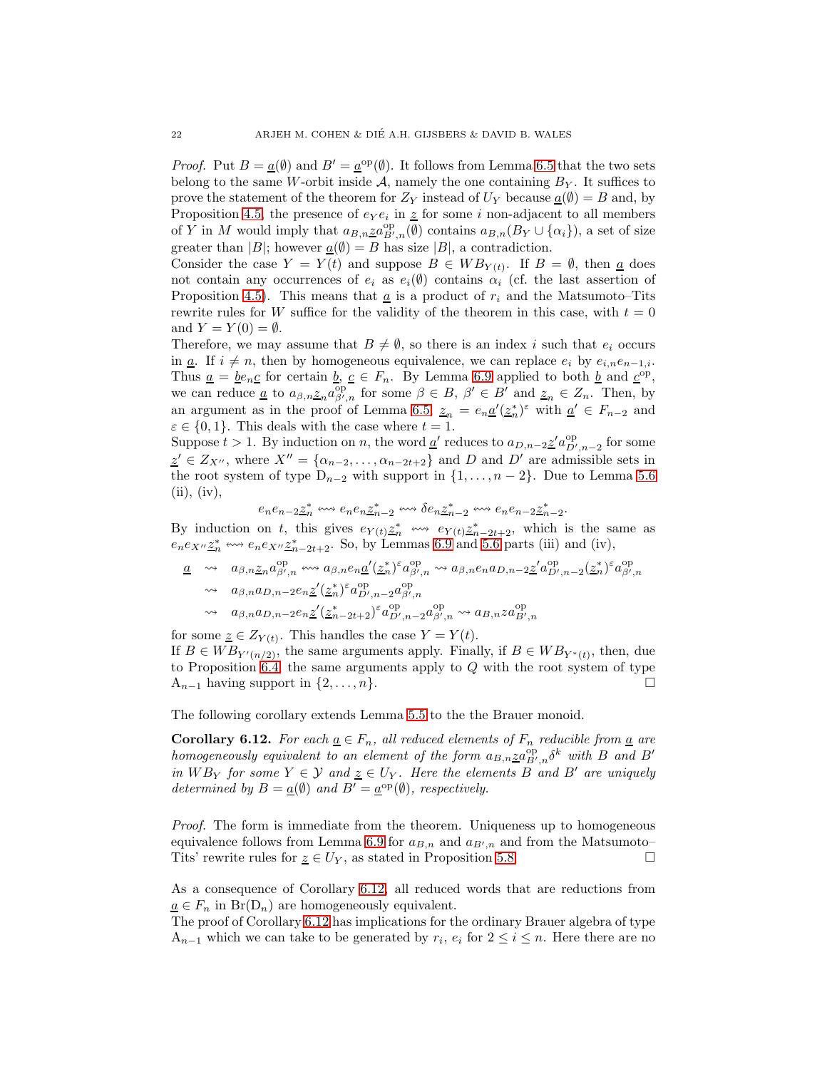*Proof.* Put $B = \underline{a}(\emptyset)$ and $B' = \underline{a}^{\mathrm{op}}(\emptyset)$. It follows from Lemma 6.5 that the two sets belong to the same $W$-orbit inside $\mathcal{A}$, namely the one containing $B_Y$. It suffices to prove the statement of the theorem for $Z_Y$ instead of $U_Y$ because $\underline{a}(\emptyset) = B$ and, by Proposition 4.5, the presence of $e_Y e_i$ in $\underline{z}$ for some $i$ non-adjacent to all members of $Y$ in $M$ would imply that $a_{B,n}\underline{z}a^{\mathrm{op}}_{B',n}(\emptyset)$ contains $a_{B,n}(B_Y \cup \{\alpha_i\})$, a set of size greater than $|B|$; however $\underline{a}(\emptyset) = B$ has size $|B|$, a contradiction.

Consider the case $Y = Y(t)$ and suppose $B \in WB_{Y(t)}$. If $B = \emptyset$, then $\underline{a}$ does not contain any occurrences of $e_i$ as $e_i(\emptyset)$ contains $\alpha_i$ (cf. the last assertion of Proposition 4.5). This means that $\underline{a}$ is a product of $r_i$ and the Matsumoto–Tits rewrite rules for $W$ suffice for the validity of the theorem in this case, with $t = 0$ and $Y = Y(0) = \emptyset$.

Therefore, we may assume that $B \neq \emptyset$, so there is an index $i$ such that $e_i$ occurs in $\underline{a}$. If $i \neq n$, then by homogeneous equivalence, we can replace $e_i$ by $e_{i,n}e_{n-1,i}$. Thus $\underline{a} = \underline{b}e_n\underline{c}$ for certain $\underline{b}$, $\underline{c} \in F_n$. By Lemma 6.9 applied to both $\underline{b}$ and $\underline{c}^{\mathrm{op}}$, we can reduce $\underline{a}$ to $a_{\beta,n}\underline{z}_n a^{\mathrm{op}}_{\beta',n}$ for some $\beta \in B$, $\beta' \in B'$ and $\underline{z}_n \in Z_n$. Then, by an argument as in the proof of Lemma 6.5, $\underline{z}_n = e_n\underline{a}'(\underline{z}^*_n)^{\varepsilon}$ with $\underline{a}' \in F_{n-2}$ and $\varepsilon \in \{0,1\}$. This deals with the case where $t = 1$.

Suppose $t > 1$. By induction on $n$, the word $\underline{a}'$ reduces to $a_{D,n-2}\underline{z}'a^{\mathrm{op}}_{D',n-2}$ for some $\underline{z}' \in Z_{X''}$, where $X'' = \{\alpha_{n-2}, \ldots, \alpha_{n-2t+2}\}$ and $D$ and $D'$ are admissible sets in the root system of type $\mathrm{D}_{n-2}$ with support in $\{1, \ldots, n-2\}$. Due to Lemma 5.6 (ii), (iv),

$$e_n e_{n-2}\underline{z}^*_n \leftrightsquigarrow e_n e_n \underline{z}^*_{n-2} \leftrightsquigarrow \delta e_n \underline{z}^*_{n-2} \leftrightsquigarrow e_n e_{n-2}\underline{z}^*_{n-2}.$$

By induction on $t$, this gives $e_{Y(t)}\underline{z}^*_n \leftrightsquigarrow e_{Y(t)}\underline{z}^*_{n-2t+2}$, which is the same as $e_n e_{X''}\underline{z}^*_n \leftrightsquigarrow e_n e_{X''}\underline{z}^*_{n-2t+2}$. So, by Lemmas 6.9 and 5.6 parts (iii) and (iv),

$$\begin{aligned}
\underline{a} \;&\rightsquigarrow\; a_{\beta,n}\underline{z}_n a^{\mathrm{op}}_{\beta',n} \leftrightsquigarrow a_{\beta,n}e_n\underline{a}'(\underline{z}^*_n)^{\varepsilon}a^{\mathrm{op}}_{\beta',n} \rightsquigarrow a_{\beta,n}e_n a_{D,n-2}\underline{z}'a^{\mathrm{op}}_{D',n-2}(\underline{z}^*_n)^{\varepsilon}a^{\mathrm{op}}_{\beta',n} \\
&\rightsquigarrow\; a_{\beta,n}a_{D,n-2}e_n\underline{z}'(\underline{z}^*_n)^{\varepsilon}a^{\mathrm{op}}_{D',n-2}a^{\mathrm{op}}_{\beta',n} \\
&\rightsquigarrow\; a_{\beta,n}a_{D,n-2}e_n\underline{z}'(\underline{z}^*_{n-2t+2})^{\varepsilon}a^{\mathrm{op}}_{D',n-2}a^{\mathrm{op}}_{\beta',n} \rightsquigarrow a_{B,n}\underline{z}a^{\mathrm{op}}_{B',n}
\end{aligned}$$

for some $\underline{z} \in Z_{Y(t)}$. This handles the case $Y = Y(t)$.

If $B \in WB_{Y'(n/2)}$, the same arguments apply. Finally, if $B \in WB_{Y^*(t)}$, then, due to Proposition 6.4, the same arguments apply to $Q$ with the root system of type $\mathrm{A}_{n-1}$ having support in $\{2, \ldots, n\}$. $\square$

The following corollary extends Lemma 5.5 to the the Brauer monoid.

**Corollary 6.12.** *For each $\underline{a} \in F_n$, all reduced elements of $F_n$ reducible from $\underline{a}$ are homogeneously equivalent to an element of the form $a_{B,n}\underline{z}a^{\mathrm{op}}_{B',n}\delta^k$ with $B$ and $B'$ in $WB_Y$ for some $Y \in \mathcal{Y}$ and $\underline{z} \in U_Y$. Here the elements $B$ and $B'$ are uniquely determined by $B = \underline{a}(\emptyset)$ and $B' = \underline{a}^{\mathrm{op}}(\emptyset)$, respectively.*

*Proof.* The form is immediate from the theorem. Uniqueness up to homogeneous equivalence follows from Lemma 6.9 for $a_{B,n}$ and $a_{B',n}$ and from the Matsumoto–Tits' rewrite rules for $\underline{z} \in U_Y$, as stated in Proposition 5.8. $\square$

As a consequence of Corollary 6.12, all reduced words that are reductions from $\underline{a} \in F_n$ in $\mathrm{Br}(\mathrm{D}_n)$ are homogeneously equivalent.

The proof of Corollary 6.12 has implications for the ordinary Brauer algebra of type $\mathrm{A}_{n-1}$ which we can take to be generated by $r_i$, $e_i$ for $2 \leq i \leq n$. Here there are no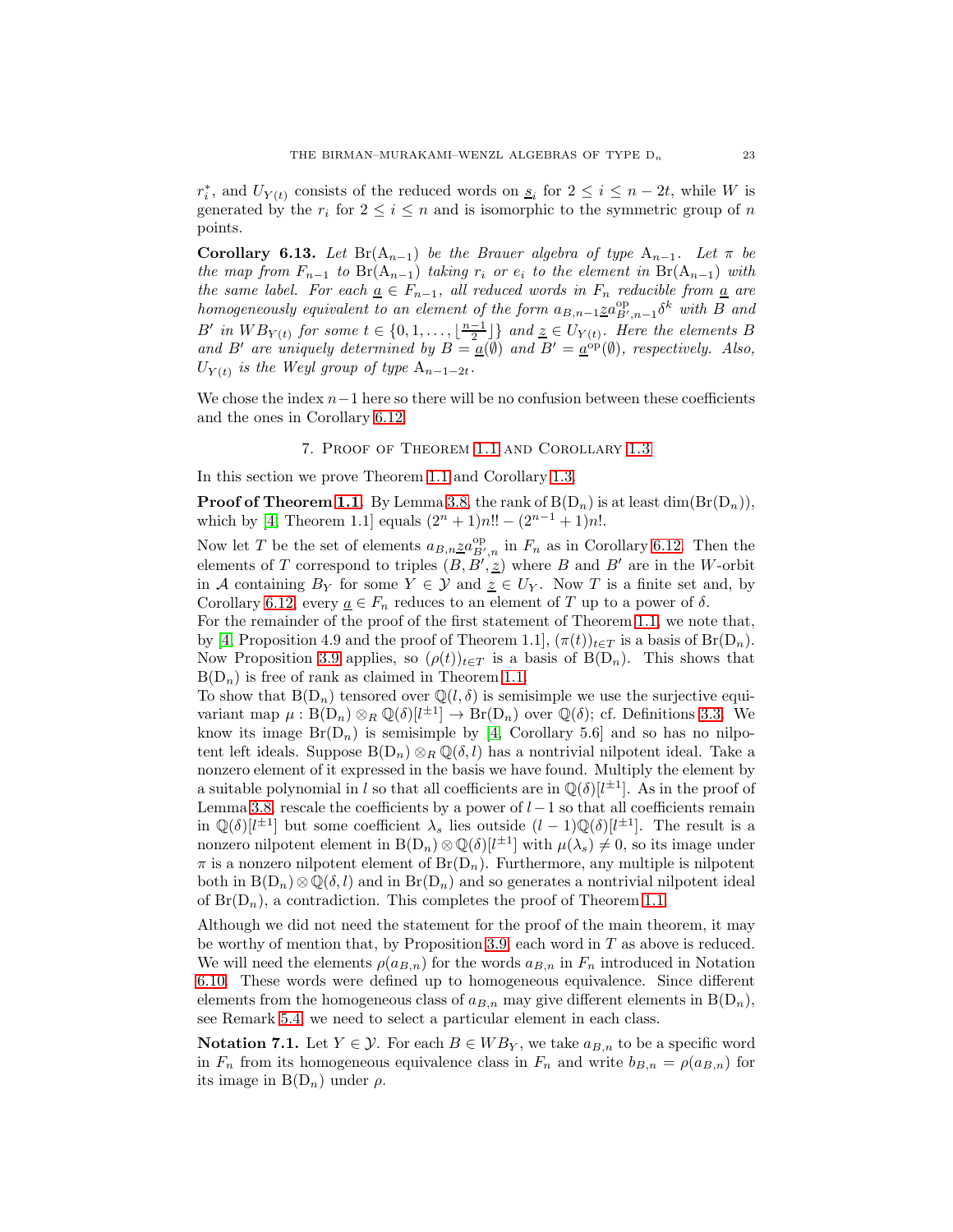$r_i^*$, and $U_{Y(t)}$ consists of the reduced words on $\underline{s}_i$ for $2 \leq i \leq n-2t$, while $W$ is generated by the $r_i$ for $2 \leq i \leq n$ and is isomorphic to the symmetric group of $n$ points.

**Corollary 6.13.** *Let $\mathrm{Br}(\mathrm{A}_{n-1})$ be the Brauer algebra of type $\mathrm{A}_{n-1}$. Let $\pi$ be the map from $F_{n-1}$ to $\mathrm{Br}(\mathrm{A}_{n-1})$ taking $r_i$ or $e_i$ to the element in $\mathrm{Br}(\mathrm{A}_{n-1})$ with the same label. For each $\underline{a} \in F_{n-1}$, all reduced words in $F_n$ reducible from $\underline{a}$ are homogeneously equivalent to an element of the form $a_{B,n-1}\underline{z}a^{\mathrm{op}}_{B',n-1}\delta^k$ with $B$ and $B'$ in $WB_{Y(t)}$ for some $t \in \{0, 1, \ldots, \lfloor \frac{n-1}{2} \rfloor\}$ and $\underline{z} \in U_{Y(t)}$. Here the elements $B$ and $B'$ are uniquely determined by $B = \underline{a}(\emptyset)$ and $B' = \underline{a}^{\mathrm{op}}(\emptyset)$, respectively. Also, $U_{Y(t)}$ is the Weyl group of type $\mathrm{A}_{n-1-2t}$.*

We chose the index $n-1$ here so there will be no confusion between these coefficients and the ones in Corollary 6.12.

## 7. Proof of Theorem 1.1 and Corollary 1.3

In this section we prove Theorem 1.1 and Corollary 1.3.

**Proof of Theorem 1.1.** By Lemma 3.8, the rank of $\mathrm{B}(\mathrm{D}_n)$ is at least $\dim(\mathrm{Br}(\mathrm{D}_n))$, which by [4, Theorem 1.1] equals $(2^n+1)n!! - (2^{n-1}+1)n!$.

Now let $T$ be the set of elements $a_{B,n}\underline{z}a^{\mathrm{op}}_{B',n}$ in $F_n$ as in Corollary 6.12. Then the elements of $T$ correspond to triples $(B, B', \underline{z})$ where $B$ and $B'$ are in the $W$-orbit in $\mathcal{A}$ containing $B_Y$ for some $Y \in \mathcal{Y}$ and $\underline{z} \in U_Y$. Now $T$ is a finite set and, by Corollary 6.12, every $\underline{a} \in F_n$ reduces to an element of $T$ up to a power of $\delta$.
For the remainder of the proof of the first statement of Theorem 1.1, we note that, by [4, Proposition 4.9 and the proof of Theorem 1.1], $(\pi(t))_{t\in T}$ is a basis of $\mathrm{Br}(\mathrm{D}_n)$. Now Proposition 3.9 applies, so $(\rho(t))_{t\in T}$ is a basis of $\mathrm{B}(\mathrm{D}_n)$. This shows that $\mathrm{B}(\mathrm{D}_n)$ is free of rank as claimed in Theorem 1.1.
To show that $\mathrm{B}(\mathrm{D}_n)$ tensored over $\mathbb{Q}(l,\delta)$ is semisimple we use the surjective equivariant map $\mu : \mathrm{B}(\mathrm{D}_n) \otimes_R \mathbb{Q}(\delta)[l^{\pm 1}] \to \mathrm{Br}(\mathrm{D}_n)$ over $\mathbb{Q}(\delta)$; cf. Definitions 3.3. We know its image $\mathrm{Br}(\mathrm{D}_n)$ is semisimple by [4, Corollary 5.6] and so has no nilpotent left ideals. Suppose $\mathrm{B}(\mathrm{D}_n) \otimes_R \mathbb{Q}(\delta, l)$ has a nontrivial nilpotent ideal. Take a nonzero element of it expressed in the basis we have found. Multiply the element by a suitable polynomial in $l$ so that all coefficients are in $\mathbb{Q}(\delta)[l^{\pm 1}]$. As in the proof of Lemma 3.8, rescale the coefficients by a power of $l-1$ so that all coefficients remain in $\mathbb{Q}(\delta)[l^{\pm 1}]$ but some coefficient $\lambda_s$ lies outside $(l-1)\mathbb{Q}(\delta)[l^{\pm 1}]$. The result is a nonzero nilpotent element in $\mathrm{B}(\mathrm{D}_n) \otimes \mathbb{Q}(\delta)[l^{\pm 1}]$ with $\mu(\lambda_s) \neq 0$, so its image under $\pi$ is a nonzero nilpotent element of $\mathrm{Br}(\mathrm{D}_n)$. Furthermore, any multiple is nilpotent both in $\mathrm{B}(\mathrm{D}_n) \otimes \mathbb{Q}(\delta, l)$ and in $\mathrm{Br}(\mathrm{D}_n)$ and so generates a nontrivial nilpotent ideal of $\mathrm{Br}(\mathrm{D}_n)$, a contradiction. This completes the proof of Theorem 1.1.

Although we did not need the statement for the proof of the main theorem, it may be worthy of mention that, by Proposition 3.9, each word in $T$ as above is reduced. We will need the elements $\rho(a_{B,n})$ for the words $a_{B,n}$ in $F_n$ introduced in Notation 6.10. These words were defined up to homogeneous equivalence. Since different elements from the homogeneous class of $a_{B,n}$ may give different elements in $\mathrm{B}(\mathrm{D}_n)$, see Remark 5.4, we need to select a particular element in each class.

**Notation 7.1.** Let $Y \in \mathcal{Y}$. For each $B \in WB_Y$, we take $a_{B,n}$ to be a specific word in $F_n$ from its homogeneous equivalence class in $F_n$ and write $b_{B,n} = \rho(a_{B,n})$ for its image in $\mathrm{B}(\mathrm{D}_n)$ under $\rho$.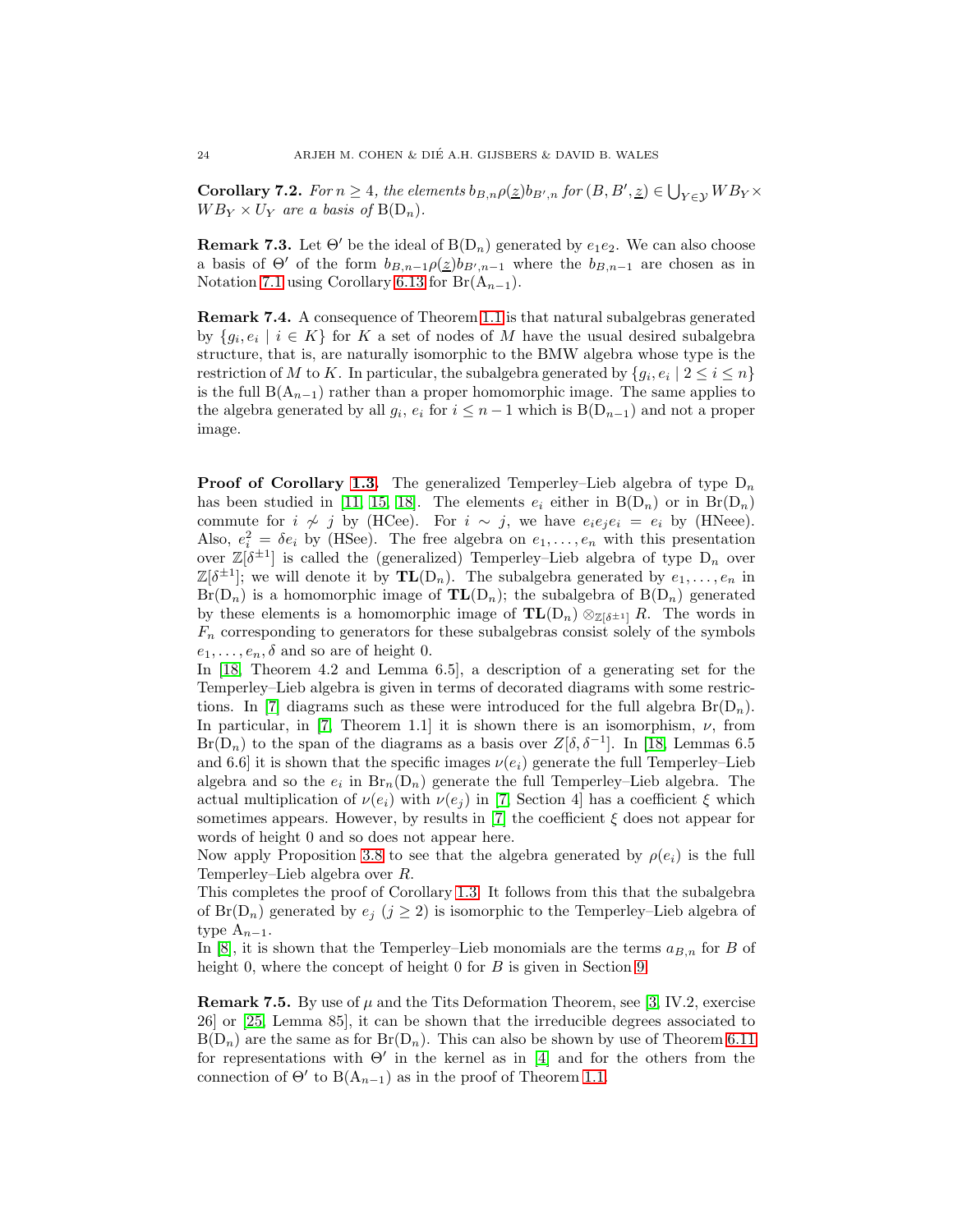**Corollary 7.2.** *For $n \geq 4$, the elements $b_{B,n}\rho(\underline{z})b_{B',n}$ for $(B, B', \underline{z}) \in \bigcup_{Y\in\mathcal{Y}} WB_Y \times WB_Y \times U_Y$ are a basis of $\mathrm{B}(\mathrm{D}_n)$.*

**Remark 7.3.** Let $\Theta'$ be the ideal of $\mathrm{B}(\mathrm{D}_n)$ generated by $e_1e_2$. We can also choose a basis of $\Theta'$ of the form $b_{B,n-1}\rho(\underline{z})b_{B',n-1}$ where the $b_{B,n-1}$ are chosen as in Notation 7.1 using Corollary 6.13 for $\mathrm{Br}(\mathrm{A}_{n-1})$.

**Remark 7.4.** A consequence of Theorem 1.1 is that natural subalgebras generated by $\{g_i, e_i \mid i \in K\}$ for $K$ a set of nodes of $M$ have the usual desired subalgebra structure, that is, are naturally isomorphic to the BMW algebra whose type is the restriction of $M$ to $K$. In particular, the subalgebra generated by $\{g_i, e_i \mid 2 \leq i \leq n\}$ is the full $\mathrm{B}(\mathrm{A}_{n-1})$ rather than a proper homomorphic image. The same applies to the algebra generated by all $g_i$, $e_i$ for $i \leq n-1$ which is $\mathrm{B}(\mathrm{D}_{n-1})$ and not a proper image.

**Proof of Corollary 1.3.** The generalized Temperley–Lieb algebra of type $\mathrm{D}_n$ has been studied in [11, 15, 18]. The elements $e_i$ either in $\mathrm{B}(\mathrm{D}_n)$ or in $\mathrm{Br}(\mathrm{D}_n)$ commute for $i \not\sim j$ by (HCee). For $i \sim j$, we have $e_ie_je_i = e_i$ by (HNeee). Also, $e_i^2 = \delta e_i$ by (HSee). The free algebra on $e_1, \ldots, e_n$ with this presentation over $\mathbb{Z}[\delta^{\pm 1}]$ is called the (generalized) Temperley–Lieb algebra of type $\mathrm{D}_n$ over $\mathbb{Z}[\delta^{\pm 1}]$; we will denote it by $\mathbf{TL}(\mathrm{D}_n)$. The subalgebra generated by $e_1, \ldots, e_n$ in $\mathrm{Br}(\mathrm{D}_n)$ is a homomorphic image of $\mathbf{TL}(\mathrm{D}_n)$; the subalgebra of $\mathrm{B}(\mathrm{D}_n)$ generated by these elements is a homomorphic image of $\mathbf{TL}(\mathrm{D}_n) \otimes_{\mathbb{Z}[\delta^{\pm 1}]} R$. The words in $F_n$ corresponding to generators for these subalgebras consist solely of the symbols $e_1, \ldots, e_n, \delta$ and so are of height 0.
In [18, Theorem 4.2 and Lemma 6.5], a description of a generating set for the Temperley–Lieb algebra is given in terms of decorated diagrams with some restrictions. In [7] diagrams such as these were introduced for the full algebra $\mathrm{Br}(\mathrm{D}_n)$. In particular, in [7, Theorem 1.1] it is shown there is an isomorphism, $\nu$, from $\mathrm{Br}(\mathrm{D}_n)$ to the span of the diagrams as a basis over $Z[\delta, \delta^{-1}]$. In [18, Lemmas 6.5 and 6.6] it is shown that the specific images $\nu(e_i)$ generate the full Temperley–Lieb algebra and so the $e_i$ in $\mathrm{Br}_n(\mathrm{D}_n)$ generate the full Temperley–Lieb algebra. The actual multiplication of $\nu(e_i)$ with $\nu(e_j)$ in [7, Section 4] has a coefficient $\xi$ which sometimes appears. However, by results in [7] the coefficient $\xi$ does not appear for words of height 0 and so does not appear here.
Now apply Proposition 3.8 to see that the algebra generated by $\rho(e_i)$ is the full Temperley–Lieb algebra over $R$.
This completes the proof of Corollary 1.3. It follows from this that the subalgebra of $\mathrm{Br}(\mathrm{D}_n)$ generated by $e_j$ ($j \geq 2$) is isomorphic to the Temperley–Lieb algebra of type $\mathrm{A}_{n-1}$.
In [8], it is shown that the Temperley–Lieb monomials are the terms $a_{B,n}$ for $B$ of height 0, where the concept of height 0 for $B$ is given in Section 9.

**Remark 7.5.** By use of $\mu$ and the Tits Deformation Theorem, see [3, IV.2, exercise 26] or [25, Lemma 85], it can be shown that the irreducible degrees associated to $\mathrm{B}(\mathrm{D}_n)$ are the same as for $\mathrm{Br}(\mathrm{D}_n)$. This can also be shown by use of Theorem 6.11 for representations with $\Theta'$ in the kernel as in [4] and for the others from the connection of $\Theta'$ to $\mathrm{B}(\mathrm{A}_{n-1})$ as in the proof of Theorem 1.1.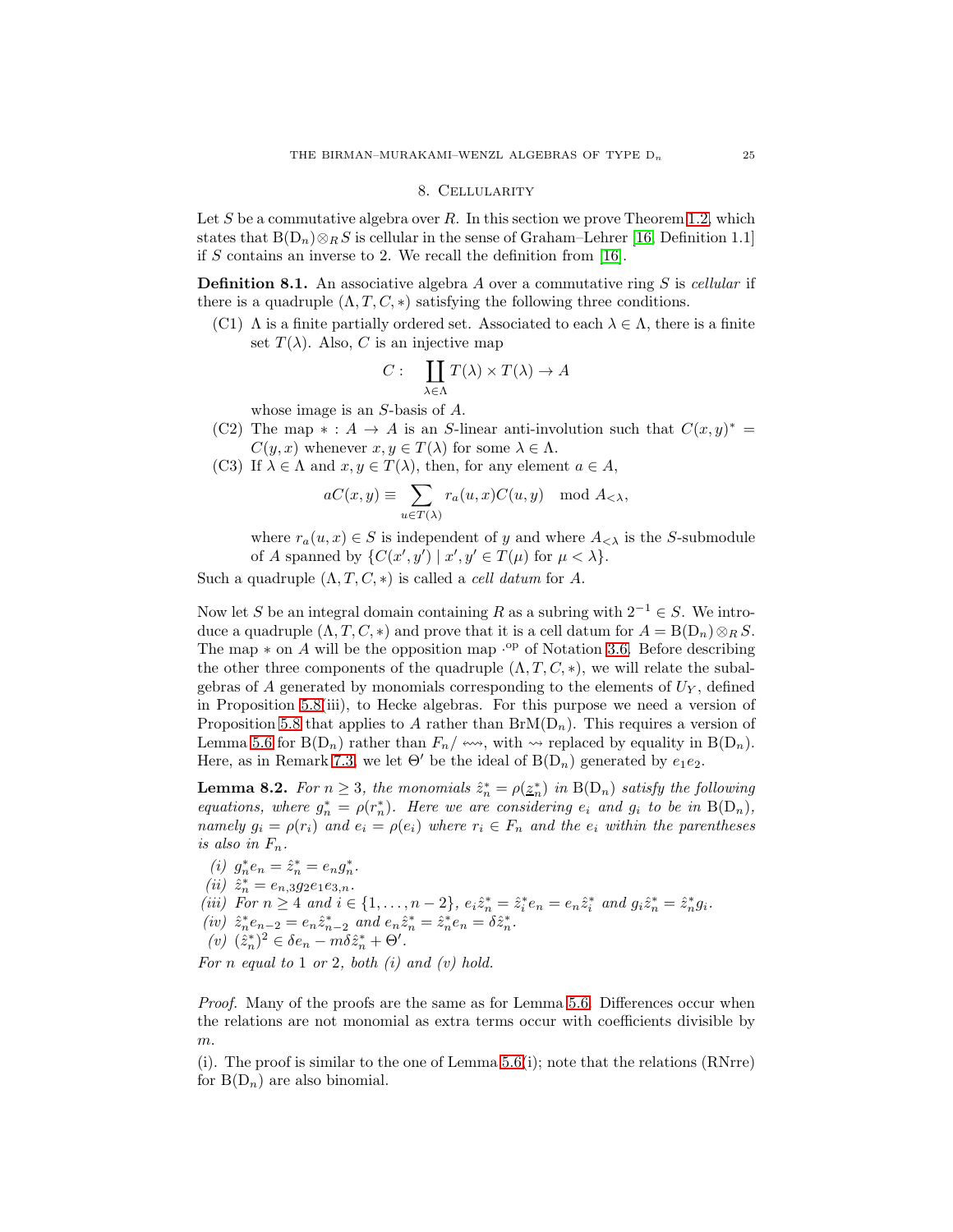## 8. Cellularity

Let $S$ be a commutative algebra over $R$. In this section we prove Theorem 1.2, which states that $\mathrm{B}(\mathrm{D}_n)\otimes_R S$ is cellular in the sense of Graham–Lehrer [16, Definition 1.1] if $S$ contains an inverse to 2. We recall the definition from [16].

**Definition 8.1.** An associative algebra $A$ over a commutative ring $S$ is *cellular* if there is a quadruple $(\Lambda, T, C, *)$ satisfying the following three conditions.

(C1) $\Lambda$ is a finite partially ordered set. Associated to each $\lambda \in \Lambda$, there is a finite set $T(\lambda)$. Also, $C$ is an injective map

$$C: \quad \coprod_{\lambda\in\Lambda} T(\lambda)\times T(\lambda) \to A$$

whose image is an $S$-basis of $A$.

(C2) The map $* : A \to A$ is an $S$-linear anti-involution such that $C(x,y)^* = C(y,x)$ whenever $x, y \in T(\lambda)$ for some $\lambda \in \Lambda$.

(C3) If $\lambda \in \Lambda$ and $x, y \in T(\lambda)$, then, for any element $a \in A$,

$$aC(x,y) \equiv \sum_{u\in T(\lambda)} r_a(u,x)C(u,y) \mod A_{<\lambda},$$

where $r_a(u,x) \in S$ is independent of $y$ and where $A_{<\lambda}$ is the $S$-submodule of $A$ spanned by $\{C(x',y') \mid x', y' \in T(\mu) \text{ for } \mu < \lambda\}$.

Such a quadruple $(\Lambda, T, C, *)$ is called a *cell datum* for $A$.

Now let $S$ be an integral domain containing $R$ as a subring with $2^{-1} \in S$. We introduce a quadruple $(\Lambda, T, C, *)$ and prove that it is a cell datum for $A = \mathrm{B}(\mathrm{D}_n)\otimes_R S$. The map $*$ on $A$ will be the opposition map $\cdot^{\mathrm{op}}$ of Notation 3.6. Before describing the other three components of the quadruple $(\Lambda, T, C, *)$, we will relate the subalgebras of $A$ generated by monomials corresponding to the elements of $U_Y$, defined in Proposition 5.8(iii), to Hecke algebras. For this purpose we need a version of Proposition 5.8 that applies to $A$ rather than $\mathrm{BrM}(\mathrm{D}_n)$. This requires a version of Lemma 5.6 for $\mathrm{B}(\mathrm{D}_n)$ rather than $F_n/\leftrightsquigarrow$, with $\rightsquigarrow$ replaced by equality in $\mathrm{B}(\mathrm{D}_n)$. Here, as in Remark 7.3, we let $\Theta'$ be the ideal of $\mathrm{B}(\mathrm{D}_n)$ generated by $e_1e_2$.

**Lemma 8.2.** *For $n \geq 3$, the monomials $\hat{z}_n^* = \rho(\underline{z}_n^*)$ in $\mathrm{B}(\mathrm{D}_n)$ satisfy the following equations, where $g_n^* = \rho(r_n^*)$. Here we are considering $e_i$ and $g_i$ to be in $\mathrm{B}(\mathrm{D}_n)$, namely $g_i = \rho(r_i)$ and $e_i = \rho(e_i)$ where $r_i \in F_n$ and the $e_i$ within the parentheses is also in $F_n$.*

*(i) $g_n^* e_n = \hat{z}_n^* = e_n g_n^*$.*
*(ii) $\hat{z}_n^* = e_{n,3}g_2e_1e_{3,n}$.*
*(iii) For $n \geq 4$ and $i \in \{1,\ldots,n-2\}$, $e_i\hat{z}_n^* = \hat{z}_i^* e_n = e_n\hat{z}_i^*$ and $g_i\hat{z}_n^* = \hat{z}_n^* g_i$.*
*(iv) $\hat{z}_n^* e_{n-2} = e_n\hat{z}_{n-2}^*$ and $e_n\hat{z}_n^* = \hat{z}_n^* e_n = \delta\hat{z}_n^*$.*
*(v) $(\hat{z}_n^*)^2 \in \delta e_n - m\delta\hat{z}_n^* + \Theta'$.*

*For $n$ equal to 1 or 2, both (i) and (v) hold.*

*Proof.* Many of the proofs are the same as for Lemma 5.6. Differences occur when the relations are not monomial as extra terms occur with coefficients divisible by $m$.

(i). The proof is similar to the one of Lemma 5.6(i); note that the relations (RNrre) for $\mathrm{B}(\mathrm{D}_n)$ are also binomial.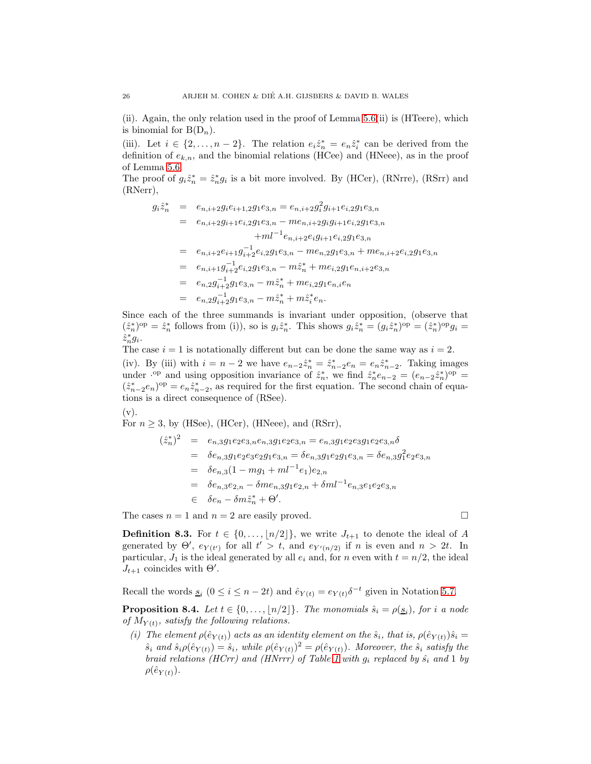(ii). Again, the only relation used in the proof of Lemma 5.6(ii) is (HTeere), which is binomial for $\mathrm{B}(\mathrm{D}_n)$.

(iii). Let $i \in \{2, \ldots, n-2\}$. The relation $e_i \hat{z}_n^* = e_n \hat{z}_i^*$ can be derived from the definition of $e_{k,n}$, and the binomial relations (HCee) and (HNeee), as in the proof of Lemma 5.6.

The proof of $g_i \hat{z}_n^* = \hat{z}_n^* g_i$ is a bit more involved. By (HCer), (RNrre), (RSrr) and (RNerr),

$$
\begin{aligned}
g_i \hat{z}_n^* &= e_{n,i+2} g_i e_{i+1,2} g_1 e_{3,n} = e_{n,i+2} g_i^2 g_{i+1} e_{i,2} g_1 e_{3,n} \\
&= e_{n,i+2} g_{i+1} e_{i,2} g_1 e_{3,n} - m e_{n,i+2} g_i g_{i+1} e_{i,2} g_1 e_{3,n} \\
&\qquad + m l^{-1} e_{n,i+2} e_i g_{i+1} e_{i,2} g_1 e_{3,n} \\
&= e_{n,i+2} e_{i+1} g_{i+2}^{-1} e_{i,2} g_1 e_{3,n} - m e_{n,2} g_1 e_{3,n} + m e_{n,i+2} e_{i,2} g_1 e_{3,n} \\
&= e_{n,i+1} g_{i+2}^{-1} e_{i,2} g_1 e_{3,n} - m \hat{z}_n^* + m e_{i,2} g_1 e_{n,i+2} e_{3,n} \\
&= e_{n,2} g_{i+2}^{-1} g_1 e_{3,n} - m \hat{z}_n^* + m e_{i,2} g_1 e_{n,i} e_n \\
&= e_{n,2} g_{i+2}^{-1} g_1 e_{3,n} - m \hat{z}_n^* + m \hat{z}_i^* e_n.
\end{aligned}
$$

Since each of the three summands is invariant under opposition, (observe that $(\hat{z}_n^*)^{\mathrm{op}} = \hat{z}_n^*$ follows from (i)), so is $g_i \hat{z}_n^*$. This shows $g_i \hat{z}_n^* = (g_i \hat{z}_n^*)^{\mathrm{op}} = (\hat{z}_n^*)^{\mathrm{op}} g_i = \hat{z}_n^* g_i$.

The case $i = 1$ is notationally different but can be done the same way as $i = 2$.

(iv). By (iii) with $i = n-2$ we have $e_{n-2} \hat{z}_n^* = \hat{z}_{n-2}^* e_n = e_n \hat{z}_{n-2}^*$. Taking images under $\cdot^{\mathrm{op}}$ and using opposition invariance of $\hat{z}_n^*$, we find $\hat{z}_n^* e_{n-2} = (e_{n-2} \hat{z}_n^*)^{\mathrm{op}} = (\hat{z}_{n-2}^* e_n)^{\mathrm{op}} = e_n \hat{z}_{n-2}^*$, as required for the first equation. The second chain of equations is a direct consequence of (RSee).

(v).
For $n \geq 3$, by (HSee), (HCer), (HNeee), and (RSrr),

$$
\begin{aligned}
(\hat{z}_n^*)^2 &= e_{n,3} g_1 e_2 e_{3,n} e_{n,3} g_1 e_2 e_{3,n} = e_{n,3} g_1 e_2 e_3 g_1 e_2 e_{3,n} \delta \\
&= \delta e_{n,3} g_1 e_2 e_3 e_2 g_1 e_{3,n} = \delta e_{n,3} g_1 e_2 g_1 e_{3,n} = \delta e_{n,3} g_1^2 e_2 e_{3,n} \\
&= \delta e_{n,3} (1 - m g_1 + m l^{-1} e_1) e_{2,n} \\
&= \delta e_{n,3} e_{2,n} - \delta m e_{n,3} g_1 e_{2,n} + \delta m l^{-1} e_{n,3} e_1 e_2 e_{3,n} \\
&\in \delta e_n - \delta m \hat{z}_n^* + \Theta'.
\end{aligned}
$$

The cases $n = 1$ and $n = 2$ are easily proved. $\square$

**Definition 8.3.** For $t \in \{0, \ldots, \lfloor n/2 \rfloor\}$, we write $J_{t+1}$ to denote the ideal of $A$ generated by $\Theta'$, $e_{Y(t')}$ for all $t' > t$, and $e_{Y'(n/2)}$ if $n$ is even and $n > 2t$. In particular, $J_1$ is the ideal generated by all $e_i$ and, for $n$ even with $t = n/2$, the ideal $J_{t+1}$ coincides with $\Theta'$.

Recall the words $\underline{s}_i$ $(0 \leq i \leq n-2t)$ and $\hat{e}_{Y(t)} = e_{Y(t)} \delta^{-t}$ given in Notation 5.7.

**Proposition 8.4.** *Let $t \in \{0, \ldots, \lfloor n/2 \rfloor\}$. The monomials $\hat{s}_i = \rho(\underline{s}_i)$, for $i$ a node of $M_{Y(t)}$, satisfy the following relations.*

- *(i) The element $\rho(\hat{e}_{Y(t)})$ acts as an identity element on the $\hat{s}_i$, that is, $\rho(\hat{e}_{Y(t)}) \hat{s}_i = \hat{s}_i$ and $\hat{s}_i \rho(\hat{e}_{Y(t)}) = \hat{s}_i$, while $\rho(\hat{e}_{Y(t)})^2 = \rho(\hat{e}_{Y(t)})$. Moreover, the $\hat{s}_i$ satisfy the braid relations (HCrr) and (HNrrr) of Table 1 with $g_i$ replaced by $\hat{s}_i$ and 1 by $\rho(\hat{e}_{Y(t)})$.*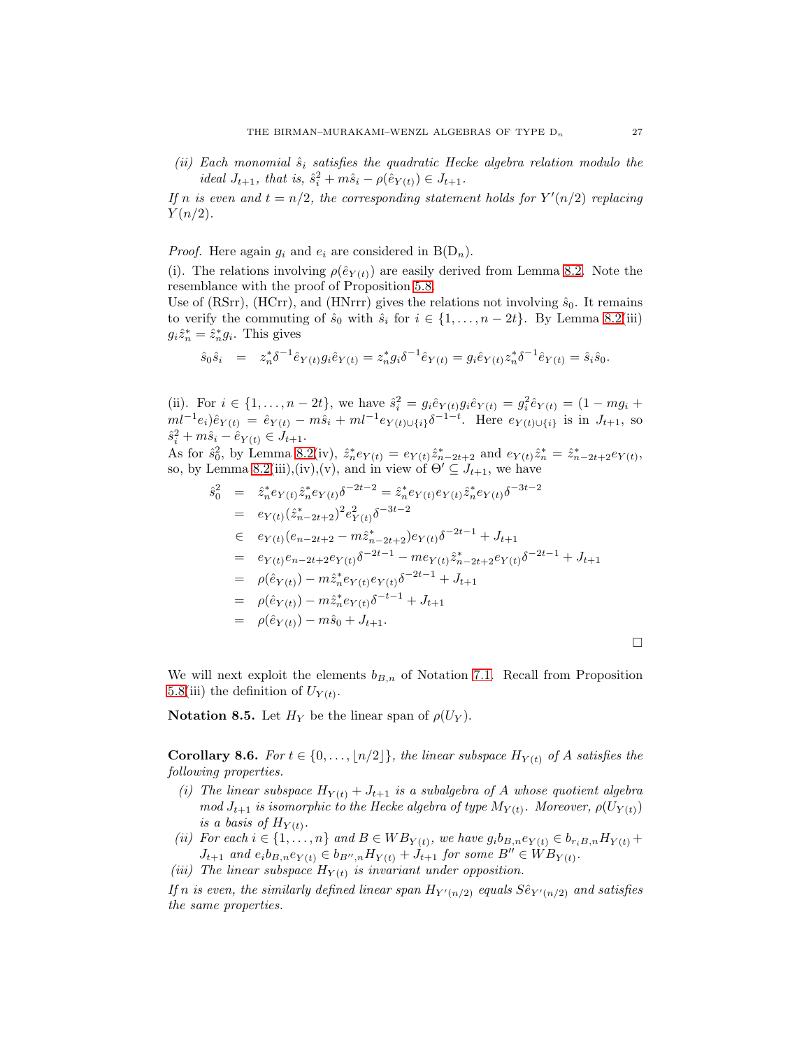*(ii) Each monomial $\hat{s}_i$ satisfies the quadratic Hecke algebra relation modulo the ideal $J_{t+1}$, that is, $\hat{s}_i^2 + m\hat{s}_i - \rho(\hat{e}_{Y(t)}) \in J_{t+1}$.*

*If $n$ is even and $t = n/2$, the corresponding statement holds for $Y'(n/2)$ replacing $Y(n/2)$.*

*Proof.* Here again $g_i$ and $e_i$ are considered in $\mathrm{B}(\mathrm{D}_n)$.

(i). The relations involving $\rho(\hat{e}_{Y(t)})$ are easily derived from Lemma 8.2. Note the resemblance with the proof of Proposition 5.8.

Use of (RSrr), (HCrr), and (HNrrr) gives the relations not involving $\hat{s}_0$. It remains to verify the commuting of $\hat{s}_0$ with $\hat{s}_i$ for $i \in \{1, \ldots, n-2t\}$. By Lemma 8.2(iii) $g_i\hat{z}_n^* = \hat{z}_n^* g_i$. This gives

$$\hat{s}_0\hat{s}_i \;=\; z_n^*\delta^{-1}\hat{e}_{Y(t)}g_i\hat{e}_{Y(t)} = z_n^* g_i\delta^{-1}\hat{e}_{Y(t)} = g_i\hat{e}_{Y(t)}z_n^*\delta^{-1}\hat{e}_{Y(t)} = \hat{s}_i\hat{s}_0.$$

(ii). For $i \in \{1, \ldots, n-2t\}$, we have $\hat{s}_i^2 = g_i\hat{e}_{Y(t)}g_i\hat{e}_{Y(t)} = g_i^2\hat{e}_{Y(t)} = (1 - mg_i + ml^{-1}e_i)\hat{e}_{Y(t)} = \hat{e}_{Y(t)} - m\hat{s}_i + ml^{-1}e_{Y(t)\cup\{i\}}\delta^{-1-t}$. Here $e_{Y(t)\cup\{i\}}$ is in $J_{t+1}$, so $\hat{s}_i^2 + m\hat{s}_i - \hat{e}_{Y(t)} \in J_{t+1}$.

As for $\hat{s}_0^2$, by Lemma 8.2(iv), $\hat{z}_n^* e_{Y(t)} = e_{Y(t)}\hat{z}_{n-2t+2}^*$ and $e_{Y(t)}\hat{z}_n^* = \hat{z}_{n-2t+2}^* e_{Y(t)}$, so, by Lemma 8.2(iii),(iv),(v), and in view of $\Theta' \subseteq J_{t+1}$, we have

$$\begin{aligned}
\hat{s}_0^2 &= \hat{z}_n^* e_{Y(t)}\hat{z}_n^* e_{Y(t)}\delta^{-2t-2} = \hat{z}_n^* e_{Y(t)}e_{Y(t)}\hat{z}_n^* e_{Y(t)}\delta^{-3t-2} \\
&= e_{Y(t)}(\hat{z}_{n-2t+2}^*)^2 e_{Y(t)}^2\delta^{-3t-2} \\
&\in e_{Y(t)}(e_{n-2t+2} - m\hat{z}_{n-2t+2}^*)e_{Y(t)}\delta^{-2t-1} + J_{t+1} \\
&= e_{Y(t)}e_{n-2t+2}e_{Y(t)}\delta^{-2t-1} - me_{Y(t)}\hat{z}_{n-2t+2}^* e_{Y(t)}\delta^{-2t-1} + J_{t+1} \\
&= \rho(\hat{e}_{Y(t)}) - m\hat{z}_n^* e_{Y(t)}e_{Y(t)}\delta^{-2t-1} + J_{t+1} \\
&= \rho(\hat{e}_{Y(t)}) - m\hat{z}_n^* e_{Y(t)}\delta^{-t-1} + J_{t+1} \\
&= \rho(\hat{e}_{Y(t)}) - m\hat{s}_0 + J_{t+1}.
\end{aligned}$$

□

We will next exploit the elements $b_{B,n}$ of Notation 7.1. Recall from Proposition 5.8(iii) the definition of $U_{Y(t)}$.

**Notation 8.5.** Let $H_Y$ be the linear span of $\rho(U_Y)$.

**Corollary 8.6.** *For $t \in \{0, \ldots, \lfloor n/2 \rfloor\}$, the linear subspace $H_{Y(t)}$ of $A$ satisfies the following properties.*

*(i) The linear subspace $H_{Y(t)} + J_{t+1}$ is a subalgebra of $A$ whose quotient algebra mod $J_{t+1}$ is isomorphic to the Hecke algebra of type $M_{Y(t)}$. Moreover, $\rho(U_{Y(t)})$ is a basis of $H_{Y(t)}$.*

*(ii) For each $i \in \{1, \ldots, n\}$ and $B \in WB_{Y(t)}$, we have $g_i b_{B,n} e_{Y(t)} \in b_{r_iB,n}H_{Y(t)} + J_{t+1}$ and $e_i b_{B,n} e_{Y(t)} \in b_{B'',n}H_{Y(t)} + J_{t+1}$ for some $B'' \in WB_{Y(t)}$.*

*(iii) The linear subspace $H_{Y(t)}$ is invariant under opposition.*

*If $n$ is even, the similarly defined linear span $H_{Y'(n/2)}$ equals $S\hat{e}_{Y'(n/2)}$ and satisfies the same properties.*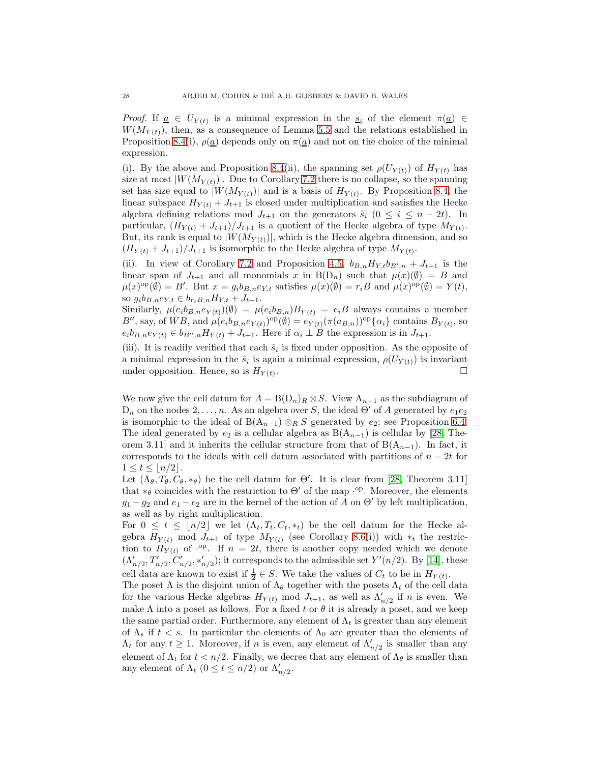*Proof.* If $\underline{a} \in U_{Y(t)}$ is a minimal expression in the $\underline{s}_i$ of the element $\pi(\underline{a}) \in W(M_{Y(t)})$, then, as a consequence of Lemma 5.5 and the relations established in Proposition 8.4(i), $\rho(\underline{a})$ depends only on $\pi(\underline{a})$ and not on the choice of the minimal expression.

(i). By the above and Proposition 8.4(ii), the spanning set $\rho(U_{Y(t)})$ of $H_{Y(t)}$ has size at most $|W(M_{Y(t)})|$. Due to Corollary 7.2 there is no collapse, so the spanning set has size equal to $|W(M_{Y(t)})|$ and is a basis of $H_{Y(t)}$. By Proposition 8.4, the linear subspace $H_{Y(t)} + J_{t+1}$ is closed under multiplication and satisfies the Hecke algebra defining relations mod $J_{t+1}$ on the generators $\hat{s}_i$ $(0 \leq i \leq n-2t)$. In particular, $(H_{Y(t)} + J_{t+1})/J_{t+1}$ is a quotient of the Hecke algebra of type $M_{Y(t)}$. But, its rank is equal to $|W(M_{Y(t)})|$, which is the Hecke algebra dimension, and so $(H_{Y(t)} + J_{t+1})/J_{t+1}$ is isomorphic to the Hecke algebra of type $M_{Y(t)}$.

(ii). In view of Corollary 7.2 and Proposition 4.5, $b_{B,n}H_{Y,t}b_{B',n} + J_{t+1}$ is the linear span of $J_{t+1}$ and all monomials $x$ in $\mathrm{B}(\mathrm{D}_n)$ such that $\mu(x)(\emptyset) = B$ and $\mu(x)^{\mathrm{op}}(\emptyset) = B'$. But $x = g_i b_{B,n} e_{Y,t}$ satisfies $\mu(x)(\emptyset) = r_i B$ and $\mu(x)^{\mathrm{op}}(\emptyset) = Y(t)$, so $g_i b_{B,n} e_{Y,t} \in b_{r_iB,n}H_{Y,t} + J_{t+1}$.
Similarly, $\mu(e_i b_{B,n} e_{Y(t)})(\emptyset) = \mu(e_i b_{B,n})B_{Y(t)} = e_i B$ always contains a member $B''$, say, of $WB$, and $\mu(e_i b_{B,n} e_{Y(t)})^{\mathrm{op}}(\emptyset) = e_{Y(t)}(\pi(a_{B,n}))^{\mathrm{op}}\{\alpha_i\}$ contains $B_{Y(t)}$, so $e_i b_{B,n} e_{Y(t)} \in b_{B'',n}H_{Y(t)} + J_{t+1}$. Here if $\alpha_i \perp B$ the expression is in $J_{t+1}$.

(iii). It is readily verified that each $\hat{s}_i$ is fixed under opposition. As the opposite of a minimal expression in the $\hat{s}_i$ is again a minimal expression, $\rho(U_{Y(t)})$ is invariant under opposition. Hence, so is $H_{Y(t)}$. $\square$

We now give the cell datum for $A = \mathrm{B}(\mathrm{D}_n)_R \otimes S$. View $\mathrm{A}_{n-1}$ as the subdiagram of $\mathrm{D}_n$ on the nodes $2, \ldots, n$. As an algebra over $S$, the ideal $\Theta'$ of $A$ generated by $e_1 e_2$ is isomorphic to the ideal of $\mathrm{B}(\mathrm{A}_{n-1}) \otimes_R S$ generated by $e_2$; see Proposition 6.4. The ideal generated by $e_2$ is a cellular algebra as $\mathrm{B}(\mathrm{A}_{n-1})$ is cellular by [28, Theorem 3.11] and it inherits the cellular structure from that of $\mathrm{B}(\mathrm{A}_{n-1})$. In fact, it corresponds to the ideals with cell datum associated with partitions of $n - 2t$ for $1 \leq t \leq \lfloor n/2 \rfloor$.
Let $(\Lambda_\theta, T_\theta, C_\theta, *_\theta)$ be the cell datum for $\Theta'$. It is clear from [28, Theorem 3.11] that $*_\theta$ coincides with the restriction to $\Theta'$ of the map $\cdot^{\mathrm{op}}$. Moreover, the elements $g_1 - g_2$ and $e_1 - e_2$ are in the kernel of the action of $A$ on $\Theta'$ by left multiplication, as well as by right multiplication.
For $0 \leq t \leq \lfloor n/2 \rfloor$ we let $(\Lambda_t, T_t, C_t, *_t)$ be the cell datum for the Hecke algebra $H_{Y(t)}$ mod $J_{t+1}$ of type $M_{Y(t)}$ (see Corollary 8.6(i)) with $*_t$ the restriction to $H_{Y(t)}$ of $\cdot^{\mathrm{op}}$. If $n = 2t$, there is another copy needed which we denote $(\Lambda'_{n/2}, T'_{n/2}, C'_{n/2}, *'_{n/2})$; it corresponds to the admissible set $Y'(n/2)$. By [14], these cell data are known to exist if $\frac{1}{2} \in S$. We take the values of $C_t$ to be in $H_{Y(t)}$.
The poset $\Lambda$ is the disjoint union of $\Lambda_\theta$ together with the posets $\Lambda_t$ of the cell data for the various Hecke algebras $H_{Y(t)}$ mod $J_{t+1}$, as well as $\Lambda'_{n/2}$ if $n$ is even. We make $\Lambda$ into a poset as follows. For a fixed $t$ or $\theta$ it is already a poset, and we keep the same partial order. Furthermore, any element of $\Lambda_t$ is greater than any element of $\Lambda_s$ if $t < s$. In particular the elements of $\Lambda_0$ are greater than the elements of $\Lambda_t$ for any $t \geq 1$. Moreover, if $n$ is even, any element of $\Lambda'_{n/2}$ is smaller than any element of $\Lambda_t$ for $t < n/2$. Finally, we decree that any element of $\Lambda_\theta$ is smaller than any element of $\Lambda_t$ $(0 \leq t \leq n/2)$ or $\Lambda'_{n/2}$.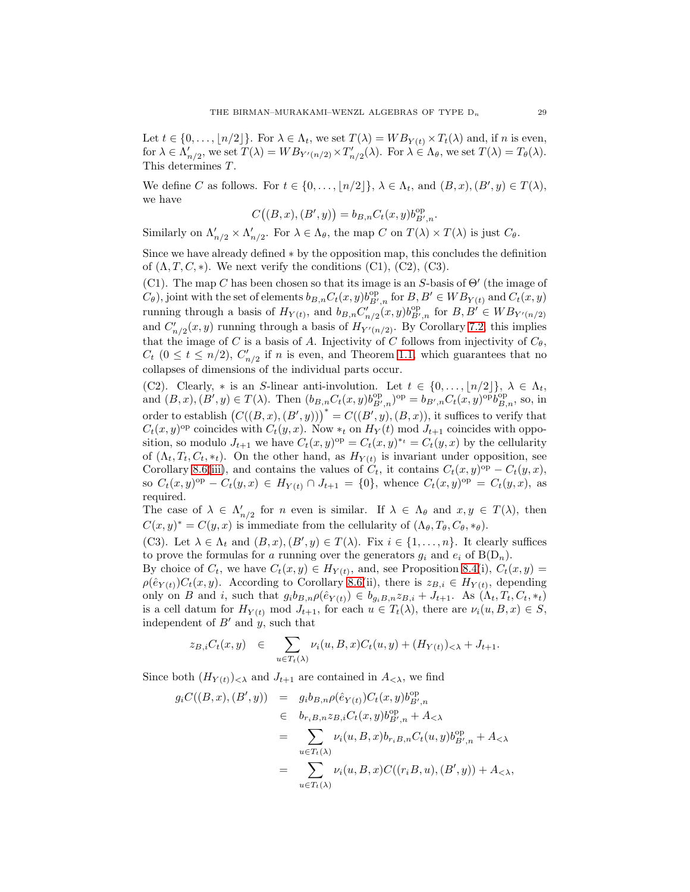Let $t \in \{0, \ldots, \lfloor n/2 \rfloor\}$. For $\lambda \in \Lambda_t$, we set $T(\lambda) = WB_{Y(t)} \times T_t(\lambda)$ and, if $n$ is even, for $\lambda \in \Lambda'_{n/2}$, we set $T(\lambda) = WB_{Y'(n/2)} \times T'_{n/2}(\lambda)$. For $\lambda \in \Lambda_\theta$, we set $T(\lambda) = T_\theta(\lambda)$. This determines $T$.

We define $C$ as follows. For $t \in \{0, \ldots, \lfloor n/2 \rfloor\}$, $\lambda \in \Lambda_t$, and $(B, x), (B', y) \in T(\lambda)$, we have

$$C\big((B, x), (B', y)\big) = b_{B,n} C_t(x, y) b^{\mathrm{op}}_{B',n}.$$

Similarly on $\Lambda'_{n/2} \times \Lambda'_{n/2}$. For $\lambda \in \Lambda_\theta$, the map $C$ on $T(\lambda) \times T(\lambda)$ is just $C_\theta$.

Since we have already defined $*$ by the opposition map, this concludes the definition of $(\Lambda, T, C, *)$. We next verify the conditions (C1), (C2), (C3).

(C1). The map $C$ has been chosen so that its image is an $S$-basis of $\Theta'$ (the image of $C_\theta$), joint with the set of elements $b_{B,n} C_t(x, y) b^{\mathrm{op}}_{B',n}$ for $B, B' \in WB_{Y(t)}$ and $C_t(x, y)$ running through a basis of $H_{Y(t)}$, and $b_{B,n} C'_{n/2}(x, y) b^{\mathrm{op}}_{B',n}$ for $B, B' \in WB_{Y'(n/2)}$ and $C'_{n/2}(x, y)$ running through a basis of $H_{Y'(n/2)}$. By Corollary 7.2, this implies that the image of $C$ is a basis of $A$. Injectivity of $C$ follows from injectivity of $C_\theta$, $C_t$ $(0 \le t \le n/2)$, $C'_{n/2}$ if $n$ is even, and Theorem 1.1, which guarantees that no collapses of dimensions of the individual parts occur.

(C2). Clearly, $*$ is an $S$-linear anti-involution. Let $t \in \{0, \ldots, \lfloor n/2 \rfloor\}$, $\lambda \in \Lambda_t$, and $(B, x), (B', y) \in T(\lambda)$. Then $(b_{B,n} C_t(x, y) b^{\mathrm{op}}_{B',n})^{\mathrm{op}} = b_{B',n} C_t(x, y)^{\mathrm{op}} b^{\mathrm{op}}_{B,n}$, so, in order to establish $\big(C((B, x), (B', y))\big)^* = C((B', y), (B, x))$, it suffices to verify that $C_t(x, y)^{\mathrm{op}}$ coincides with $C_t(y, x)$. Now $*_t$ on $H_Y(t)$ mod $J_{t+1}$ coincides with opposition, so modulo $J_{t+1}$ we have $C_t(x, y)^{\mathrm{op}} = C_t(x, y)^{*_t} = C_t(y, x)$ by the cellularity of $(\Lambda_t, T_t, C_t, *_t)$. On the other hand, as $H_{Y(t)}$ is invariant under opposition, see Corollary 8.6(iii), and contains the values of $C_t$, it contains $C_t(x, y)^{\mathrm{op}} - C_t(y, x)$, so $C_t(x, y)^{\mathrm{op}} - C_t(y, x) \in H_{Y(t)} \cap J_{t+1} = \{0\}$, whence $C_t(x, y)^{\mathrm{op}} = C_t(y, x)$, as required.

The case of $\lambda \in \Lambda'_{n/2}$ for $n$ even is similar. If $\lambda \in \Lambda_\theta$ and $x, y \in T(\lambda)$, then $C(x, y)^* = C(y, x)$ is immediate from the cellularity of $(\Lambda_\theta, T_\theta, C_\theta, *_\theta)$.

(C3). Let $\lambda \in \Lambda_t$ and $(B, x), (B', y) \in T(\lambda)$. Fix $i \in \{1, \ldots, n\}$. It clearly suffices to prove the formulas for $a$ running over the generators $g_i$ and $e_i$ of $\mathrm{B}(\mathrm{D}_n)$.

By choice of $C_t$, we have $C_t(x, y) \in H_{Y(t)}$, and, see Proposition 8.4(i), $C_t(x, y) = \rho(\hat{e}_{Y(t)}) C_t(x, y)$. According to Corollary 8.6(ii), there is $z_{B,i} \in H_{Y(t)}$, depending only on $B$ and $i$, such that $g_i b_{B,n} \rho(\hat{e}_{Y(t)}) \in b_{g_i B,n} z_{B,i} + J_{t+1}$. As $(\Lambda_t, T_t, C_t, *_t)$ is a cell datum for $H_{Y(t)}$ mod $J_{t+1}$, for each $u \in T_t(\lambda)$, there are $\nu_i(u, B, x) \in S$, independent of $B'$ and $y$, such that

$$z_{B,i} C_t(x, y) \quad \in \quad \sum_{u \in T_t(\lambda)} \nu_i(u, B, x) C_t(u, y) + (H_{Y(t)})_{<\lambda} + J_{t+1}.$$

Since both $(H_{Y(t)})_{<\lambda}$ and $J_{t+1}$ are contained in $A_{<\lambda}$, we find

$$\begin{aligned}
g_i C((B, x), (B', y)) &= g_i b_{B,n} \rho(\hat{e}_{Y(t)}) C_t(x, y) b^{\mathrm{op}}_{B',n} \\
&\in b_{r_i B,n} z_{B,i} C_t(x, y) b^{\mathrm{op}}_{B',n} + A_{<\lambda} \\
&= \sum_{u \in T_t(\lambda)} \nu_i(u, B, x) b_{r_i B,n} C_t(u, y) b^{\mathrm{op}}_{B',n} + A_{<\lambda} \\
&= \sum_{u \in T_t(\lambda)} \nu_i(u, B, x) C((r_i B, u), (B', y)) + A_{<\lambda},
\end{aligned}$$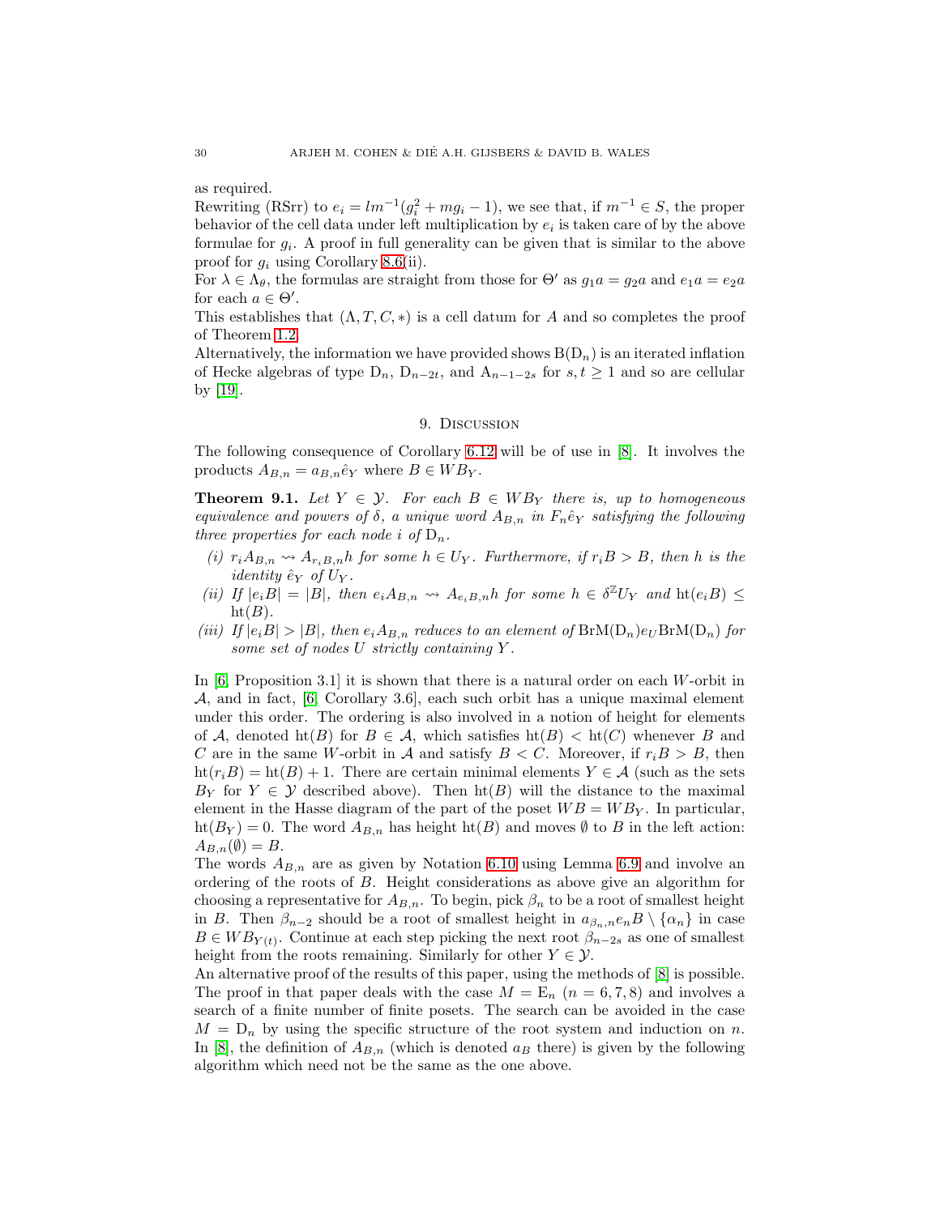as required.

Rewriting (RSrr) to $e_i = lm^{-1}(g_i^2 + mg_i - 1)$, we see that, if $m^{-1} \in S$, the proper behavior of the cell data under left multiplication by $e_i$ is taken care of by the above formulae for $g_i$. A proof in full generality can be given that is similar to the above proof for $g_i$ using Corollary 8.6(ii).

For $\lambda \in \Lambda_\theta$, the formulas are straight from those for $\Theta'$ as $g_1 a = g_2 a$ and $e_1 a = e_2 a$ for each $a \in \Theta'$.

This establishes that $(\Lambda, T, C, *)$ is a cell datum for $A$ and so completes the proof of Theorem 1.2.

Alternatively, the information we have provided shows $\mathrm{B}(\mathrm{D}_n)$ is an iterated inflation of Hecke algebras of type $\mathrm{D}_n$, $\mathrm{D}_{n-2t}$, and $\mathrm{A}_{n-1-2s}$ for $s, t \geq 1$ and so are cellular by [19].

## 9. Discussion

The following consequence of Corollary 6.12 will be of use in [8]. It involves the products $A_{B,n} = a_{B,n}\hat{e}_Y$ where $B \in WB_Y$.

**Theorem 9.1.** *Let $Y \in \mathcal{Y}$. For each $B \in WB_Y$ there is, up to homogeneous equivalence and powers of $\delta$, a unique word $A_{B,n}$ in $F_n\hat{e}_Y$ satisfying the following three properties for each node $i$ of $\mathrm{D}_n$.*

*(i) $r_i A_{B,n} \rightsquigarrow A_{r_iB,n}h$ for some $h \in U_Y$. Furthermore, if $r_iB > B$, then $h$ is the identity $\hat{e}_Y$ of $U_Y$.*

*(ii) If $|e_iB| = |B|$, then $e_iA_{B,n} \rightsquigarrow A_{e_iB,n}h$ for some $h \in \delta^{\mathbb{Z}}U_Y$ and $\mathrm{ht}(e_iB) \leq \mathrm{ht}(B)$.*

*(iii) If $|e_iB| > |B|$, then $e_iA_{B,n}$ reduces to an element of $\mathrm{BrM}(\mathrm{D}_n)e_U\mathrm{BrM}(\mathrm{D}_n)$ for some set of nodes $U$ strictly containing $Y$.*

In [6, Proposition 3.1] it is shown that there is a natural order on each $W$-orbit in $\mathcal{A}$, and in fact, [6, Corollary 3.6], each such orbit has a unique maximal element under this order. The ordering is also involved in a notion of height for elements of $\mathcal{A}$, denoted $\mathrm{ht}(B)$ for $B \in \mathcal{A}$, which satisfies $\mathrm{ht}(B) < \mathrm{ht}(C)$ whenever $B$ and $C$ are in the same $W$-orbit in $\mathcal{A}$ and satisfy $B < C$. Moreover, if $r_iB > B$, then $\mathrm{ht}(r_iB) = \mathrm{ht}(B) + 1$. There are certain minimal elements $Y \in \mathcal{A}$ (such as the sets $B_Y$ for $Y \in \mathcal{Y}$ described above). Then $\mathrm{ht}(B)$ will the distance to the maximal element in the Hasse diagram of the part of the poset $WB = WB_Y$. In particular, $\mathrm{ht}(B_Y) = 0$. The word $A_{B,n}$ has height $\mathrm{ht}(B)$ and moves $\emptyset$ to $B$ in the left action: $A_{B,n}(\emptyset) = B$.

The words $A_{B,n}$ are as given by Notation 6.10 using Lemma 6.9 and involve an ordering of the roots of $B$. Height considerations as above give an algorithm for choosing a representative for $A_{B,n}$. To begin, pick $\beta_n$ to be a root of smallest height in $B$. Then $\beta_{n-2}$ should be a root of smallest height in $a_{\beta_n,n}e_nB \setminus \{\alpha_n\}$ in case $B \in WB_{Y(t)}$. Continue at each step picking the next root $\beta_{n-2s}$ as one of smallest height from the roots remaining. Similarly for other $Y \in \mathcal{Y}$.

An alternative proof of the results of this paper, using the methods of [8] is possible. The proof in that paper deals with the case $M = \mathrm{E}_n$ $(n = 6, 7, 8)$ and involves a search of a finite number of finite posets. The search can be avoided in the case $M = \mathrm{D}_n$ by using the specific structure of the root system and induction on $n$. In [8], the definition of $A_{B,n}$ (which is denoted $a_B$ there) is given by the following algorithm which need not be the same as the one above.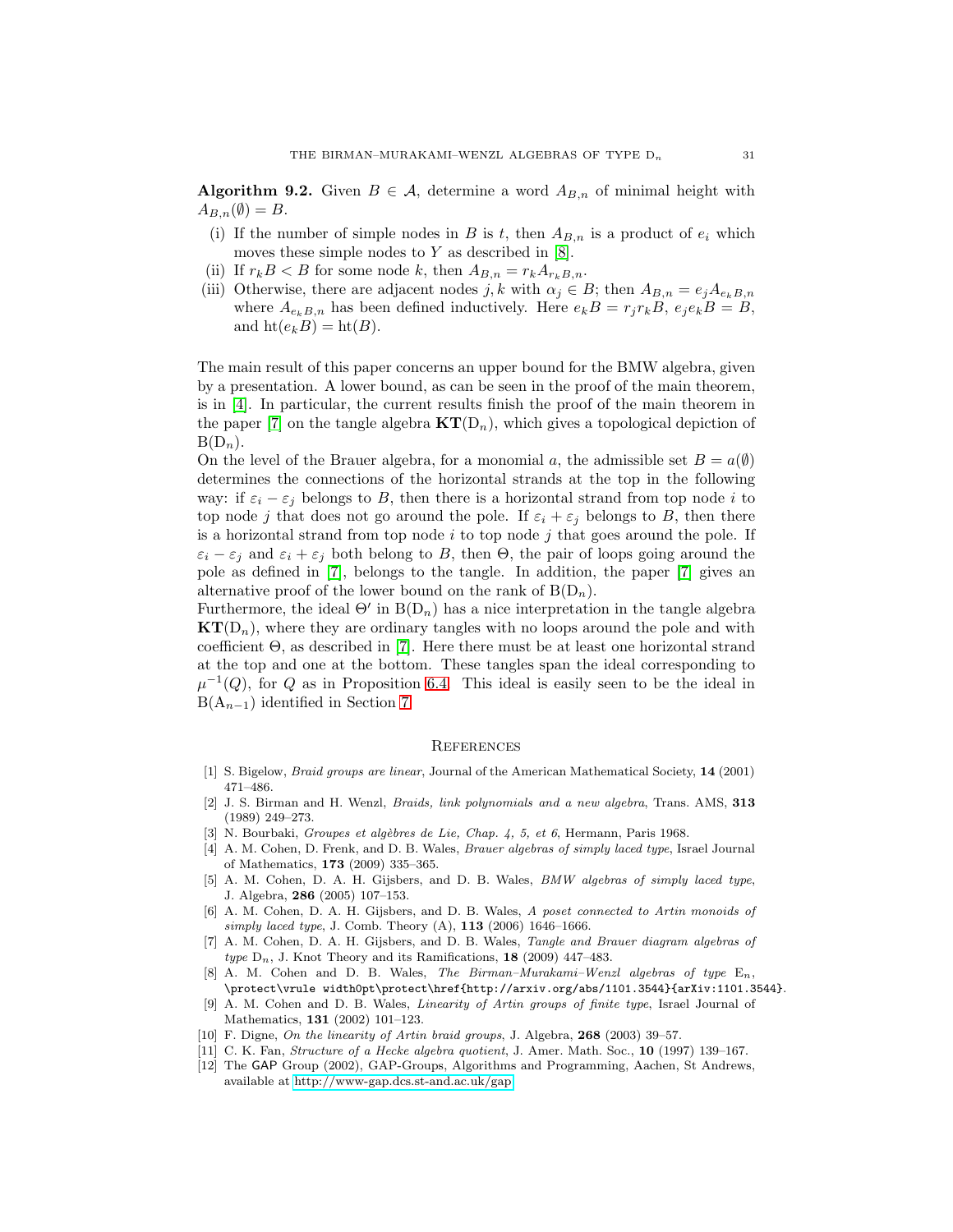**Algorithm 9.2.** Given $B \in \mathcal{A}$, determine a word $A_{B,n}$ of minimal height with $A_{B,n}(\emptyset) = B$.

(i) If the number of simple nodes in $B$ is $t$, then $A_{B,n}$ is a product of $e_i$ which moves these simple nodes to $Y$ as described in [8].

(ii) If $r_k B < B$ for some node $k$, then $A_{B,n} = r_k A_{r_k B,n}$.

(iii) Otherwise, there are adjacent nodes $j, k$ with $\alpha_j \in B$; then $A_{B,n} = e_j A_{e_k B,n}$ where $A_{e_k B,n}$ has been defined inductively. Here $e_k B = r_j r_k B$, $e_j e_k B = B$, and $\mathrm{ht}(e_k B) = \mathrm{ht}(B)$.

The main result of this paper concerns an upper bound for the BMW algebra, given by a presentation. A lower bound, as can be seen in the proof of the main theorem, is in [4]. In particular, the current results finish the proof of the main theorem in the paper [7] on the tangle algebra $\mathbf{KT}(\mathrm{D}_n)$, which gives a topological depiction of $\mathrm{B}(\mathrm{D}_n)$.

On the level of the Brauer algebra, for a monomial $a$, the admissible set $B = a(\emptyset)$ determines the connections of the horizontal strands at the top in the following way: if $\varepsilon_i - \varepsilon_j$ belongs to $B$, then there is a horizontal strand from top node $i$ to top node $j$ that does not go around the pole. If $\varepsilon_i + \varepsilon_j$ belongs to $B$, then there is a horizontal strand from top node $i$ to top node $j$ that goes around the pole. If $\varepsilon_i - \varepsilon_j$ and $\varepsilon_i + \varepsilon_j$ both belong to $B$, then $\Theta$, the pair of loops going around the pole as defined in [7], belongs to the tangle. In addition, the paper [7] gives an alternative proof of the lower bound on the rank of $\mathrm{B}(\mathrm{D}_n)$.

Furthermore, the ideal $\Theta'$ in $\mathrm{B}(\mathrm{D}_n)$ has a nice interpretation in the tangle algebra $\mathbf{KT}(\mathrm{D}_n)$, where they are ordinary tangles with no loops around the pole and with coefficient $\Theta$, as described in [7]. Here there must be at least one horizontal strand at the top and one at the bottom. These tangles span the ideal corresponding to $\mu^{-1}(Q)$, for $Q$ as in Proposition 6.4. This ideal is easily seen to be the ideal in $\mathrm{B}(\mathrm{A}_{n-1})$ identified in Section 7.

## References

[1] S. Bigelow, *Braid groups are linear*, Journal of the American Mathematical Society, **14** (2001) 471–486.

[2] J. S. Birman and H. Wenzl, *Braids, link polynomials and a new algebra*, Trans. AMS, **313** (1989) 249–273.

[3] N. Bourbaki, *Groupes et algèbres de Lie, Chap. 4, 5, et 6*, Hermann, Paris 1968.

[4] A. M. Cohen, D. Frenk, and D. B. Wales, *Brauer algebras of simply laced type*, Israel Journal of Mathematics, **173** (2009) 335–365.

[5] A. M. Cohen, D. A. H. Gijsbers, and D. B. Wales, *BMW algebras of simply laced type*, J. Algebra, **286** (2005) 107–153.

[6] A. M. Cohen, D. A. H. Gijsbers, and D. B. Wales, *A poset connected to Artin monoids of simply laced type*, J. Comb. Theory (A), **113** (2006) 1646–1666.

[7] A. M. Cohen, D. A. H. Gijsbers, and D. B. Wales, *Tangle and Brauer diagram algebras of type* $\mathrm{D}_n$, J. Knot Theory and its Ramifications, **18** (2009) 447–483.

[8] A. M. Cohen and D. B. Wales, *The Birman–Murakami–Wenzl algebras of type* $\mathrm{E}_n$, \protect\vrule width0pt\protect\href{http://arxiv.org/abs/1101.3544}{arXiv:1101.3544}.

[9] A. M. Cohen and D. B. Wales, *Linearity of Artin groups of finite type*, Israel Journal of Mathematics, **131** (2002) 101–123.

[10] F. Digne, *On the linearity of Artin braid groups*, J. Algebra, **268** (2003) 39–57.

[11] C. K. Fan, *Structure of a Hecke algebra quotient*, J. Amer. Math. Soc., **10** (1997) 139–167.

[12] The GAP Group (2002), GAP-Groups, Algorithms and Programming, Aachen, St Andrews, available at http://www-gap.dcs.st-and.ac.uk/gap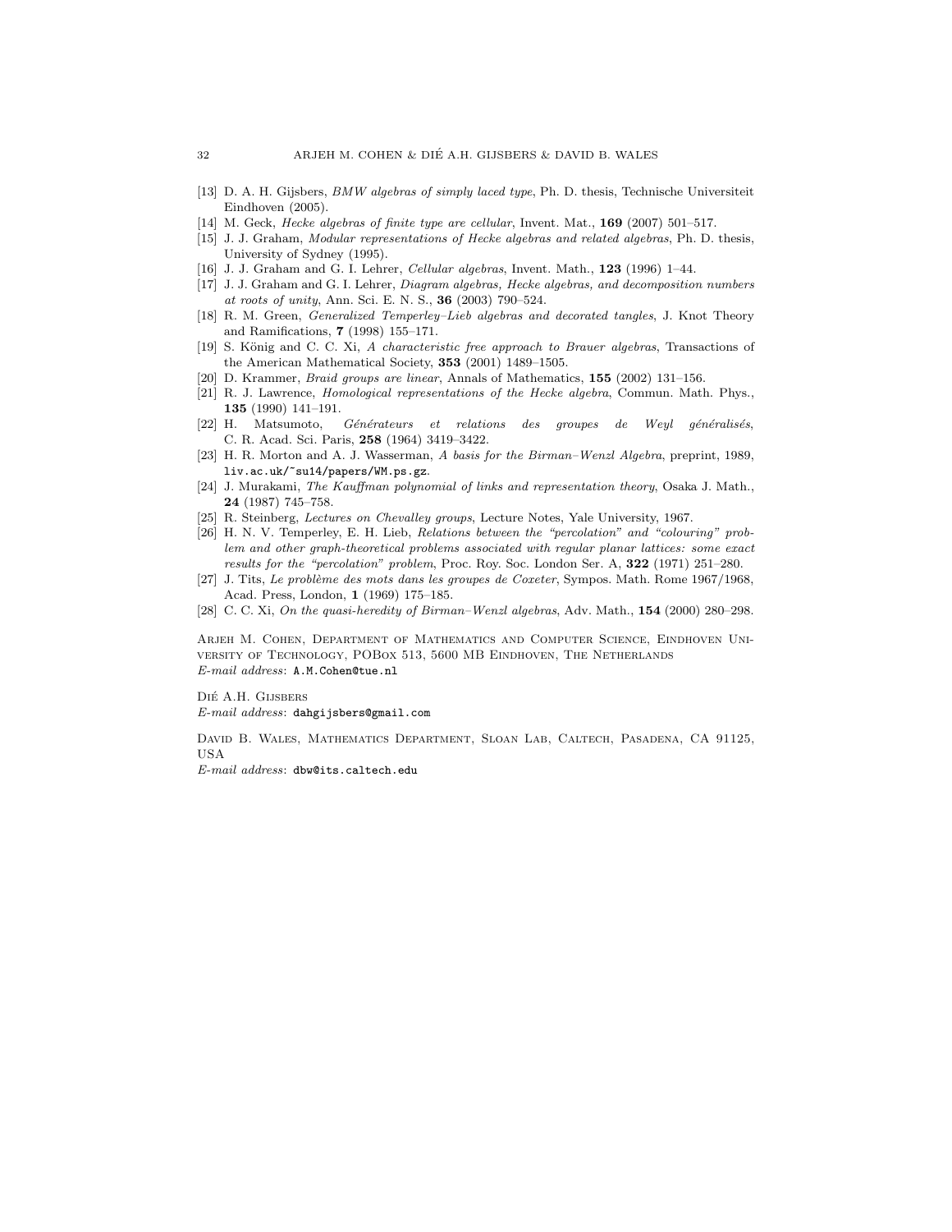[13] D. A. H. Gijsbers, *BMW algebras of simply laced type*, Ph. D. thesis, Technische Universiteit Eindhoven (2005).

[14] M. Geck, *Hecke algebras of finite type are cellular*, Invent. Mat., **169** (2007) 501–517.

[15] J. J. Graham, *Modular representations of Hecke algebras and related algebras*, Ph. D. thesis, University of Sydney (1995).

[16] J. J. Graham and G. I. Lehrer, *Cellular algebras*, Invent. Math., **123** (1996) 1–44.

[17] J. J. Graham and G. I. Lehrer, *Diagram algebras, Hecke algebras, and decomposition numbers at roots of unity*, Ann. Sci. E. N. S., **36** (2003) 790–524.

[18] R. M. Green, *Generalized Temperley–Lieb algebras and decorated tangles*, J. Knot Theory and Ramifications, **7** (1998) 155–171.

[19] S. König and C. C. Xi, *A characteristic free approach to Brauer algebras*, Transactions of the American Mathematical Society, **353** (2001) 1489–1505.

[20] D. Krammer, *Braid groups are linear*, Annals of Mathematics, **155** (2002) 131–156.

[21] R. J. Lawrence, *Homological representations of the Hecke algebra*, Commun. Math. Phys., **135** (1990) 141–191.

[22] H. Matsumoto, *Générateurs et relations des groupes de Weyl généralisés*, C. R. Acad. Sci. Paris, **258** (1964) 3419–3422.

[23] H. R. Morton and A. J. Wasserman, *A basis for the Birman–Wenzl Algebra*, preprint, 1989, `liv.ac.uk/~su14/papers/WM.ps.gz`.

[24] J. Murakami, *The Kauffman polynomial of links and representation theory*, Osaka J. Math., **24** (1987) 745–758.

[25] R. Steinberg, *Lectures on Chevalley groups*, Lecture Notes, Yale University, 1967.

[26] H. N. V. Temperley, E. H. Lieb, *Relations between the "percolation" and "colouring" problem and other graph-theoretical problems associated with regular planar lattices: some exact results for the "percolation" problem*, Proc. Roy. Soc. London Ser. A, **322** (1971) 251–280.

[27] J. Tits, *Le problème des mots dans les groupes de Coxeter*, Sympos. Math. Rome 1967/1968, Acad. Press, London, **1** (1969) 175–185.

[28] C. C. Xi, *On the quasi-heredity of Birman–Wenzl algebras*, Adv. Math., **154** (2000) 280–298.

Arjeh M. Cohen, Department of Mathematics and Computer Science, Eindhoven University of Technology, POBox 513, 5600 MB Eindhoven, The Netherlands
*E-mail address*: `A.M.Cohen@tue.nl`

Dié A.H. Gijsbers
*E-mail address*: `dahgijsbers@gmail.com`

David B. Wales, Mathematics Department, Sloan Lab, Caltech, Pasadena, CA 91125, USA
*E-mail address*: `dbw@its.caltech.edu`